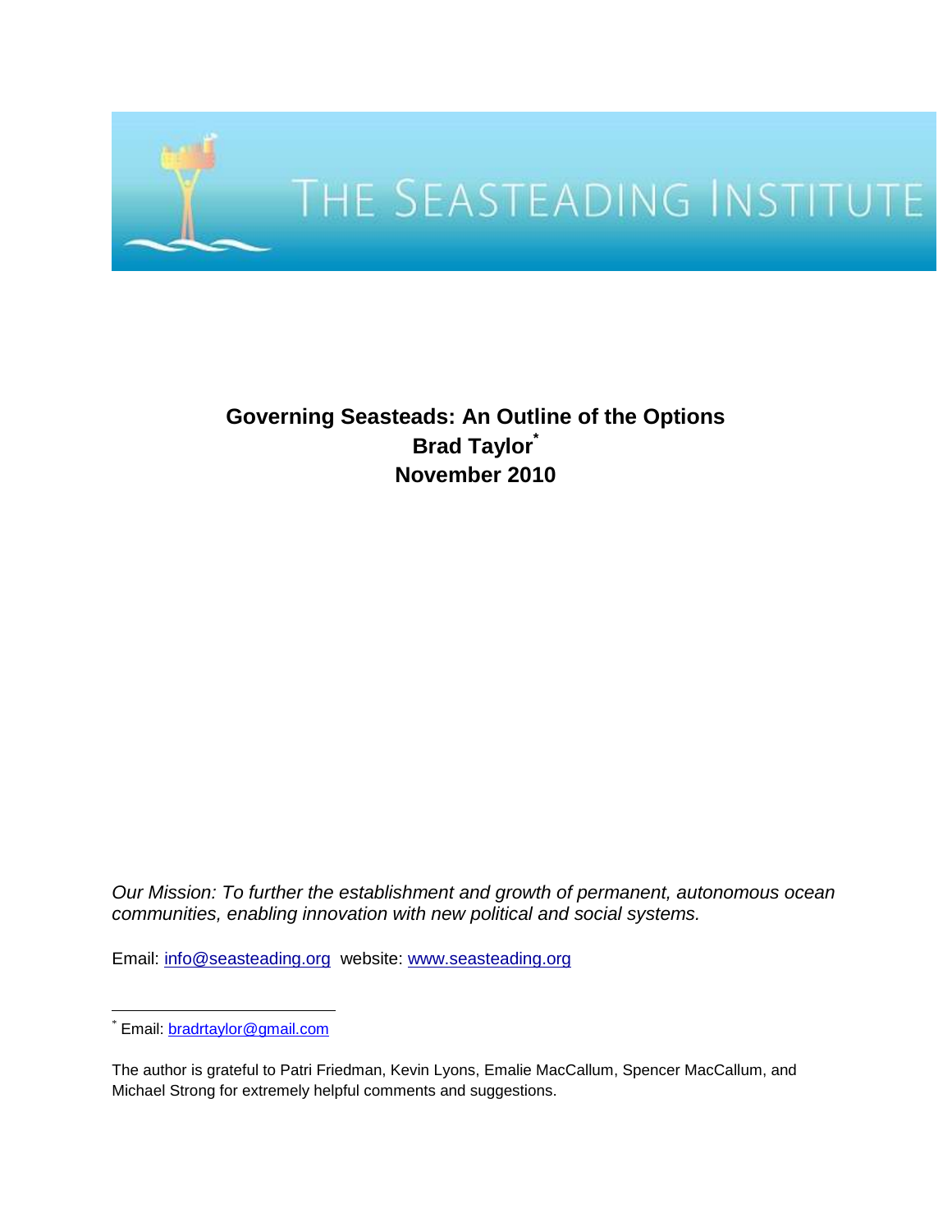THE SEASTEADING INSTITUTE

# Governing Seasteads: An Outline of the Options

**Brad Taylor[*]**

**November 2010**

*Our Mission: To further the establishment and growth of permanent, autonomous ocean communities, enabling innovation with new political and social systems.*

Email: info@seasteading.org website: www.seasteading.org

[*] Email: bradrtaylor@gmail.com

The author is grateful to Patri Friedman, Kevin Lyons, Emalie MacCallum, Spencer MacCallum, and Michael Strong for extremely helpful comments and suggestions.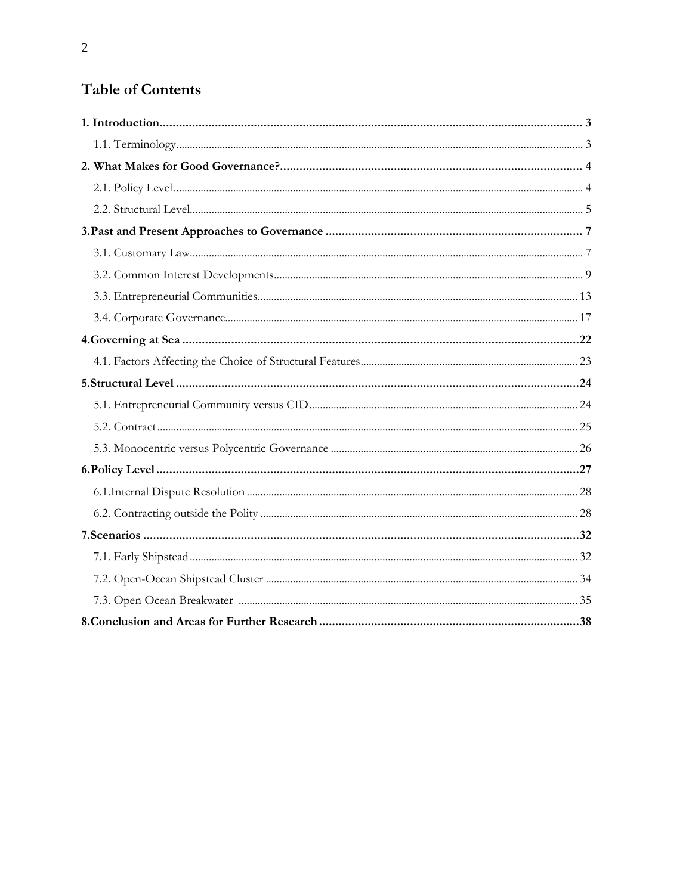## Table of Contents

**1. Introduction** ..... **3**

1.1. Terminology ..... 3

**2. What Makes for Good Governance?** ..... **4**

2.1. Policy Level ..... 4

2.2. Structural Level ..... 5

**3.Past and Present Approaches to Governance** ..... **7**

3.1. Customary Law ..... 7

3.2. Common Interest Developments ..... 9

3.3. Entrepreneurial Communities ..... 13

3.4. Corporate Governance ..... 17

**4.Governing at Sea** ..... **22**

4.1. Factors Affecting the Choice of Structural Features ..... 23

**5.Structural Level** ..... **24**

5.1. Entrepreneurial Community versus CID ..... 24

5.2. Contract ..... 25

5.3. Monocentric versus Polycentric Governance ..... 26

**6.Policy Level** ..... **27**

6.1.Internal Dispute Resolution ..... 28

6.2. Contracting outside the Polity ..... 28

**7.Scenarios** ..... **32**

7.1. Early Shipstead ..... 32

7.2. Open-Ocean Shipstead Cluster ..... 34

7.3. Open Ocean Breakwater ..... 35

**8.Conclusion and Areas for Further Research** ..... **38**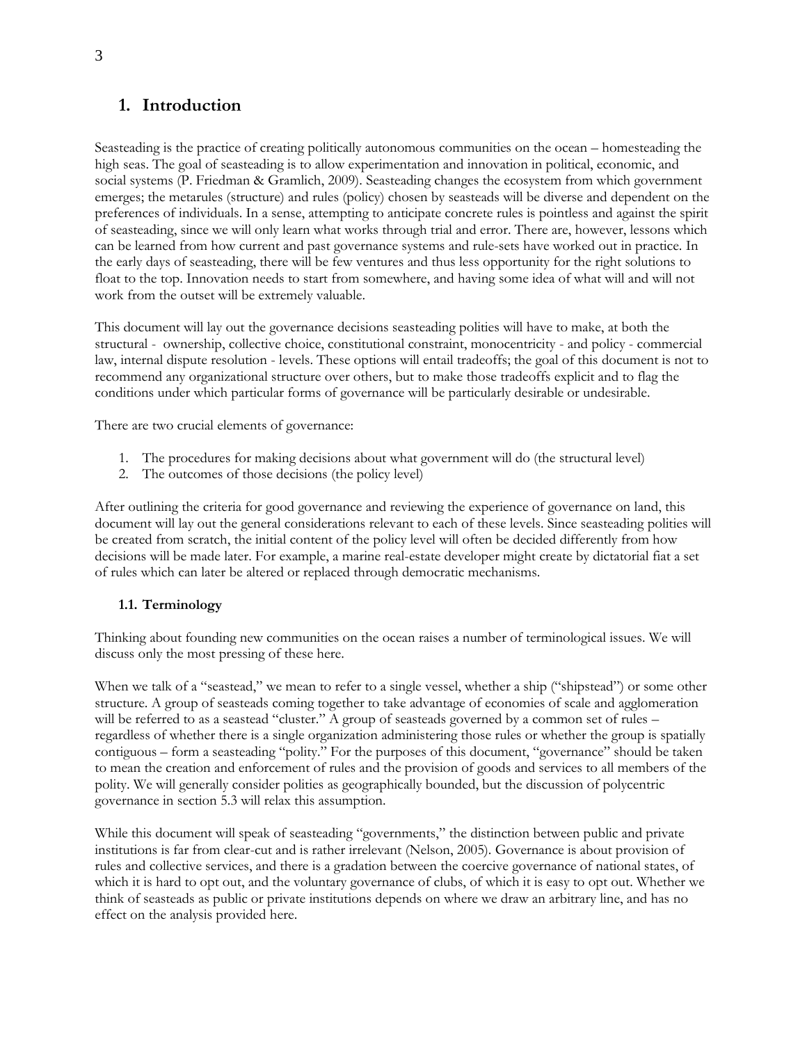# 1. Introduction

Seasteading is the practice of creating politically autonomous communities on the ocean – homesteading the high seas. The goal of seasteading is to allow experimentation and innovation in political, economic, and social systems (P. Friedman & Gramlich, 2009). Seasteading changes the ecosystem from which government emerges; the metarules (structure) and rules (policy) chosen by seasteads will be diverse and dependent on the preferences of individuals. In a sense, attempting to anticipate concrete rules is pointless and against the spirit of seasteading, since we will only learn what works through trial and error. There are, however, lessons which can be learned from how current and past governance systems and rule-sets have worked out in practice. In the early days of seasteading, there will be few ventures and thus less opportunity for the right solutions to float to the top. Innovation needs to start from somewhere, and having some idea of what will and will not work from the outset will be extremely valuable.

This document will lay out the governance decisions seasteading polities will have to make, at both the structural - ownership, collective choice, constitutional constraint, monocentricity - and policy - commercial law, internal dispute resolution - levels. These options will entail tradeoffs; the goal of this document is not to recommend any organizational structure over others, but to make those tradeoffs explicit and to flag the conditions under which particular forms of governance will be particularly desirable or undesirable.

There are two crucial elements of governance:

1. The procedures for making decisions about what government will do (the structural level)
2. The outcomes of those decisions (the policy level)

After outlining the criteria for good governance and reviewing the experience of governance on land, this document will lay out the general considerations relevant to each of these levels. Since seasteading polities will be created from scratch, the initial content of the policy level will often be decided differently from how decisions will be made later. For example, a marine real-estate developer might create by dictatorial fiat a set of rules which can later be altered or replaced through democratic mechanisms.

## 1.1. Terminology

Thinking about founding new communities on the ocean raises a number of terminological issues. We will discuss only the most pressing of these here.

When we talk of a "seastead," we mean to refer to a single vessel, whether a ship ("shipstead") or some other structure. A group of seasteads coming together to take advantage of economies of scale and agglomeration will be referred to as a seastead "cluster." A group of seasteads governed by a common set of rules – regardless of whether there is a single organization administering those rules or whether the group is spatially contiguous – form a seasteading "polity." For the purposes of this document, "governance" should be taken to mean the creation and enforcement of rules and the provision of goods and services to all members of the polity. We will generally consider polities as geographically bounded, but the discussion of polycentric governance in section 5.3 will relax this assumption.

While this document will speak of seasteading "governments," the distinction between public and private institutions is far from clear-cut and is rather irrelevant (Nelson, 2005). Governance is about provision of rules and collective services, and there is a gradation between the coercive governance of national states, of which it is hard to opt out, and the voluntary governance of clubs, of which it is easy to opt out. Whether we think of seasteads as public or private institutions depends on where we draw an arbitrary line, and has no effect on the analysis provided here.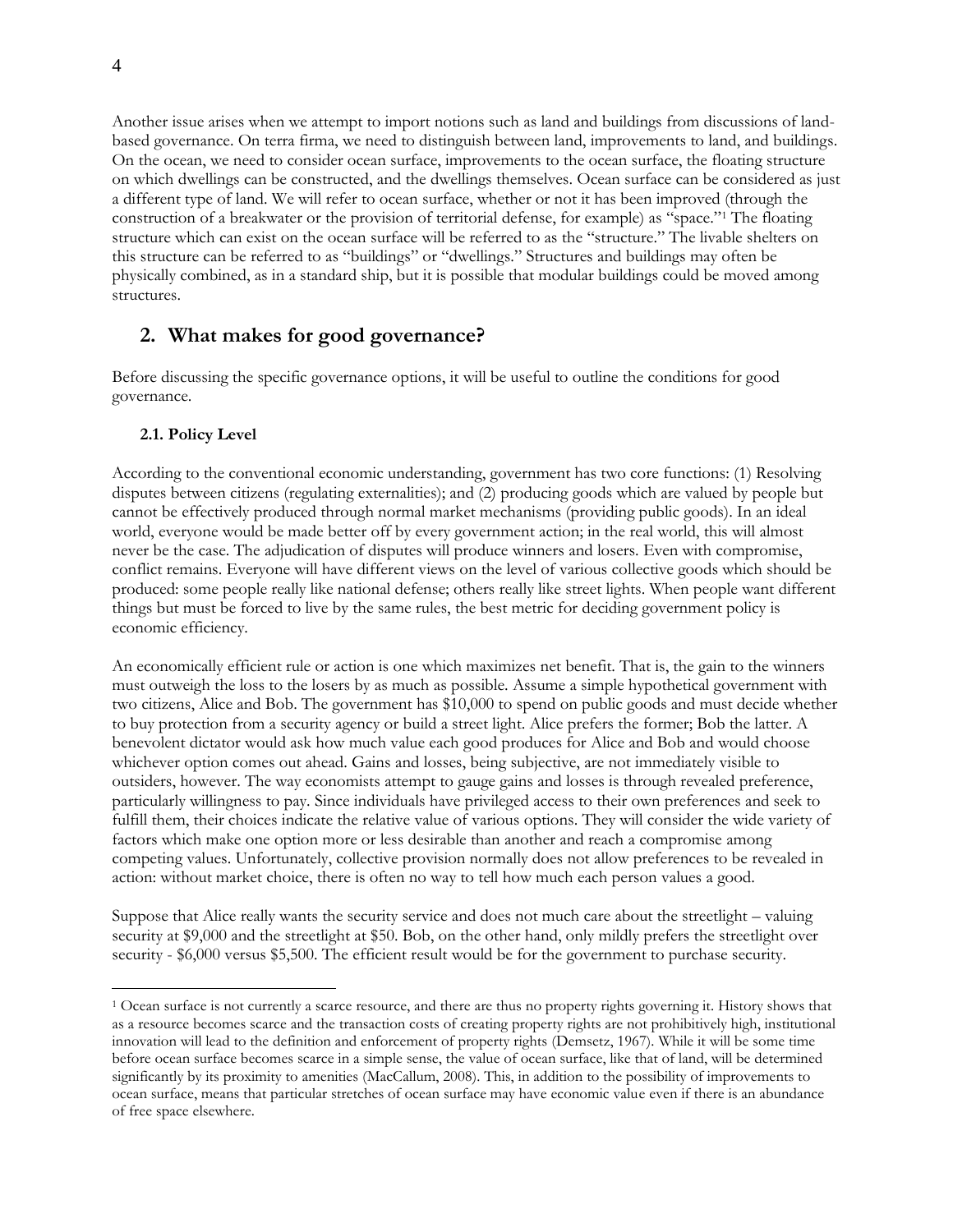Another issue arises when we attempt to import notions such as land and buildings from discussions of land-based governance. On terra firma, we need to distinguish between land, improvements to land, and buildings. On the ocean, we need to consider ocean surface, improvements to the ocean surface, the floating structure on which dwellings can be constructed, and the dwellings themselves. Ocean surface can be considered as just a different type of land. We will refer to ocean surface, whether or not it has been improved (through the construction of a breakwater or the provision of territorial defense, for example) as "space."[1] The floating structure which can exist on the ocean surface will be referred to as the "structure." The livable shelters on this structure can be referred to as "buildings" or "dwellings." Structures and buildings may often be physically combined, as in a standard ship, but it is possible that modular buildings could be moved among structures.

## 2. What makes for good governance?

Before discussing the specific governance options, it will be useful to outline the conditions for good governance.

### 2.1. Policy Level

According to the conventional economic understanding, government has two core functions: (1) Resolving disputes between citizens (regulating externalities); and (2) producing goods which are valued by people but cannot be effectively produced through normal market mechanisms (providing public goods). In an ideal world, everyone would be made better off by every government action; in the real world, this will almost never be the case. The adjudication of disputes will produce winners and losers. Even with compromise, conflict remains. Everyone will have different views on the level of various collective goods which should be produced: some people really like national defense; others really like street lights. When people want different things but must be forced to live by the same rules, the best metric for deciding government policy is economic efficiency.

An economically efficient rule or action is one which maximizes net benefit. That is, the gain to the winners must outweigh the loss to the losers by as much as possible. Assume a simple hypothetical government with two citizens, Alice and Bob. The government has $10,000 to spend on public goods and must decide whether to buy protection from a security agency or build a street light. Alice prefers the former; Bob the latter. A benevolent dictator would ask how much value each good produces for Alice and Bob and would choose whichever option comes out ahead. Gains and losses, being subjective, are not immediately visible to outsiders, however. The way economists attempt to gauge gains and losses is through revealed preference, particularly willingness to pay. Since individuals have privileged access to their own preferences and seek to fulfill them, their choices indicate the relative value of various options. They will consider the wide variety of factors which make one option more or less desirable than another and reach a compromise among competing values. Unfortunately, collective provision normally does not allow preferences to be revealed in action: without market choice, there is often no way to tell how much each person values a good.

Suppose that Alice really wants the security service and does not much care about the streetlight – valuing security at $9,000 and the streetlight at $50. Bob, on the other hand, only mildly prefers the streetlight over security - $6,000 versus $5,500. The efficient result would be for the government to purchase security.

---

[1] Ocean surface is not currently a scarce resource, and there are thus no property rights governing it. History shows that as a resource becomes scarce and the transaction costs of creating property rights are not prohibitively high, institutional innovation will lead to the definition and enforcement of property rights (Demsetz, 1967). While it will be some time before ocean surface becomes scarce in a simple sense, the value of ocean surface, like that of land, will be determined significantly by its proximity to amenities (MacCallum, 2008). This, in addition to the possibility of improvements to ocean surface, means that particular stretches of ocean surface may have economic value even if there is an abundance of free space elsewhere.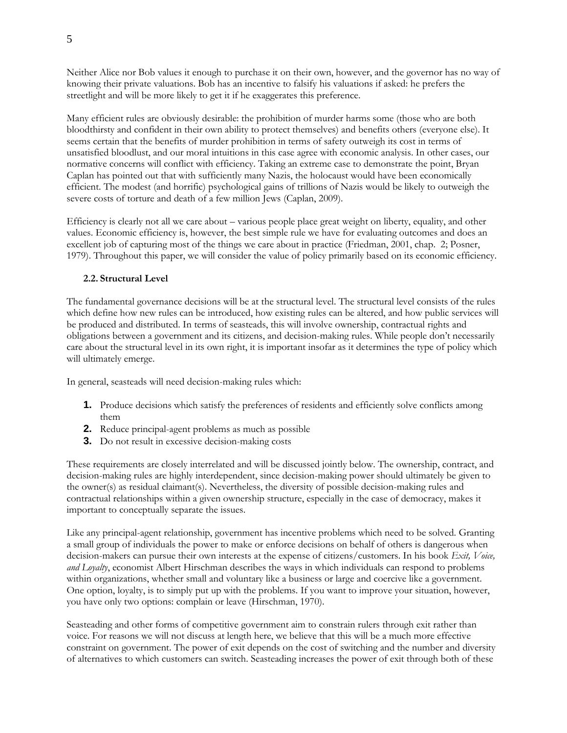Neither Alice nor Bob values it enough to purchase it on their own, however, and the governor has no way of knowing their private valuations. Bob has an incentive to falsify his valuations if asked: he prefers the streetlight and will be more likely to get it if he exaggerates this preference.

Many efficient rules are obviously desirable: the prohibition of murder harms some (those who are both bloodthirsty and confident in their own ability to protect themselves) and benefits others (everyone else). It seems certain that the benefits of murder prohibition in terms of safety outweigh its cost in terms of unsatisfied bloodlust, and our moral intuitions in this case agree with economic analysis. In other cases, our normative concerns will conflict with efficiency. Taking an extreme case to demonstrate the point, Bryan Caplan has pointed out that with sufficiently many Nazis, the holocaust would have been economically efficient. The modest (and horrific) psychological gains of trillions of Nazis would be likely to outweigh the severe costs of torture and death of a few million Jews (Caplan, 2009).

Efficiency is clearly not all we care about – various people place great weight on liberty, equality, and other values. Economic efficiency is, however, the best simple rule we have for evaluating outcomes and does an excellent job of capturing most of the things we care about in practice (Friedman, 2001, chap. 2; Posner, 1979). Throughout this paper, we will consider the value of policy primarily based on its economic efficiency.

### 2.2. Structural Level

The fundamental governance decisions will be at the structural level. The structural level consists of the rules which define how new rules can be introduced, how existing rules can be altered, and how public services will be produced and distributed. In terms of seasteads, this will involve ownership, contractual rights and obligations between a government and its citizens, and decision-making rules. While people don't necessarily care about the structural level in its own right, it is important insofar as it determines the type of policy which will ultimately emerge.

In general, seasteads will need decision-making rules which:

1. Produce decisions which satisfy the preferences of residents and efficiently solve conflicts among them
2. Reduce principal-agent problems as much as possible
3. Do not result in excessive decision-making costs

These requirements are closely interrelated and will be discussed jointly below. The ownership, contract, and decision-making rules are highly interdependent, since decision-making power should ultimately be given to the owner(s) as residual claimant(s). Nevertheless, the diversity of possible decision-making rules and contractual relationships within a given ownership structure, especially in the case of democracy, makes it important to conceptually separate the issues.

Like any principal-agent relationship, government has incentive problems which need to be solved. Granting a small group of individuals the power to make or enforce decisions on behalf of others is dangerous when decision-makers can pursue their own interests at the expense of citizens/customers. In his book *Exit, Voice, and Loyalty*, economist Albert Hirschman describes the ways in which individuals can respond to problems within organizations, whether small and voluntary like a business or large and coercive like a government. One option, loyalty, is to simply put up with the problems. If you want to improve your situation, however, you have only two options: complain or leave (Hirschman, 1970).

Seasteading and other forms of competitive government aim to constrain rulers through exit rather than voice. For reasons we will not discuss at length here, we believe that this will be a much more effective constraint on government. The power of exit depends on the cost of switching and the number and diversity of alternatives to which customers can switch. Seasteading increases the power of exit through both of these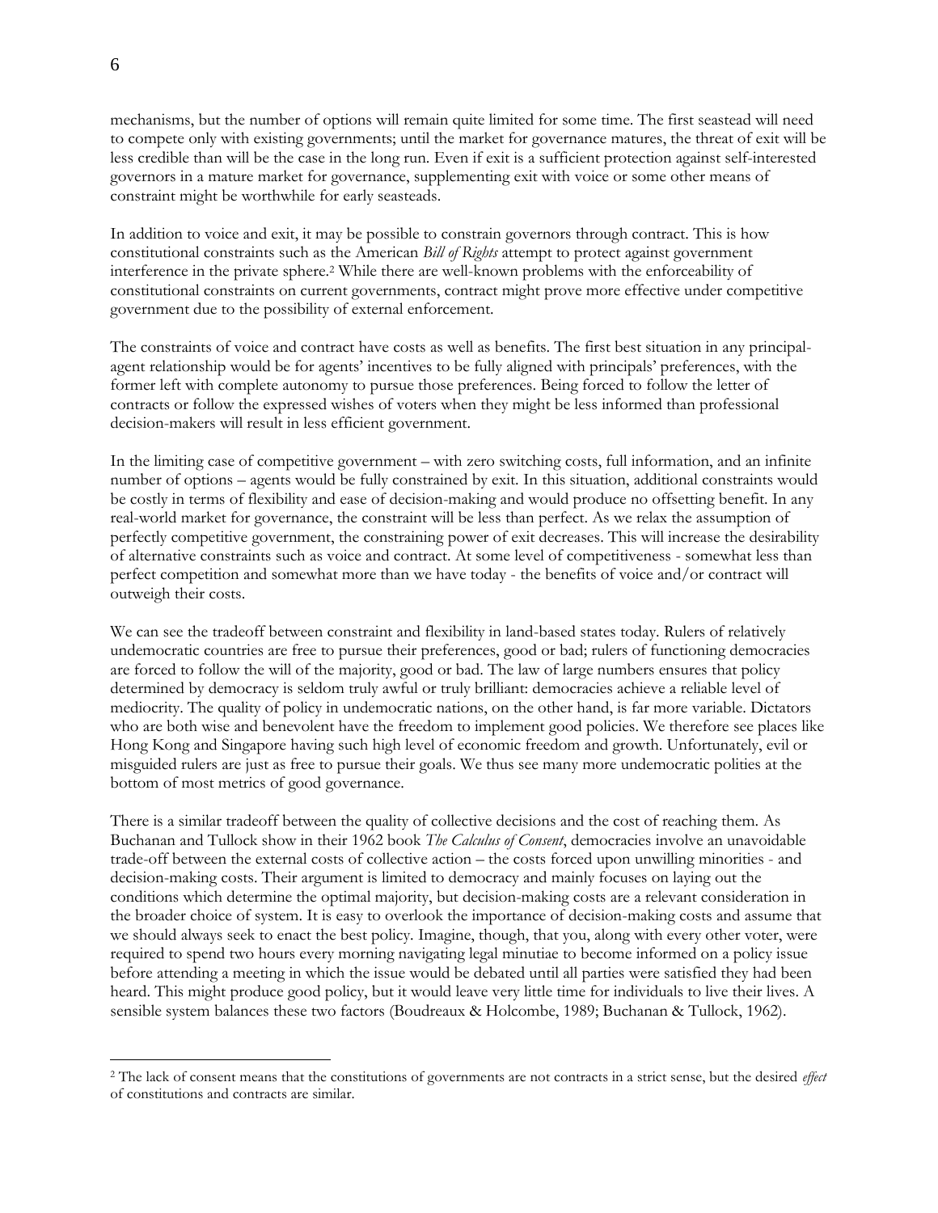mechanisms, but the number of options will remain quite limited for some time. The first seastead will need to compete only with existing governments; until the market for governance matures, the threat of exit will be less credible than will be the case in the long run. Even if exit is a sufficient protection against self-interested governors in a mature market for governance, supplementing exit with voice or some other means of constraint might be worthwhile for early seasteads.

In addition to voice and exit, it may be possible to constrain governors through contract. This is how constitutional constraints such as the American *Bill of Rights* attempt to protect against government interference in the private sphere.[2] While there are well-known problems with the enforceability of constitutional constraints on current governments, contract might prove more effective under competitive government due to the possibility of external enforcement.

The constraints of voice and contract have costs as well as benefits. The first best situation in any principal-agent relationship would be for agents' incentives to be fully aligned with principals' preferences, with the former left with complete autonomy to pursue those preferences. Being forced to follow the letter of contracts or follow the expressed wishes of voters when they might be less informed than professional decision-makers will result in less efficient government.

In the limiting case of competitive government – with zero switching costs, full information, and an infinite number of options – agents would be fully constrained by exit. In this situation, additional constraints would be costly in terms of flexibility and ease of decision-making and would produce no offsetting benefit. In any real-world market for governance, the constraint will be less than perfect. As we relax the assumption of perfectly competitive government, the constraining power of exit decreases. This will increase the desirability of alternative constraints such as voice and contract. At some level of competitiveness - somewhat less than perfect competition and somewhat more than we have today - the benefits of voice and/or contract will outweigh their costs.

We can see the tradeoff between constraint and flexibility in land-based states today. Rulers of relatively undemocratic countries are free to pursue their preferences, good or bad; rulers of functioning democracies are forced to follow the will of the majority, good or bad. The law of large numbers ensures that policy determined by democracy is seldom truly awful or truly brilliant: democracies achieve a reliable level of mediocrity. The quality of policy in undemocratic nations, on the other hand, is far more variable. Dictators who are both wise and benevolent have the freedom to implement good policies. We therefore see places like Hong Kong and Singapore having such high level of economic freedom and growth. Unfortunately, evil or misguided rulers are just as free to pursue their goals. We thus see many more undemocratic polities at the bottom of most metrics of good governance.

There is a similar tradeoff between the quality of collective decisions and the cost of reaching them. As Buchanan and Tullock show in their 1962 book *The Calculus of Consent*, democracies involve an unavoidable trade-off between the external costs of collective action – the costs forced upon unwilling minorities - and decision-making costs. Their argument is limited to democracy and mainly focuses on laying out the conditions which determine the optimal majority, but decision-making costs are a relevant consideration in the broader choice of system. It is easy to overlook the importance of decision-making costs and assume that we should always seek to enact the best policy. Imagine, though, that you, along with every other voter, were required to spend two hours every morning navigating legal minutiae to become informed on a policy issue before attending a meeting in which the issue would be debated until all parties were satisfied they had been heard. This might produce good policy, but it would leave very little time for individuals to live their lives. A sensible system balances these two factors (Boudreaux & Holcombe, 1989; Buchanan & Tullock, 1962).

---

[2] The lack of consent means that the constitutions of governments are not contracts in a strict sense, but the desired *effect* of constitutions and contracts are similar.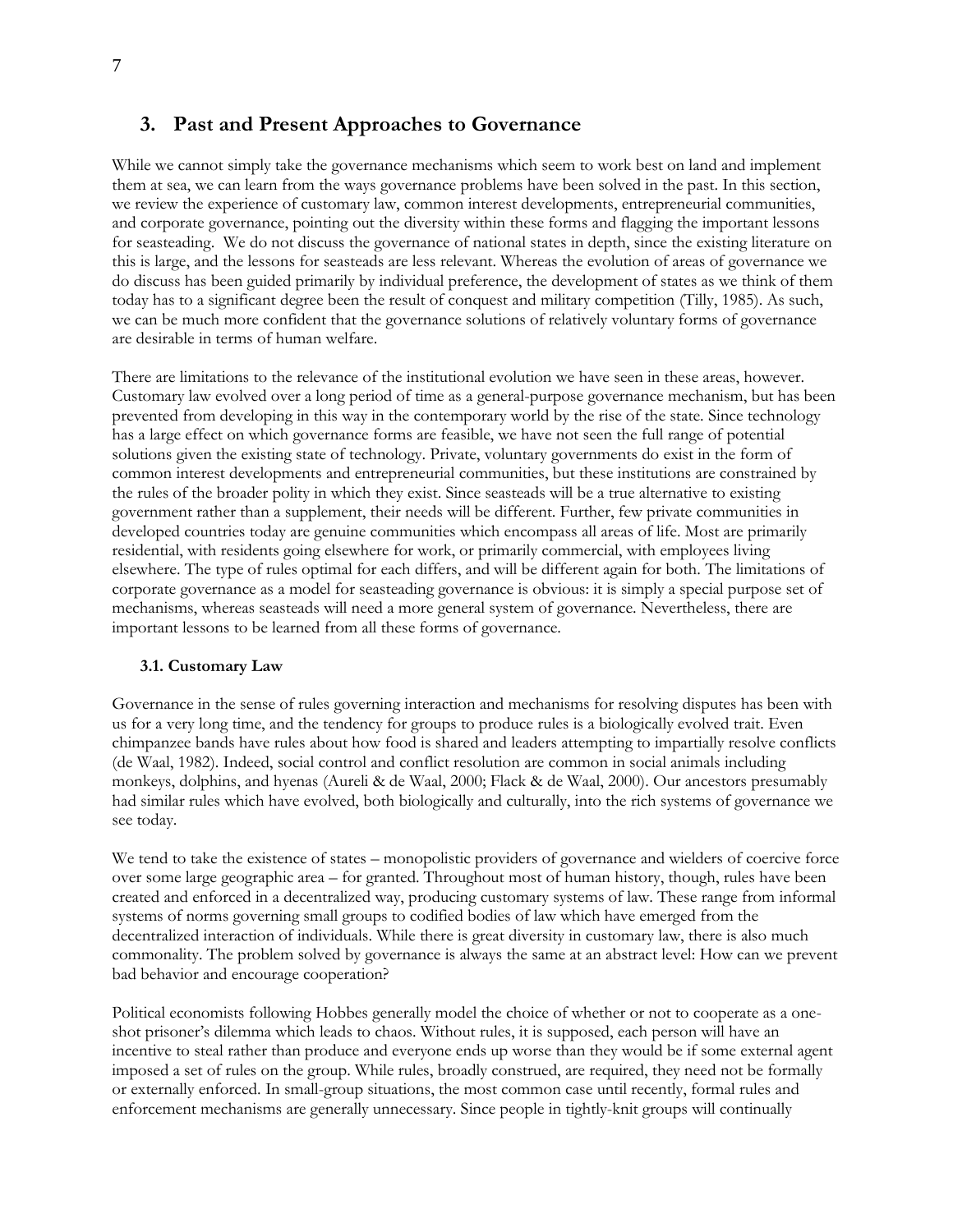## 3. Past and Present Approaches to Governance

While we cannot simply take the governance mechanisms which seem to work best on land and implement them at sea, we can learn from the ways governance problems have been solved in the past. In this section, we review the experience of customary law, common interest developments, entrepreneurial communities, and corporate governance, pointing out the diversity within these forms and flagging the important lessons for seasteading. We do not discuss the governance of national states in depth, since the existing literature on this is large, and the lessons for seasteads are less relevant. Whereas the evolution of areas of governance we do discuss has been guided primarily by individual preference, the development of states as we think of them today has to a significant degree been the result of conquest and military competition (Tilly, 1985). As such, we can be much more confident that the governance solutions of relatively voluntary forms of governance are desirable in terms of human welfare.

There are limitations to the relevance of the institutional evolution we have seen in these areas, however. Customary law evolved over a long period of time as a general-purpose governance mechanism, but has been prevented from developing in this way in the contemporary world by the rise of the state. Since technology has a large effect on which governance forms are feasible, we have not seen the full range of potential solutions given the existing state of technology. Private, voluntary governments do exist in the form of common interest developments and entrepreneurial communities, but these institutions are constrained by the rules of the broader polity in which they exist. Since seasteads will be a true alternative to existing government rather than a supplement, their needs will be different. Further, few private communities in developed countries today are genuine communities which encompass all areas of life. Most are primarily residential, with residents going elsewhere for work, or primarily commercial, with employees living elsewhere. The type of rules optimal for each differs, and will be different again for both. The limitations of corporate governance as a model for seasteading governance is obvious: it is simply a special purpose set of mechanisms, whereas seasteads will need a more general system of governance. Nevertheless, there are important lessons to be learned from all these forms of governance.

### 3.1. Customary Law

Governance in the sense of rules governing interaction and mechanisms for resolving disputes has been with us for a very long time, and the tendency for groups to produce rules is a biologically evolved trait. Even chimpanzee bands have rules about how food is shared and leaders attempting to impartially resolve conflicts (de Waal, 1982). Indeed, social control and conflict resolution are common in social animals including monkeys, dolphins, and hyenas (Aureli & de Waal, 2000; Flack & de Waal, 2000). Our ancestors presumably had similar rules which have evolved, both biologically and culturally, into the rich systems of governance we see today.

We tend to take the existence of states – monopolistic providers of governance and wielders of coercive force over some large geographic area – for granted. Throughout most of human history, though, rules have been created and enforced in a decentralized way, producing customary systems of law. These range from informal systems of norms governing small groups to codified bodies of law which have emerged from the decentralized interaction of individuals. While there is great diversity in customary law, there is also much commonality. The problem solved by governance is always the same at an abstract level: How can we prevent bad behavior and encourage cooperation?

Political economists following Hobbes generally model the choice of whether or not to cooperate as a one-shot prisoner's dilemma which leads to chaos. Without rules, it is supposed, each person will have an incentive to steal rather than produce and everyone ends up worse than they would be if some external agent imposed a set of rules on the group. While rules, broadly construed, are required, they need not be formally or externally enforced. In small-group situations, the most common case until recently, formal rules and enforcement mechanisms are generally unnecessary. Since people in tightly-knit groups will continually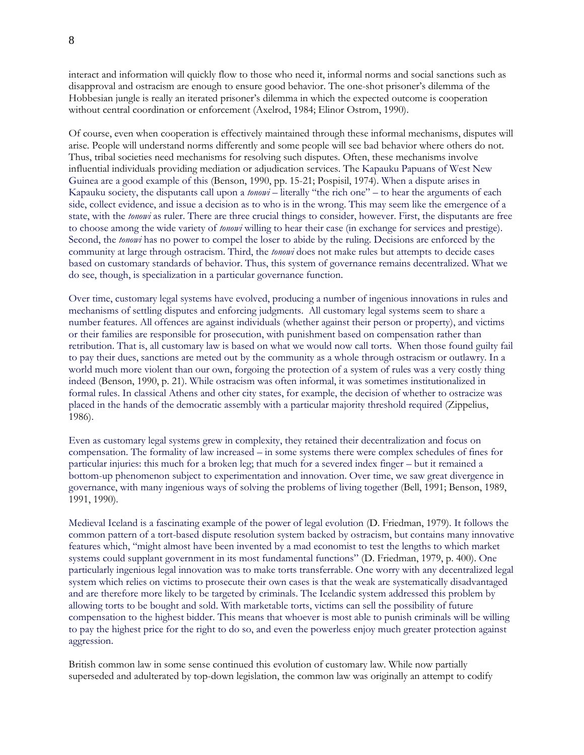interact and information will quickly flow to those who need it, informal norms and social sanctions such as disapproval and ostracism are enough to ensure good behavior. The one-shot prisoner's dilemma of the Hobbesian jungle is really an iterated prisoner's dilemma in which the expected outcome is cooperation without central coordination or enforcement (Axelrod, 1984; Elinor Ostrom, 1990).

Of course, even when cooperation is effectively maintained through these informal mechanisms, disputes will arise. People will understand norms differently and some people will see bad behavior where others do not. Thus, tribal societies need mechanisms for resolving such disputes. Often, these mechanisms involve influential individuals providing mediation or adjudication services. The Kapauku Papuans of West New Guinea are a good example of this (Benson, 1990, pp. 15-21; Pospisil, 1974). When a dispute arises in Kapauku society, the disputants call upon a *tonowi* – literally "the rich one" – to hear the arguments of each side, collect evidence, and issue a decision as to who is in the wrong. This may seem like the emergence of a state, with the *tonowi* as ruler. There are three crucial things to consider, however. First, the disputants are free to choose among the wide variety of *tonowi* willing to hear their case (in exchange for services and prestige). Second, the *tonowi* has no power to compel the loser to abide by the ruling. Decisions are enforced by the community at large through ostracism. Third, the *tonowi* does not make rules but attempts to decide cases based on customary standards of behavior. Thus, this system of governance remains decentralized. What we do see, though, is specialization in a particular governance function.

Over time, customary legal systems have evolved, producing a number of ingenious innovations in rules and mechanisms of settling disputes and enforcing judgments. All customary legal systems seem to share a number features. All offences are against individuals (whether against their person or property), and victims or their families are responsible for prosecution, with punishment based on compensation rather than retribution. That is, all customary law is based on what we would now call torts. When those found guilty fail to pay their dues, sanctions are meted out by the community as a whole through ostracism or outlawry. In a world much more violent than our own, forgoing the protection of a system of rules was a very costly thing indeed (Benson, 1990, p. 21). While ostracism was often informal, it was sometimes institutionalized in formal rules. In classical Athens and other city states, for example, the decision of whether to ostracize was placed in the hands of the democratic assembly with a particular majority threshold required (Zippelius, 1986).

Even as customary legal systems grew in complexity, they retained their decentralization and focus on compensation. The formality of law increased – in some systems there were complex schedules of fines for particular injuries: this much for a broken leg; that much for a severed index finger – but it remained a bottom-up phenomenon subject to experimentation and innovation. Over time, we saw great divergence in governance, with many ingenious ways of solving the problems of living together (Bell, 1991; Benson, 1989, 1991, 1990).

Medieval Iceland is a fascinating example of the power of legal evolution (D. Friedman, 1979). It follows the common pattern of a tort-based dispute resolution system backed by ostracism, but contains many innovative features which, "might almost have been invented by a mad economist to test the lengths to which market systems could supplant government in its most fundamental functions" (D. Friedman, 1979, p. 400). One particularly ingenious legal innovation was to make torts transferrable. One worry with any decentralized legal system which relies on victims to prosecute their own cases is that the weak are systematically disadvantaged and are therefore more likely to be targeted by criminals. The Icelandic system addressed this problem by allowing torts to be bought and sold. With marketable torts, victims can sell the possibility of future compensation to the highest bidder. This means that whoever is most able to punish criminals will be willing to pay the highest price for the right to do so, and even the powerless enjoy much greater protection against aggression.

British common law in some sense continued this evolution of customary law. While now partially superseded and adulterated by top-down legislation, the common law was originally an attempt to codify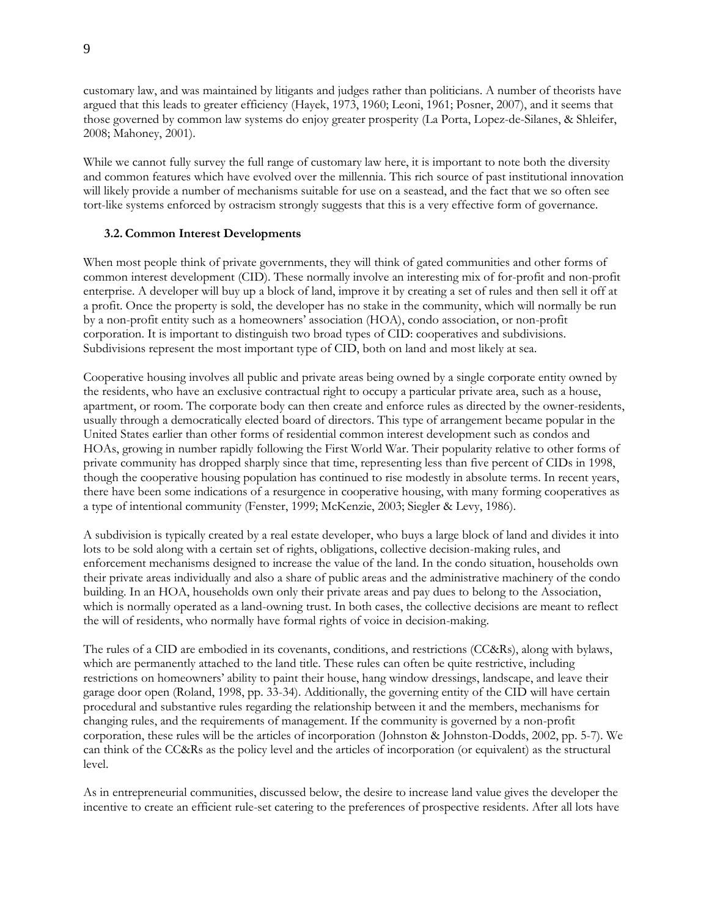customary law, and was maintained by litigants and judges rather than politicians. A number of theorists have argued that this leads to greater efficiency (Hayek, 1973, 1960; Leoni, 1961; Posner, 2007), and it seems that those governed by common law systems do enjoy greater prosperity (La Porta, Lopez-de-Silanes, & Shleifer, 2008; Mahoney, 2001).

While we cannot fully survey the full range of customary law here, it is important to note both the diversity and common features which have evolved over the millennia. This rich source of past institutional innovation will likely provide a number of mechanisms suitable for use on a seastead, and the fact that we so often see tort-like systems enforced by ostracism strongly suggests that this is a very effective form of governance.

### 3.2. Common Interest Developments

When most people think of private governments, they will think of gated communities and other forms of common interest development (CID). These normally involve an interesting mix of for-profit and non-profit enterprise. A developer will buy up a block of land, improve it by creating a set of rules and then sell it off at a profit. Once the property is sold, the developer has no stake in the community, which will normally be run by a non-profit entity such as a homeowners' association (HOA), condo association, or non-profit corporation. It is important to distinguish two broad types of CID: cooperatives and subdivisions. Subdivisions represent the most important type of CID, both on land and most likely at sea.

Cooperative housing involves all public and private areas being owned by a single corporate entity owned by the residents, who have an exclusive contractual right to occupy a particular private area, such as a house, apartment, or room. The corporate body can then create and enforce rules as directed by the owner-residents, usually through a democratically elected board of directors. This type of arrangement became popular in the United States earlier than other forms of residential common interest development such as condos and HOAs, growing in number rapidly following the First World War. Their popularity relative to other forms of private community has dropped sharply since that time, representing less than five percent of CIDs in 1998, though the cooperative housing population has continued to rise modestly in absolute terms. In recent years, there have been some indications of a resurgence in cooperative housing, with many forming cooperatives as a type of intentional community (Fenster, 1999; McKenzie, 2003; Siegler & Levy, 1986).

A subdivision is typically created by a real estate developer, who buys a large block of land and divides it into lots to be sold along with a certain set of rights, obligations, collective decision-making rules, and enforcement mechanisms designed to increase the value of the land. In the condo situation, households own their private areas individually and also a share of public areas and the administrative machinery of the condo building. In an HOA, households own only their private areas and pay dues to belong to the Association, which is normally operated as a land-owning trust. In both cases, the collective decisions are meant to reflect the will of residents, who normally have formal rights of voice in decision-making.

The rules of a CID are embodied in its covenants, conditions, and restrictions (CC&Rs), along with bylaws, which are permanently attached to the land title. These rules can often be quite restrictive, including restrictions on homeowners' ability to paint their house, hang window dressings, landscape, and leave their garage door open (Roland, 1998, pp. 33-34). Additionally, the governing entity of the CID will have certain procedural and substantive rules regarding the relationship between it and the members, mechanisms for changing rules, and the requirements of management. If the community is governed by a non-profit corporation, these rules will be the articles of incorporation (Johnston & Johnston-Dodds, 2002, pp. 5-7). We can think of the CC&Rs as the policy level and the articles of incorporation (or equivalent) as the structural level.

As in entrepreneurial communities, discussed below, the desire to increase land value gives the developer the incentive to create an efficient rule-set catering to the preferences of prospective residents. After all lots have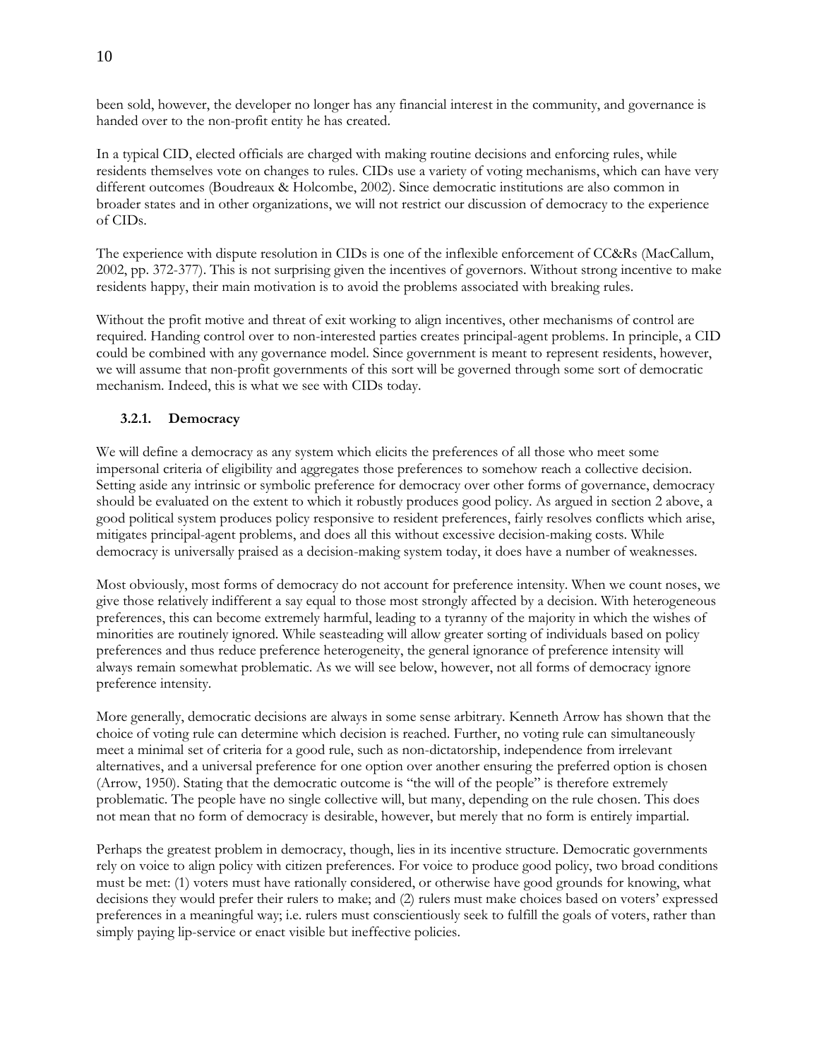been sold, however, the developer no longer has any financial interest in the community, and governance is handed over to the non-profit entity he has created.

In a typical CID, elected officials are charged with making routine decisions and enforcing rules, while residents themselves vote on changes to rules. CIDs use a variety of voting mechanisms, which can have very different outcomes (Boudreaux & Holcombe, 2002). Since democratic institutions are also common in broader states and in other organizations, we will not restrict our discussion of democracy to the experience of CIDs.

The experience with dispute resolution in CIDs is one of the inflexible enforcement of CC&Rs (MacCallum, 2002, pp. 372-377). This is not surprising given the incentives of governors. Without strong incentive to make residents happy, their main motivation is to avoid the problems associated with breaking rules.

Without the profit motive and threat of exit working to align incentives, other mechanisms of control are required. Handing control over to non-interested parties creates principal-agent problems. In principle, a CID could be combined with any governance model. Since government is meant to represent residents, however, we will assume that non-profit governments of this sort will be governed through some sort of democratic mechanism. Indeed, this is what we see with CIDs today.

### 3.2.1. Democracy

We will define a democracy as any system which elicits the preferences of all those who meet some impersonal criteria of eligibility and aggregates those preferences to somehow reach a collective decision. Setting aside any intrinsic or symbolic preference for democracy over other forms of governance, democracy should be evaluated on the extent to which it robustly produces good policy. As argued in section 2 above, a good political system produces policy responsive to resident preferences, fairly resolves conflicts which arise, mitigates principal-agent problems, and does all this without excessive decision-making costs. While democracy is universally praised as a decision-making system today, it does have a number of weaknesses.

Most obviously, most forms of democracy do not account for preference intensity. When we count noses, we give those relatively indifferent a say equal to those most strongly affected by a decision. With heterogeneous preferences, this can become extremely harmful, leading to a tyranny of the majority in which the wishes of minorities are routinely ignored. While seasteading will allow greater sorting of individuals based on policy preferences and thus reduce preference heterogeneity, the general ignorance of preference intensity will always remain somewhat problematic. As we will see below, however, not all forms of democracy ignore preference intensity.

More generally, democratic decisions are always in some sense arbitrary. Kenneth Arrow has shown that the choice of voting rule can determine which decision is reached. Further, no voting rule can simultaneously meet a minimal set of criteria for a good rule, such as non-dictatorship, independence from irrelevant alternatives, and a universal preference for one option over another ensuring the preferred option is chosen (Arrow, 1950). Stating that the democratic outcome is "the will of the people" is therefore extremely problematic. The people have no single collective will, but many, depending on the rule chosen. This does not mean that no form of democracy is desirable, however, but merely that no form is entirely impartial.

Perhaps the greatest problem in democracy, though, lies in its incentive structure. Democratic governments rely on voice to align policy with citizen preferences. For voice to produce good policy, two broad conditions must be met: (1) voters must have rationally considered, or otherwise have good grounds for knowing, what decisions they would prefer their rulers to make; and (2) rulers must make choices based on voters' expressed preferences in a meaningful way; i.e. rulers must conscientiously seek to fulfill the goals of voters, rather than simply paying lip-service or enact visible but ineffective policies.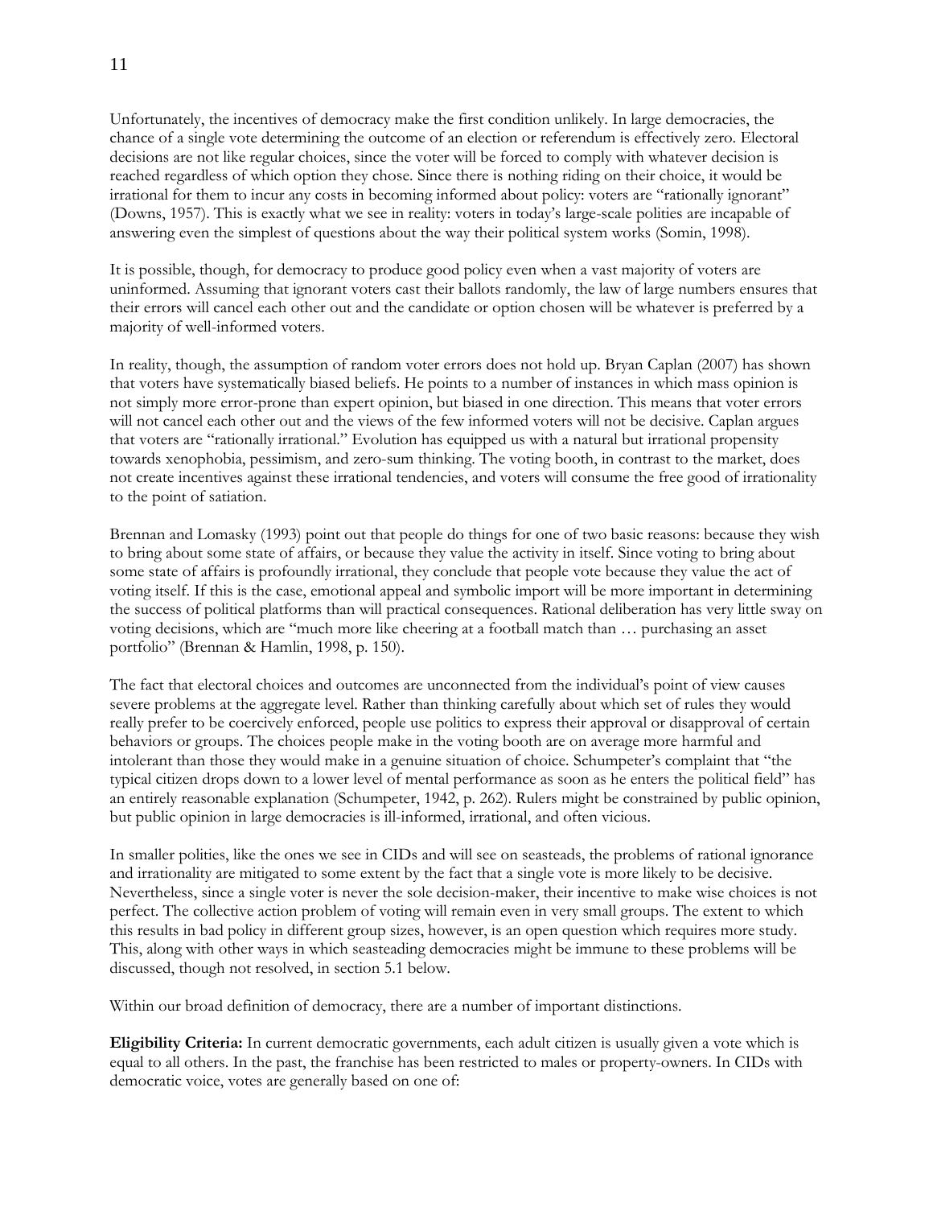Unfortunately, the incentives of democracy make the first condition unlikely. In large democracies, the chance of a single vote determining the outcome of an election or referendum is effectively zero. Electoral decisions are not like regular choices, since the voter will be forced to comply with whatever decision is reached regardless of which option they chose. Since there is nothing riding on their choice, it would be irrational for them to incur any costs in becoming informed about policy: voters are "rationally ignorant" (Downs, 1957). This is exactly what we see in reality: voters in today's large-scale polities are incapable of answering even the simplest of questions about the way their political system works (Somin, 1998).

It is possible, though, for democracy to produce good policy even when a vast majority of voters are uninformed. Assuming that ignorant voters cast their ballots randomly, the law of large numbers ensures that their errors will cancel each other out and the candidate or option chosen will be whatever is preferred by a majority of well-informed voters.

In reality, though, the assumption of random voter errors does not hold up. Bryan Caplan (2007) has shown that voters have systematically biased beliefs. He points to a number of instances in which mass opinion is not simply more error-prone than expert opinion, but biased in one direction. This means that voter errors will not cancel each other out and the views of the few informed voters will not be decisive. Caplan argues that voters are "rationally irrational." Evolution has equipped us with a natural but irrational propensity towards xenophobia, pessimism, and zero-sum thinking. The voting booth, in contrast to the market, does not create incentives against these irrational tendencies, and voters will consume the free good of irrationality to the point of satiation.

Brennan and Lomasky (1993) point out that people do things for one of two basic reasons: because they wish to bring about some state of affairs, or because they value the activity in itself. Since voting to bring about some state of affairs is profoundly irrational, they conclude that people vote because they value the act of voting itself. If this is the case, emotional appeal and symbolic import will be more important in determining the success of political platforms than will practical consequences. Rational deliberation has very little sway on voting decisions, which are "much more like cheering at a football match than … purchasing an asset portfolio" (Brennan & Hamlin, 1998, p. 150).

The fact that electoral choices and outcomes are unconnected from the individual's point of view causes severe problems at the aggregate level. Rather than thinking carefully about which set of rules they would really prefer to be coercively enforced, people use politics to express their approval or disapproval of certain behaviors or groups. The choices people make in the voting booth are on average more harmful and intolerant than those they would make in a genuine situation of choice. Schumpeter's complaint that "the typical citizen drops down to a lower level of mental performance as soon as he enters the political field" has an entirely reasonable explanation (Schumpeter, 1942, p. 262). Rulers might be constrained by public opinion, but public opinion in large democracies is ill-informed, irrational, and often vicious.

In smaller polities, like the ones we see in CIDs and will see on seasteads, the problems of rational ignorance and irrationality are mitigated to some extent by the fact that a single vote is more likely to be decisive. Nevertheless, since a single voter is never the sole decision-maker, their incentive to make wise choices is not perfect. The collective action problem of voting will remain even in very small groups. The extent to which this results in bad policy in different group sizes, however, is an open question which requires more study. This, along with other ways in which seasteading democracies might be immune to these problems will be discussed, though not resolved, in section 5.1 below.

Within our broad definition of democracy, there are a number of important distinctions.

**Eligibility Criteria:** In current democratic governments, each adult citizen is usually given a vote which is equal to all others. In the past, the franchise has been restricted to males or property-owners. In CIDs with democratic voice, votes are generally based on one of: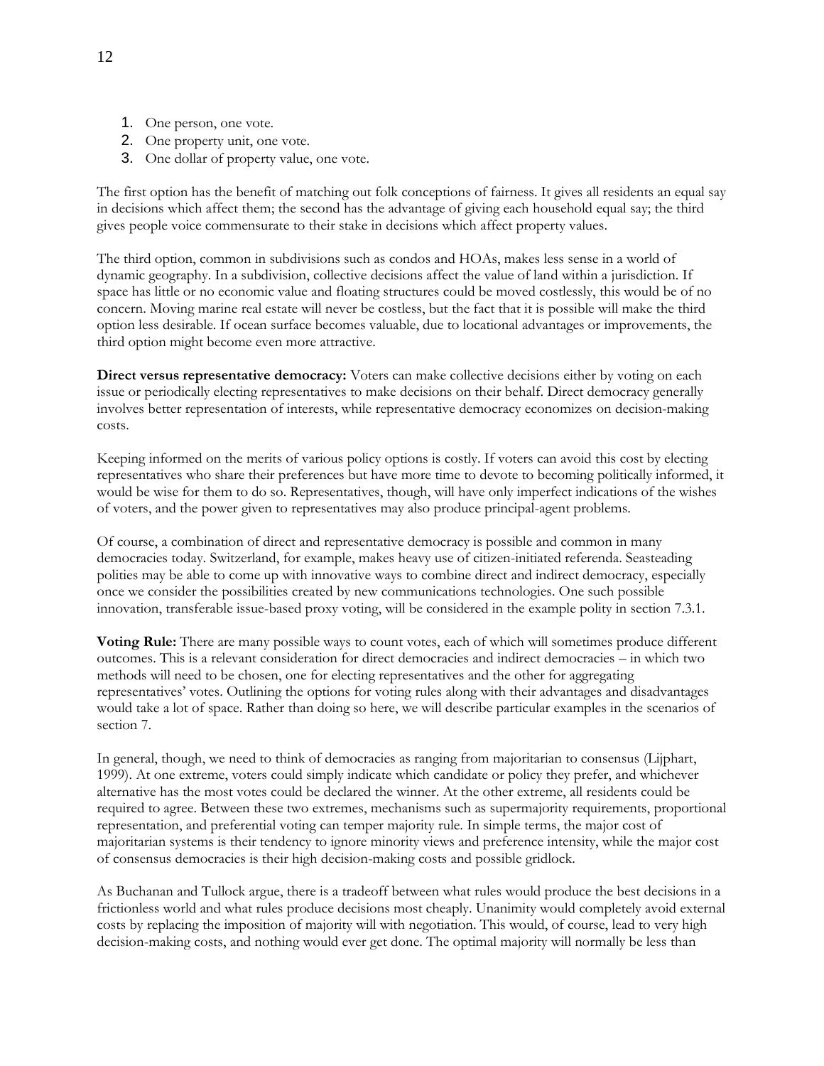1. One person, one vote.
2. One property unit, one vote.
3. One dollar of property value, one vote.

The first option has the benefit of matching out folk conceptions of fairness. It gives all residents an equal say in decisions which affect them; the second has the advantage of giving each household equal say; the third gives people voice commensurate to their stake in decisions which affect property values.

The third option, common in subdivisions such as condos and HOAs, makes less sense in a world of dynamic geography. In a subdivision, collective decisions affect the value of land within a jurisdiction. If space has little or no economic value and floating structures could be moved costlessly, this would be of no concern. Moving marine real estate will never be costless, but the fact that it is possible will make the third option less desirable. If ocean surface becomes valuable, due to locational advantages or improvements, the third option might become even more attractive.

**Direct versus representative democracy:** Voters can make collective decisions either by voting on each issue or periodically electing representatives to make decisions on their behalf. Direct democracy generally involves better representation of interests, while representative democracy economizes on decision-making costs.

Keeping informed on the merits of various policy options is costly. If voters can avoid this cost by electing representatives who share their preferences but have more time to devote to becoming politically informed, it would be wise for them to do so. Representatives, though, will have only imperfect indications of the wishes of voters, and the power given to representatives may also produce principal-agent problems.

Of course, a combination of direct and representative democracy is possible and common in many democracies today. Switzerland, for example, makes heavy use of citizen-initiated referenda. Seasteading polities may be able to come up with innovative ways to combine direct and indirect democracy, especially once we consider the possibilities created by new communications technologies. One such possible innovation, transferable issue-based proxy voting, will be considered in the example polity in section 7.3.1.

**Voting Rule:** There are many possible ways to count votes, each of which will sometimes produce different outcomes. This is a relevant consideration for direct democracies and indirect democracies – in which two methods will need to be chosen, one for electing representatives and the other for aggregating representatives' votes. Outlining the options for voting rules along with their advantages and disadvantages would take a lot of space. Rather than doing so here, we will describe particular examples in the scenarios of section 7.

In general, though, we need to think of democracies as ranging from majoritarian to consensus (Lijphart, 1999). At one extreme, voters could simply indicate which candidate or policy they prefer, and whichever alternative has the most votes could be declared the winner. At the other extreme, all residents could be required to agree. Between these two extremes, mechanisms such as supermajority requirements, proportional representation, and preferential voting can temper majority rule. In simple terms, the major cost of majoritarian systems is their tendency to ignore minority views and preference intensity, while the major cost of consensus democracies is their high decision-making costs and possible gridlock.

As Buchanan and Tullock argue, there is a tradeoff between what rules would produce the best decisions in a frictionless world and what rules produce decisions most cheaply. Unanimity would completely avoid external costs by replacing the imposition of majority will with negotiation. This would, of course, lead to very high decision-making costs, and nothing would ever get done. The optimal majority will normally be less than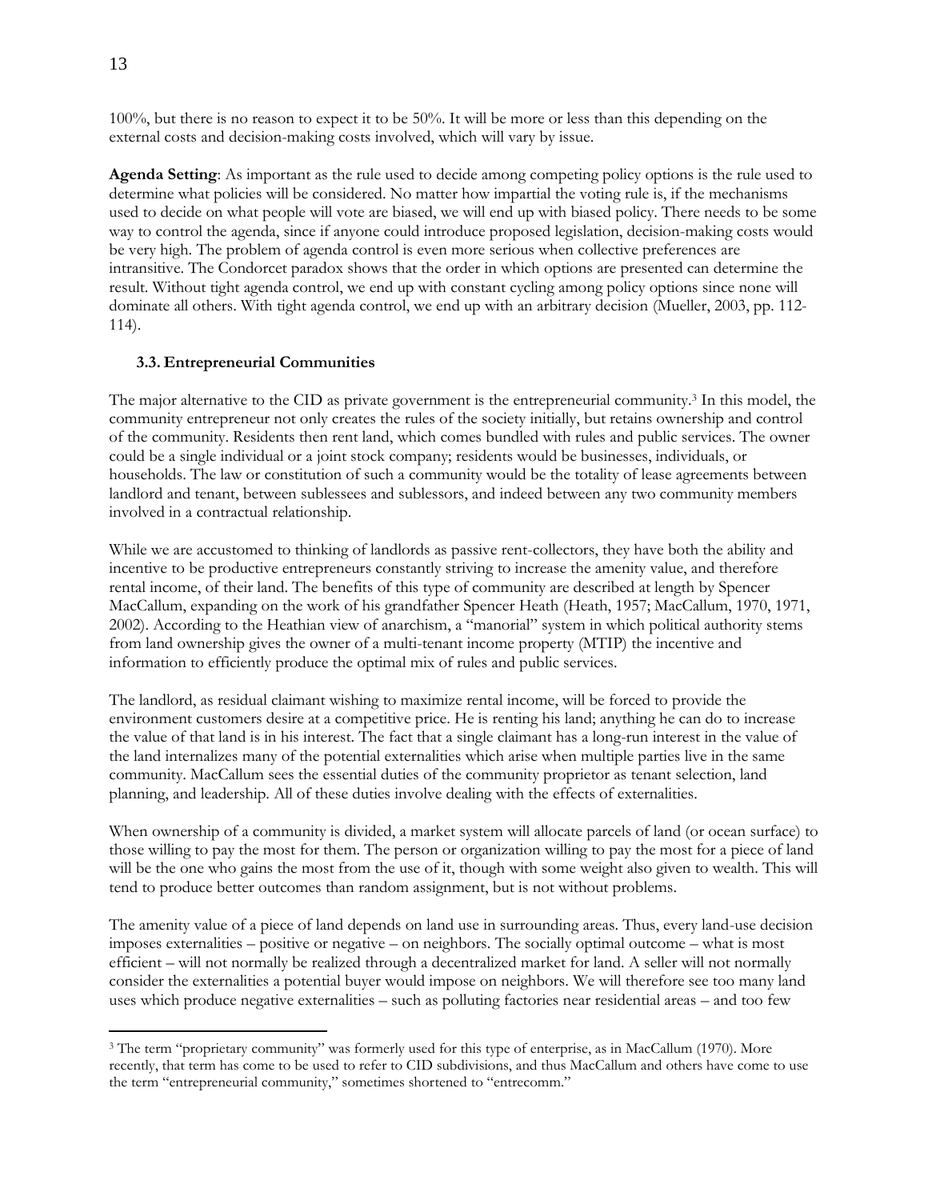100%, but there is no reason to expect it to be 50%. It will be more or less than this depending on the external costs and decision-making costs involved, which will vary by issue.

**Agenda Setting**: As important as the rule used to decide among competing policy options is the rule used to determine what policies will be considered. No matter how impartial the voting rule is, if the mechanisms used to decide on what people will vote are biased, we will end up with biased policy. There needs to be some way to control the agenda, since if anyone could introduce proposed legislation, decision-making costs would be very high. The problem of agenda control is even more serious when collective preferences are intransitive. The Condorcet paradox shows that the order in which options are presented can determine the result. Without tight agenda control, we end up with constant cycling among policy options since none will dominate all others. With tight agenda control, we end up with an arbitrary decision (Mueller, 2003, pp. 112-114).

### 3.3. Entrepreneurial Communities

The major alternative to the CID as private government is the entrepreneurial community.[3] In this model, the community entrepreneur not only creates the rules of the society initially, but retains ownership and control of the community. Residents then rent land, which comes bundled with rules and public services. The owner could be a single individual or a joint stock company; residents would be businesses, individuals, or households. The law or constitution of such a community would be the totality of lease agreements between landlord and tenant, between sublessees and sublessors, and indeed between any two community members involved in a contractual relationship.

While we are accustomed to thinking of landlords as passive rent-collectors, they have both the ability and incentive to be productive entrepreneurs constantly striving to increase the amenity value, and therefore rental income, of their land. The benefits of this type of community are described at length by Spencer MacCallum, expanding on the work of his grandfather Spencer Heath (Heath, 1957; MacCallum, 1970, 1971, 2002). According to the Heathian view of anarchism, a "manorial" system in which political authority stems from land ownership gives the owner of a multi-tenant income property (MTIP) the incentive and information to efficiently produce the optimal mix of rules and public services.

The landlord, as residual claimant wishing to maximize rental income, will be forced to provide the environment customers desire at a competitive price. He is renting his land; anything he can do to increase the value of that land is in his interest. The fact that a single claimant has a long-run interest in the value of the land internalizes many of the potential externalities which arise when multiple parties live in the same community. MacCallum sees the essential duties of the community proprietor as tenant selection, land planning, and leadership. All of these duties involve dealing with the effects of externalities.

When ownership of a community is divided, a market system will allocate parcels of land (or ocean surface) to those willing to pay the most for them. The person or organization willing to pay the most for a piece of land will be the one who gains the most from the use of it, though with some weight also given to wealth. This will tend to produce better outcomes than random assignment, but is not without problems.

The amenity value of a piece of land depends on land use in surrounding areas. Thus, every land-use decision imposes externalities – positive or negative – on neighbors. The socially optimal outcome – what is most efficient – will not normally be realized through a decentralized market for land. A seller will not normally consider the externalities a potential buyer would impose on neighbors. We will therefore see too many land uses which produce negative externalities – such as polluting factories near residential areas – and too few

---

[3] The term "proprietary community" was formerly used for this type of enterprise, as in MacCallum (1970). More recently, that term has come to be used to refer to CID subdivisions, and thus MacCallum and others have come to use the term "entrepreneurial community," sometimes shortened to "entrecomm."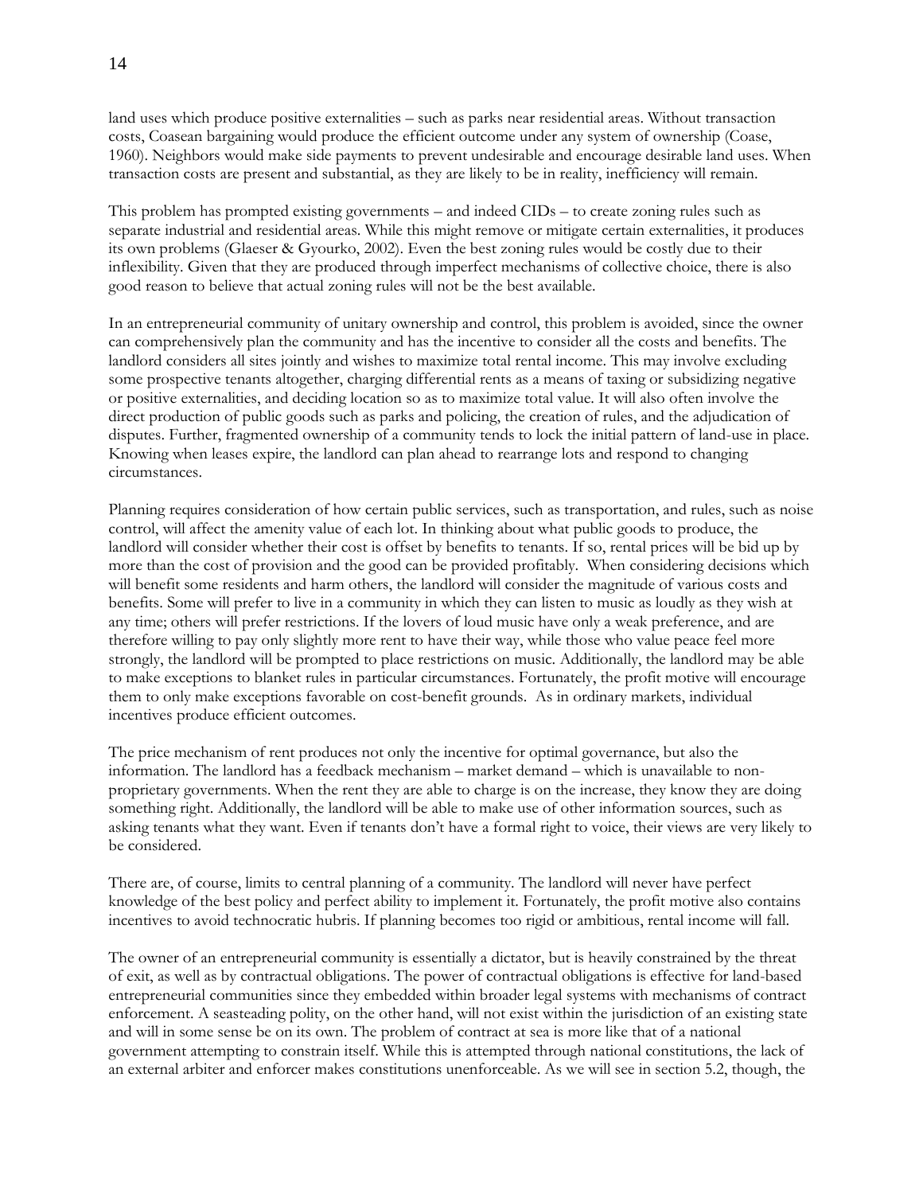land uses which produce positive externalities – such as parks near residential areas. Without transaction costs, Coasean bargaining would produce the efficient outcome under any system of ownership (Coase, 1960). Neighbors would make side payments to prevent undesirable and encourage desirable land uses. When transaction costs are present and substantial, as they are likely to be in reality, inefficiency will remain.

This problem has prompted existing governments – and indeed CIDs – to create zoning rules such as separate industrial and residential areas. While this might remove or mitigate certain externalities, it produces its own problems (Glaeser & Gyourko, 2002). Even the best zoning rules would be costly due to their inflexibility. Given that they are produced through imperfect mechanisms of collective choice, there is also good reason to believe that actual zoning rules will not be the best available.

In an entrepreneurial community of unitary ownership and control, this problem is avoided, since the owner can comprehensively plan the community and has the incentive to consider all the costs and benefits. The landlord considers all sites jointly and wishes to maximize total rental income. This may involve excluding some prospective tenants altogether, charging differential rents as a means of taxing or subsidizing negative or positive externalities, and deciding location so as to maximize total value. It will also often involve the direct production of public goods such as parks and policing, the creation of rules, and the adjudication of disputes. Further, fragmented ownership of a community tends to lock the initial pattern of land-use in place. Knowing when leases expire, the landlord can plan ahead to rearrange lots and respond to changing circumstances.

Planning requires consideration of how certain public services, such as transportation, and rules, such as noise control, will affect the amenity value of each lot. In thinking about what public goods to produce, the landlord will consider whether their cost is offset by benefits to tenants. If so, rental prices will be bid up by more than the cost of provision and the good can be provided profitably. When considering decisions which will benefit some residents and harm others, the landlord will consider the magnitude of various costs and benefits. Some will prefer to live in a community in which they can listen to music as loudly as they wish at any time; others will prefer restrictions. If the lovers of loud music have only a weak preference, and are therefore willing to pay only slightly more rent to have their way, while those who value peace feel more strongly, the landlord will be prompted to place restrictions on music. Additionally, the landlord may be able to make exceptions to blanket rules in particular circumstances. Fortunately, the profit motive will encourage them to only make exceptions favorable on cost-benefit grounds. As in ordinary markets, individual incentives produce efficient outcomes.

The price mechanism of rent produces not only the incentive for optimal governance, but also the information. The landlord has a feedback mechanism – market demand – which is unavailable to non-proprietary governments. When the rent they are able to charge is on the increase, they know they are doing something right. Additionally, the landlord will be able to make use of other information sources, such as asking tenants what they want. Even if tenants don't have a formal right to voice, their views are very likely to be considered.

There are, of course, limits to central planning of a community. The landlord will never have perfect knowledge of the best policy and perfect ability to implement it. Fortunately, the profit motive also contains incentives to avoid technocratic hubris. If planning becomes too rigid or ambitious, rental income will fall.

The owner of an entrepreneurial community is essentially a dictator, but is heavily constrained by the threat of exit, as well as by contractual obligations. The power of contractual obligations is effective for land-based entrepreneurial communities since they embedded within broader legal systems with mechanisms of contract enforcement. A seasteading polity, on the other hand, will not exist within the jurisdiction of an existing state and will in some sense be on its own. The problem of contract at sea is more like that of a national government attempting to constrain itself. While this is attempted through national constitutions, the lack of an external arbiter and enforcer makes constitutions unenforceable. As we will see in section 5.2, though, the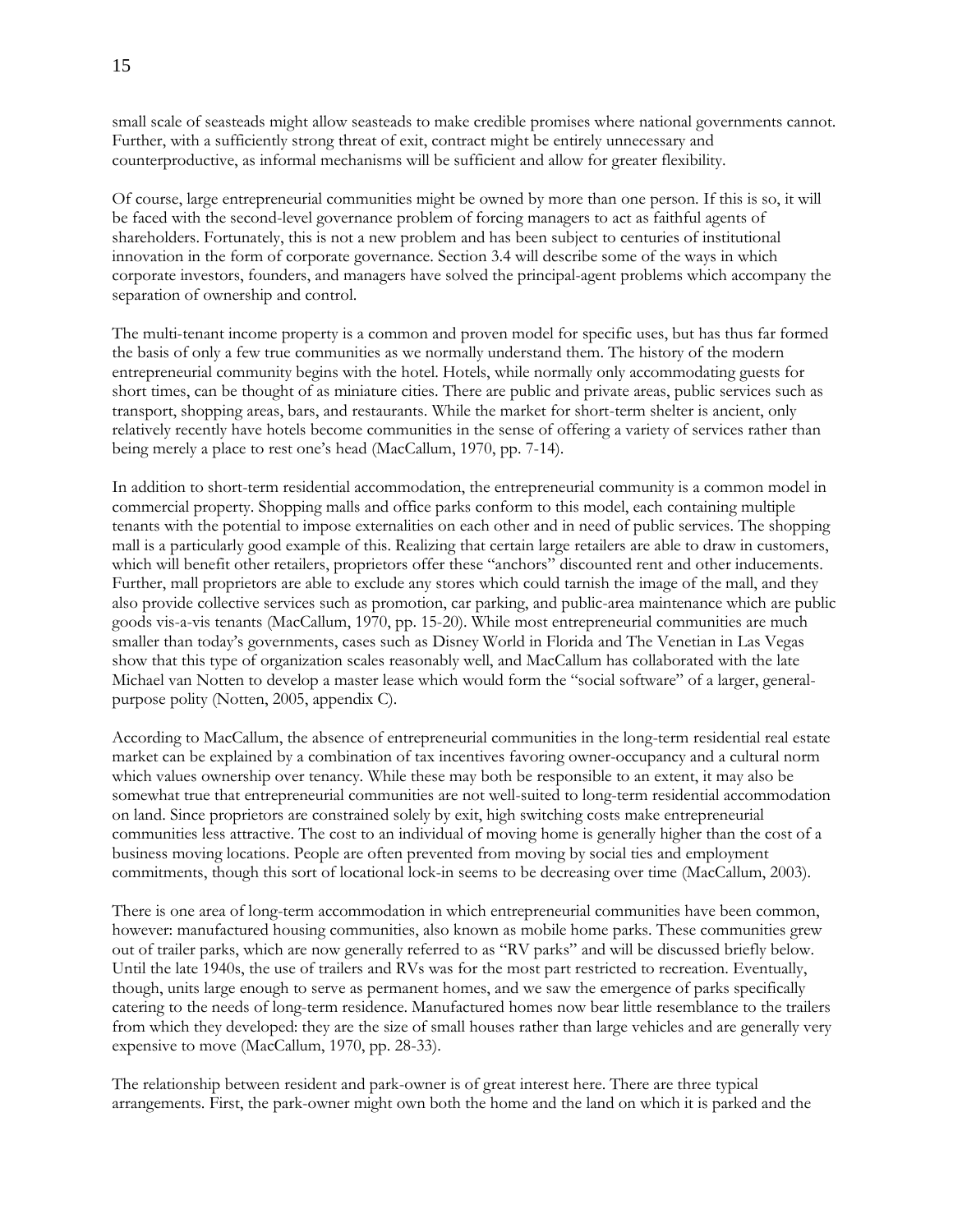small scale of seasteads might allow seasteads to make credible promises where national governments cannot. Further, with a sufficiently strong threat of exit, contract might be entirely unnecessary and counterproductive, as informal mechanisms will be sufficient and allow for greater flexibility.

Of course, large entrepreneurial communities might be owned by more than one person. If this is so, it will be faced with the second-level governance problem of forcing managers to act as faithful agents of shareholders. Fortunately, this is not a new problem and has been subject to centuries of institutional innovation in the form of corporate governance. Section 3.4 will describe some of the ways in which corporate investors, founders, and managers have solved the principal-agent problems which accompany the separation of ownership and control.

The multi-tenant income property is a common and proven model for specific uses, but has thus far formed the basis of only a few true communities as we normally understand them. The history of the modern entrepreneurial community begins with the hotel. Hotels, while normally only accommodating guests for short times, can be thought of as miniature cities. There are public and private areas, public services such as transport, shopping areas, bars, and restaurants. While the market for short-term shelter is ancient, only relatively recently have hotels become communities in the sense of offering a variety of services rather than being merely a place to rest one's head (MacCallum, 1970, pp. 7-14).

In addition to short-term residential accommodation, the entrepreneurial community is a common model in commercial property. Shopping malls and office parks conform to this model, each containing multiple tenants with the potential to impose externalities on each other and in need of public services. The shopping mall is a particularly good example of this. Realizing that certain large retailers are able to draw in customers, which will benefit other retailers, proprietors offer these "anchors" discounted rent and other inducements. Further, mall proprietors are able to exclude any stores which could tarnish the image of the mall, and they also provide collective services such as promotion, car parking, and public-area maintenance which are public goods vis-a-vis tenants (MacCallum, 1970, pp. 15-20). While most entrepreneurial communities are much smaller than today's governments, cases such as Disney World in Florida and The Venetian in Las Vegas show that this type of organization scales reasonably well, and MacCallum has collaborated with the late Michael van Notten to develop a master lease which would form the "social software" of a larger, general-purpose polity (Notten, 2005, appendix C).

According to MacCallum, the absence of entrepreneurial communities in the long-term residential real estate market can be explained by a combination of tax incentives favoring owner-occupancy and a cultural norm which values ownership over tenancy. While these may both be responsible to an extent, it may also be somewhat true that entrepreneurial communities are not well-suited to long-term residential accommodation on land. Since proprietors are constrained solely by exit, high switching costs make entrepreneurial communities less attractive. The cost to an individual of moving home is generally higher than the cost of a business moving locations. People are often prevented from moving by social ties and employment commitments, though this sort of locational lock-in seems to be decreasing over time (MacCallum, 2003).

There is one area of long-term accommodation in which entrepreneurial communities have been common, however: manufactured housing communities, also known as mobile home parks. These communities grew out of trailer parks, which are now generally referred to as "RV parks" and will be discussed briefly below. Until the late 1940s, the use of trailers and RVs was for the most part restricted to recreation. Eventually, though, units large enough to serve as permanent homes, and we saw the emergence of parks specifically catering to the needs of long-term residence. Manufactured homes now bear little resemblance to the trailers from which they developed: they are the size of small houses rather than large vehicles and are generally very expensive to move (MacCallum, 1970, pp. 28-33).

The relationship between resident and park-owner is of great interest here. There are three typical arrangements. First, the park-owner might own both the home and the land on which it is parked and the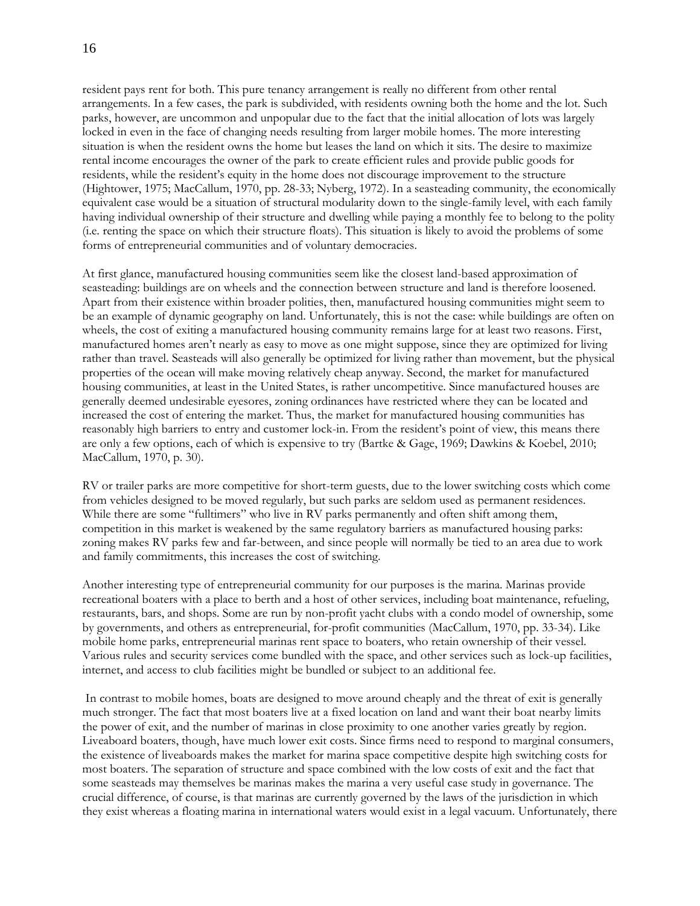resident pays rent for both. This pure tenancy arrangement is really no different from other rental arrangements. In a few cases, the park is subdivided, with residents owning both the home and the lot. Such parks, however, are uncommon and unpopular due to the fact that the initial allocation of lots was largely locked in even in the face of changing needs resulting from larger mobile homes. The more interesting situation is when the resident owns the home but leases the land on which it sits. The desire to maximize rental income encourages the owner of the park to create efficient rules and provide public goods for residents, while the resident's equity in the home does not discourage improvement to the structure (Hightower, 1975; MacCallum, 1970, pp. 28-33; Nyberg, 1972). In a seasteading community, the economically equivalent case would be a situation of structural modularity down to the single-family level, with each family having individual ownership of their structure and dwelling while paying a monthly fee to belong to the polity (i.e. renting the space on which their structure floats). This situation is likely to avoid the problems of some forms of entrepreneurial communities and of voluntary democracies.

At first glance, manufactured housing communities seem like the closest land-based approximation of seasteading: buildings are on wheels and the connection between structure and land is therefore loosened. Apart from their existence within broader polities, then, manufactured housing communities might seem to be an example of dynamic geography on land. Unfortunately, this is not the case: while buildings are often on wheels, the cost of exiting a manufactured housing community remains large for at least two reasons. First, manufactured homes aren't nearly as easy to move as one might suppose, since they are optimized for living rather than travel. Seasteads will also generally be optimized for living rather than movement, but the physical properties of the ocean will make moving relatively cheap anyway. Second, the market for manufactured housing communities, at least in the United States, is rather uncompetitive. Since manufactured houses are generally deemed undesirable eyesores, zoning ordinances have restricted where they can be located and increased the cost of entering the market. Thus, the market for manufactured housing communities has reasonably high barriers to entry and customer lock-in. From the resident's point of view, this means there are only a few options, each of which is expensive to try (Bartke & Gage, 1969; Dawkins & Koebel, 2010; MacCallum, 1970, p. 30).

RV or trailer parks are more competitive for short-term guests, due to the lower switching costs which come from vehicles designed to be moved regularly, but such parks are seldom used as permanent residences. While there are some "fulltimers" who live in RV parks permanently and often shift among them, competition in this market is weakened by the same regulatory barriers as manufactured housing parks: zoning makes RV parks few and far-between, and since people will normally be tied to an area due to work and family commitments, this increases the cost of switching.

Another interesting type of entrepreneurial community for our purposes is the marina. Marinas provide recreational boaters with a place to berth and a host of other services, including boat maintenance, refueling, restaurants, bars, and shops. Some are run by non-profit yacht clubs with a condo model of ownership, some by governments, and others as entrepreneurial, for-profit communities (MacCallum, 1970, pp. 33-34). Like mobile home parks, entrepreneurial marinas rent space to boaters, who retain ownership of their vessel. Various rules and security services come bundled with the space, and other services such as lock-up facilities, internet, and access to club facilities might be bundled or subject to an additional fee.

In contrast to mobile homes, boats are designed to move around cheaply and the threat of exit is generally much stronger. The fact that most boaters live at a fixed location on land and want their boat nearby limits the power of exit, and the number of marinas in close proximity to one another varies greatly by region. Liveaboard boaters, though, have much lower exit costs. Since firms need to respond to marginal consumers, the existence of liveaboards makes the market for marina space competitive despite high switching costs for most boaters. The separation of structure and space combined with the low costs of exit and the fact that some seasteads may themselves be marinas makes the marina a very useful case study in governance. The crucial difference, of course, is that marinas are currently governed by the laws of the jurisdiction in which they exist whereas a floating marina in international waters would exist in a legal vacuum. Unfortunately, there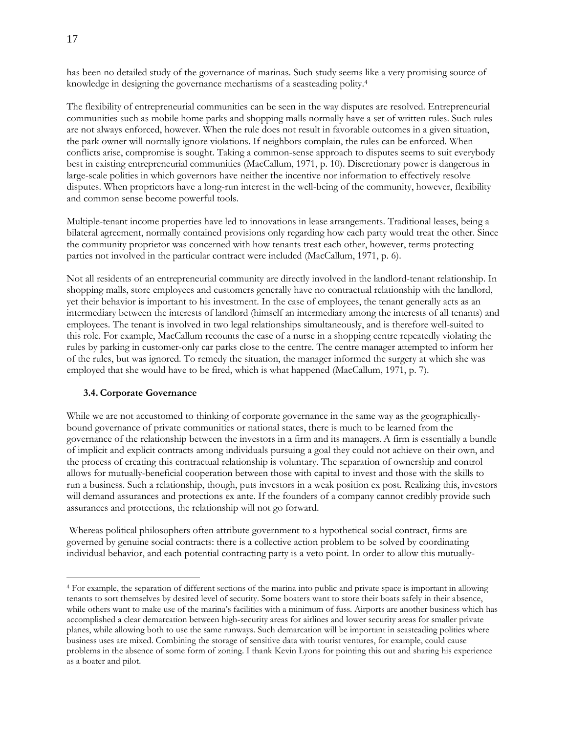has been no detailed study of the governance of marinas. Such study seems like a very promising source of knowledge in designing the governance mechanisms of a seasteading polity.[4]

The flexibility of entrepreneurial communities can be seen in the way disputes are resolved. Entrepreneurial communities such as mobile home parks and shopping malls normally have a set of written rules. Such rules are not always enforced, however. When the rule does not result in favorable outcomes in a given situation, the park owner will normally ignore violations. If neighbors complain, the rules can be enforced. When conflicts arise, compromise is sought. Taking a common-sense approach to disputes seems to suit everybody best in existing entrepreneurial communities (MacCallum, 1971, p. 10). Discretionary power is dangerous in large-scale polities in which governors have neither the incentive nor information to effectively resolve disputes. When proprietors have a long-run interest in the well-being of the community, however, flexibility and common sense become powerful tools.

Multiple-tenant income properties have led to innovations in lease arrangements. Traditional leases, being a bilateral agreement, normally contained provisions only regarding how each party would treat the other. Since the community proprietor was concerned with how tenants treat each other, however, terms protecting parties not involved in the particular contract were included (MacCallum, 1971, p. 6).

Not all residents of an entrepreneurial community are directly involved in the landlord-tenant relationship. In shopping malls, store employees and customers generally have no contractual relationship with the landlord, yet their behavior is important to his investment. In the case of employees, the tenant generally acts as an intermediary between the interests of landlord (himself an intermediary among the interests of all tenants) and employees. The tenant is involved in two legal relationships simultaneously, and is therefore well-suited to this role. For example, MacCallum recounts the case of a nurse in a shopping centre repeatedly violating the rules by parking in customer-only car parks close to the centre. The centre manager attempted to inform her of the rules, but was ignored. To remedy the situation, the manager informed the surgery at which she was employed that she would have to be fired, which is what happened (MacCallum, 1971, p. 7).

### 3.4. Corporate Governance

While we are not accustomed to thinking of corporate governance in the same way as the geographically-bound governance of private communities or national states, there is much to be learned from the governance of the relationship between the investors in a firm and its managers. A firm is essentially a bundle of implicit and explicit contracts among individuals pursuing a goal they could not achieve on their own, and the process of creating this contractual relationship is voluntary. The separation of ownership and control allows for mutually-beneficial cooperation between those with capital to invest and those with the skills to run a business. Such a relationship, though, puts investors in a weak position ex post. Realizing this, investors will demand assurances and protections ex ante. If the founders of a company cannot credibly provide such assurances and protections, the relationship will not go forward.

Whereas political philosophers often attribute government to a hypothetical social contract, firms are governed by genuine social contracts: there is a collective action problem to be solved by coordinating individual behavior, and each potential contracting party is a veto point. In order to allow this mutually-

---

[4] For example, the separation of different sections of the marina into public and private space is important in allowing tenants to sort themselves by desired level of security. Some boaters want to store their boats safely in their absence, while others want to make use of the marina's facilities with a minimum of fuss. Airports are another business which has accomplished a clear demarcation between high-security areas for airlines and lower security areas for smaller private planes, while allowing both to use the same runways. Such demarcation will be important in seasteading polities where business uses are mixed. Combining the storage of sensitive data with tourist ventures, for example, could cause problems in the absence of some form of zoning. I thank Kevin Lyons for pointing this out and sharing his experience as a boater and pilot.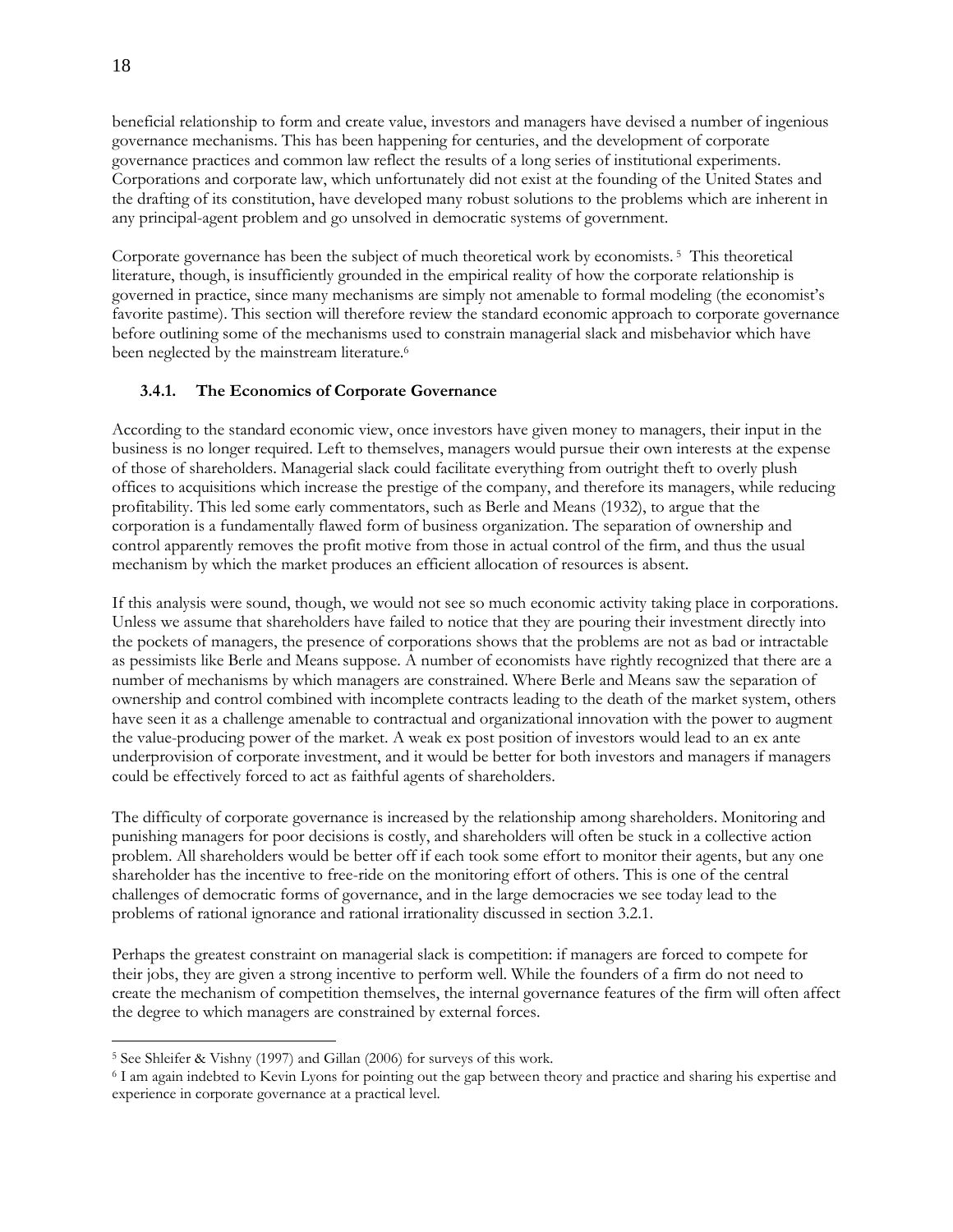beneficial relationship to form and create value, investors and managers have devised a number of ingenious governance mechanisms. This has been happening for centuries, and the development of corporate governance practices and common law reflect the results of a long series of institutional experiments. Corporations and corporate law, which unfortunately did not exist at the founding of the United States and the drafting of its constitution, have developed many robust solutions to the problems which are inherent in any principal-agent problem and go unsolved in democratic systems of government.

Corporate governance has been the subject of much theoretical work by economists. [5] This theoretical literature, though, is insufficiently grounded in the empirical reality of how the corporate relationship is governed in practice, since many mechanisms are simply not amenable to formal modeling (the economist's favorite pastime). This section will therefore review the standard economic approach to corporate governance before outlining some of the mechanisms used to constrain managerial slack and misbehavior which have been neglected by the mainstream literature.[6]

### 3.4.1. The Economics of Corporate Governance

According to the standard economic view, once investors have given money to managers, their input in the business is no longer required. Left to themselves, managers would pursue their own interests at the expense of those of shareholders. Managerial slack could facilitate everything from outright theft to overly plush offices to acquisitions which increase the prestige of the company, and therefore its managers, while reducing profitability. This led some early commentators, such as Berle and Means (1932), to argue that the corporation is a fundamentally flawed form of business organization. The separation of ownership and control apparently removes the profit motive from those in actual control of the firm, and thus the usual mechanism by which the market produces an efficient allocation of resources is absent.

If this analysis were sound, though, we would not see so much economic activity taking place in corporations. Unless we assume that shareholders have failed to notice that they are pouring their investment directly into the pockets of managers, the presence of corporations shows that the problems are not as bad or intractable as pessimists like Berle and Means suppose. A number of economists have rightly recognized that there are a number of mechanisms by which managers are constrained. Where Berle and Means saw the separation of ownership and control combined with incomplete contracts leading to the death of the market system, others have seen it as a challenge amenable to contractual and organizational innovation with the power to augment the value-producing power of the market. A weak ex post position of investors would lead to an ex ante underprovision of corporate investment, and it would be better for both investors and managers if managers could be effectively forced to act as faithful agents of shareholders.

The difficulty of corporate governance is increased by the relationship among shareholders. Monitoring and punishing managers for poor decisions is costly, and shareholders will often be stuck in a collective action problem. All shareholders would be better off if each took some effort to monitor their agents, but any one shareholder has the incentive to free-ride on the monitoring effort of others. This is one of the central challenges of democratic forms of governance, and in the large democracies we see today lead to the problems of rational ignorance and rational irrationality discussed in section 3.2.1.

Perhaps the greatest constraint on managerial slack is competition: if managers are forced to compete for their jobs, they are given a strong incentive to perform well. While the founders of a firm do not need to create the mechanism of competition themselves, the internal governance features of the firm will often affect the degree to which managers are constrained by external forces.

---

[5] See Shleifer & Vishny (1997) and Gillan (2006) for surveys of this work.

[6] I am again indebted to Kevin Lyons for pointing out the gap between theory and practice and sharing his expertise and experience in corporate governance at a practical level.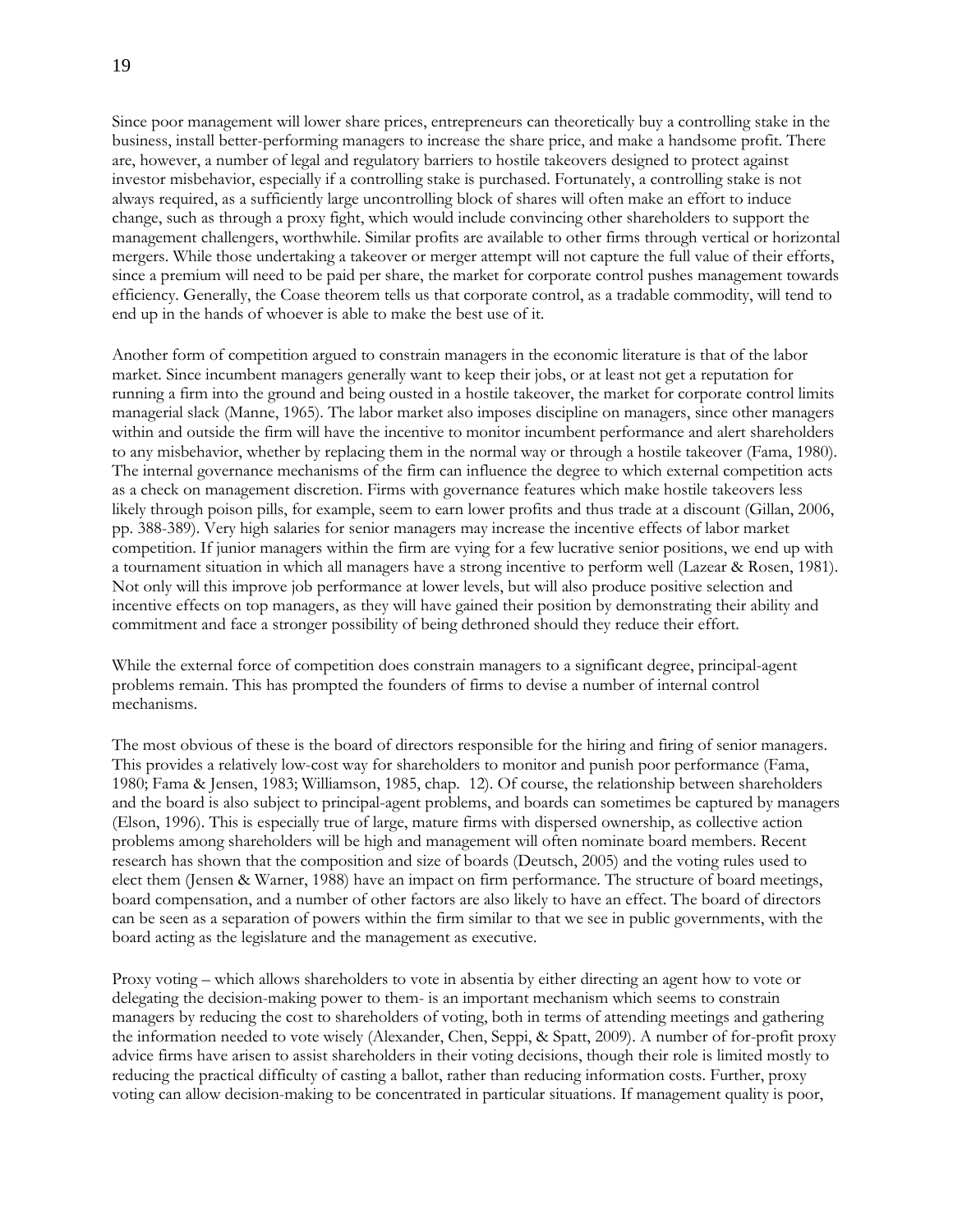Since poor management will lower share prices, entrepreneurs can theoretically buy a controlling stake in the business, install better-performing managers to increase the share price, and make a handsome profit. There are, however, a number of legal and regulatory barriers to hostile takeovers designed to protect against investor misbehavior, especially if a controlling stake is purchased. Fortunately, a controlling stake is not always required, as a sufficiently large uncontrolling block of shares will often make an effort to induce change, such as through a proxy fight, which would include convincing other shareholders to support the management challengers, worthwhile. Similar profits are available to other firms through vertical or horizontal mergers. While those undertaking a takeover or merger attempt will not capture the full value of their efforts, since a premium will need to be paid per share, the market for corporate control pushes management towards efficiency. Generally, the Coase theorem tells us that corporate control, as a tradable commodity, will tend to end up in the hands of whoever is able to make the best use of it.

Another form of competition argued to constrain managers in the economic literature is that of the labor market. Since incumbent managers generally want to keep their jobs, or at least not get a reputation for running a firm into the ground and being ousted in a hostile takeover, the market for corporate control limits managerial slack (Manne, 1965). The labor market also imposes discipline on managers, since other managers within and outside the firm will have the incentive to monitor incumbent performance and alert shareholders to any misbehavior, whether by replacing them in the normal way or through a hostile takeover (Fama, 1980). The internal governance mechanisms of the firm can influence the degree to which external competition acts as a check on management discretion. Firms with governance features which make hostile takeovers less likely through poison pills, for example, seem to earn lower profits and thus trade at a discount (Gillan, 2006, pp. 388-389). Very high salaries for senior managers may increase the incentive effects of labor market competition. If junior managers within the firm are vying for a few lucrative senior positions, we end up with a tournament situation in which all managers have a strong incentive to perform well (Lazear & Rosen, 1981). Not only will this improve job performance at lower levels, but will also produce positive selection and incentive effects on top managers, as they will have gained their position by demonstrating their ability and commitment and face a stronger possibility of being dethroned should they reduce their effort.

While the external force of competition does constrain managers to a significant degree, principal-agent problems remain. This has prompted the founders of firms to devise a number of internal control mechanisms.

The most obvious of these is the board of directors responsible for the hiring and firing of senior managers. This provides a relatively low-cost way for shareholders to monitor and punish poor performance (Fama, 1980; Fama & Jensen, 1983; Williamson, 1985, chap. 12). Of course, the relationship between shareholders and the board is also subject to principal-agent problems, and boards can sometimes be captured by managers (Elson, 1996). This is especially true of large, mature firms with dispersed ownership, as collective action problems among shareholders will be high and management will often nominate board members. Recent research has shown that the composition and size of boards (Deutsch, 2005) and the voting rules used to elect them (Jensen & Warner, 1988) have an impact on firm performance. The structure of board meetings, board compensation, and a number of other factors are also likely to have an effect. The board of directors can be seen as a separation of powers within the firm similar to that we see in public governments, with the board acting as the legislature and the management as executive.

Proxy voting – which allows shareholders to vote in absentia by either directing an agent how to vote or delegating the decision-making power to them- is an important mechanism which seems to constrain managers by reducing the cost to shareholders of voting, both in terms of attending meetings and gathering the information needed to vote wisely (Alexander, Chen, Seppi, & Spatt, 2009). A number of for-profit proxy advice firms have arisen to assist shareholders in their voting decisions, though their role is limited mostly to reducing the practical difficulty of casting a ballot, rather than reducing information costs. Further, proxy voting can allow decision-making to be concentrated in particular situations. If management quality is poor,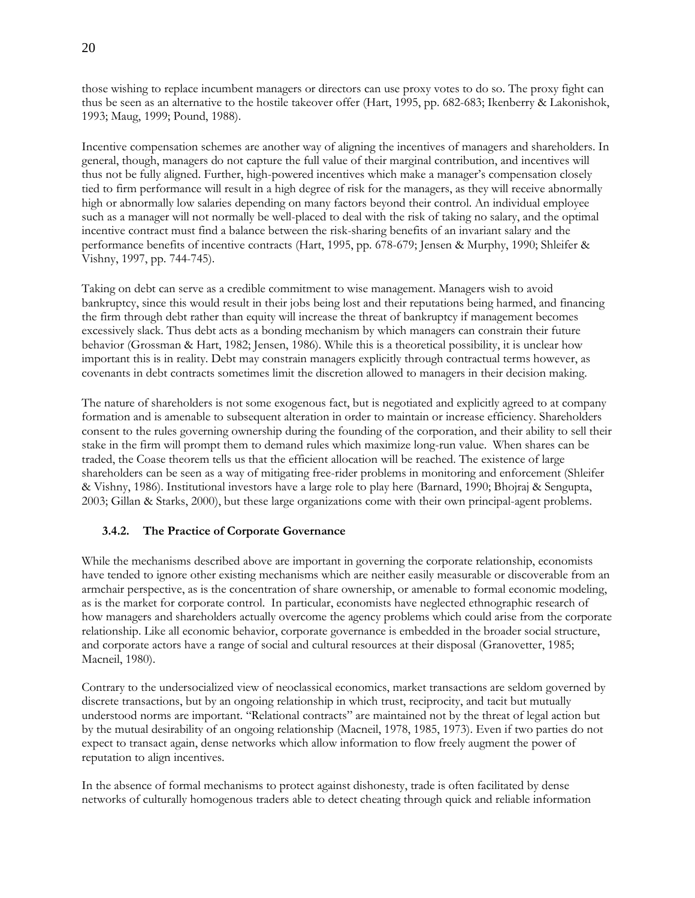those wishing to replace incumbent managers or directors can use proxy votes to do so. The proxy fight can thus be seen as an alternative to the hostile takeover offer (Hart, 1995, pp. 682-683; Ikenberry & Lakonishok, 1993; Maug, 1999; Pound, 1988).

Incentive compensation schemes are another way of aligning the incentives of managers and shareholders. In general, though, managers do not capture the full value of their marginal contribution, and incentives will thus not be fully aligned. Further, high-powered incentives which make a manager's compensation closely tied to firm performance will result in a high degree of risk for the managers, as they will receive abnormally high or abnormally low salaries depending on many factors beyond their control. An individual employee such as a manager will not normally be well-placed to deal with the risk of taking no salary, and the optimal incentive contract must find a balance between the risk-sharing benefits of an invariant salary and the performance benefits of incentive contracts (Hart, 1995, pp. 678-679; Jensen & Murphy, 1990; Shleifer & Vishny, 1997, pp. 744-745).

Taking on debt can serve as a credible commitment to wise management. Managers wish to avoid bankruptcy, since this would result in their jobs being lost and their reputations being harmed, and financing the firm through debt rather than equity will increase the threat of bankruptcy if management becomes excessively slack. Thus debt acts as a bonding mechanism by which managers can constrain their future behavior (Grossman & Hart, 1982; Jensen, 1986). While this is a theoretical possibility, it is unclear how important this is in reality. Debt may constrain managers explicitly through contractual terms however, as covenants in debt contracts sometimes limit the discretion allowed to managers in their decision making.

The nature of shareholders is not some exogenous fact, but is negotiated and explicitly agreed to at company formation and is amenable to subsequent alteration in order to maintain or increase efficiency. Shareholders consent to the rules governing ownership during the founding of the corporation, and their ability to sell their stake in the firm will prompt them to demand rules which maximize long-run value. When shares can be traded, the Coase theorem tells us that the efficient allocation will be reached. The existence of large shareholders can be seen as a way of mitigating free-rider problems in monitoring and enforcement (Shleifer & Vishny, 1986). Institutional investors have a large role to play here (Barnard, 1990; Bhojraj & Sengupta, 2003; Gillan & Starks, 2000), but these large organizations come with their own principal-agent problems.

### 3.4.2. The Practice of Corporate Governance

While the mechanisms described above are important in governing the corporate relationship, economists have tended to ignore other existing mechanisms which are neither easily measurable or discoverable from an armchair perspective, as is the concentration of share ownership, or amenable to formal economic modeling, as is the market for corporate control. In particular, economists have neglected ethnographic research of how managers and shareholders actually overcome the agency problems which could arise from the corporate relationship. Like all economic behavior, corporate governance is embedded in the broader social structure, and corporate actors have a range of social and cultural resources at their disposal (Granovetter, 1985; Macneil, 1980).

Contrary to the undersocialized view of neoclassical economics, market transactions are seldom governed by discrete transactions, but by an ongoing relationship in which trust, reciprocity, and tacit but mutually understood norms are important. "Relational contracts" are maintained not by the threat of legal action but by the mutual desirability of an ongoing relationship (Macneil, 1978, 1985, 1973). Even if two parties do not expect to transact again, dense networks which allow information to flow freely augment the power of reputation to align incentives.

In the absence of formal mechanisms to protect against dishonesty, trade is often facilitated by dense networks of culturally homogenous traders able to detect cheating through quick and reliable information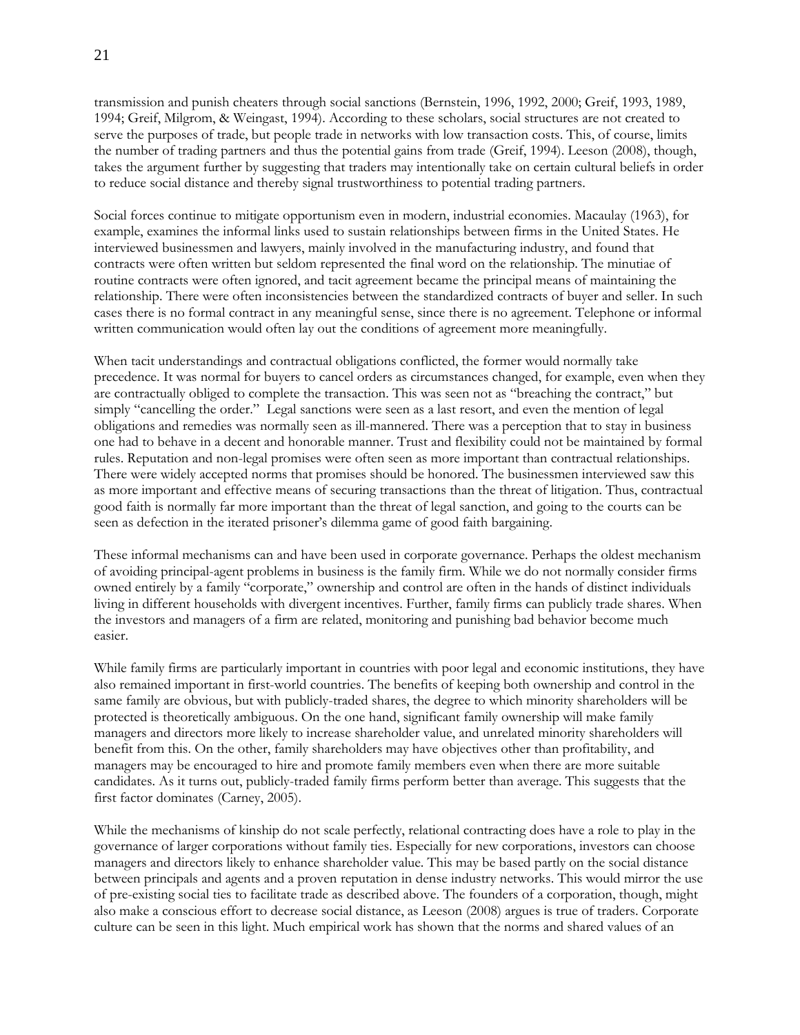transmission and punish cheaters through social sanctions (Bernstein, 1996, 1992, 2000; Greif, 1993, 1989, 1994; Greif, Milgrom, & Weingast, 1994). According to these scholars, social structures are not created to serve the purposes of trade, but people trade in networks with low transaction costs. This, of course, limits the number of trading partners and thus the potential gains from trade (Greif, 1994). Leeson (2008), though, takes the argument further by suggesting that traders may intentionally take on certain cultural beliefs in order to reduce social distance and thereby signal trustworthiness to potential trading partners.

Social forces continue to mitigate opportunism even in modern, industrial economies. Macaulay (1963), for example, examines the informal links used to sustain relationships between firms in the United States. He interviewed businessmen and lawyers, mainly involved in the manufacturing industry, and found that contracts were often written but seldom represented the final word on the relationship. The minutiae of routine contracts were often ignored, and tacit agreement became the principal means of maintaining the relationship. There were often inconsistencies between the standardized contracts of buyer and seller. In such cases there is no formal contract in any meaningful sense, since there is no agreement. Telephone or informal written communication would often lay out the conditions of agreement more meaningfully.

When tacit understandings and contractual obligations conflicted, the former would normally take precedence. It was normal for buyers to cancel orders as circumstances changed, for example, even when they are contractually obliged to complete the transaction. This was seen not as "breaching the contract," but simply "cancelling the order." Legal sanctions were seen as a last resort, and even the mention of legal obligations and remedies was normally seen as ill-mannered. There was a perception that to stay in business one had to behave in a decent and honorable manner. Trust and flexibility could not be maintained by formal rules. Reputation and non-legal promises were often seen as more important than contractual relationships. There were widely accepted norms that promises should be honored. The businessmen interviewed saw this as more important and effective means of securing transactions than the threat of litigation. Thus, contractual good faith is normally far more important than the threat of legal sanction, and going to the courts can be seen as defection in the iterated prisoner's dilemma game of good faith bargaining.

These informal mechanisms can and have been used in corporate governance. Perhaps the oldest mechanism of avoiding principal-agent problems in business is the family firm. While we do not normally consider firms owned entirely by a family "corporate," ownership and control are often in the hands of distinct individuals living in different households with divergent incentives. Further, family firms can publicly trade shares. When the investors and managers of a firm are related, monitoring and punishing bad behavior become much easier.

While family firms are particularly important in countries with poor legal and economic institutions, they have also remained important in first-world countries. The benefits of keeping both ownership and control in the same family are obvious, but with publicly-traded shares, the degree to which minority shareholders will be protected is theoretically ambiguous. On the one hand, significant family ownership will make family managers and directors more likely to increase shareholder value, and unrelated minority shareholders will benefit from this. On the other, family shareholders may have objectives other than profitability, and managers may be encouraged to hire and promote family members even when there are more suitable candidates. As it turns out, publicly-traded family firms perform better than average. This suggests that the first factor dominates (Carney, 2005).

While the mechanisms of kinship do not scale perfectly, relational contracting does have a role to play in the governance of larger corporations without family ties. Especially for new corporations, investors can choose managers and directors likely to enhance shareholder value. This may be based partly on the social distance between principals and agents and a proven reputation in dense industry networks. This would mirror the use of pre-existing social ties to facilitate trade as described above. The founders of a corporation, though, might also make a conscious effort to decrease social distance, as Leeson (2008) argues is true of traders. Corporate culture can be seen in this light. Much empirical work has shown that the norms and shared values of an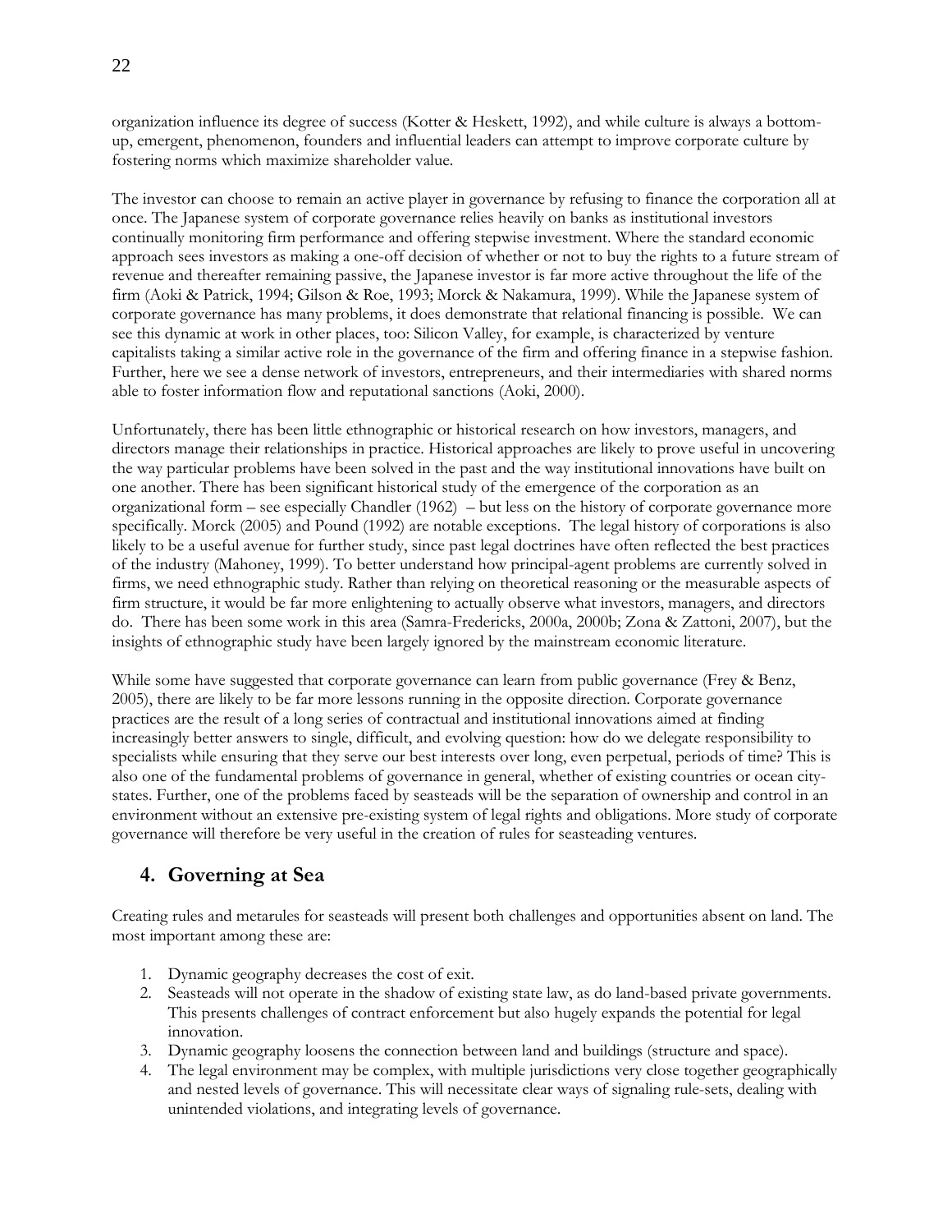organization influence its degree of success (Kotter & Heskett, 1992), and while culture is always a bottom-up, emergent, phenomenon, founders and influential leaders can attempt to improve corporate culture by fostering norms which maximize shareholder value.

The investor can choose to remain an active player in governance by refusing to finance the corporation all at once. The Japanese system of corporate governance relies heavily on banks as institutional investors continually monitoring firm performance and offering stepwise investment. Where the standard economic approach sees investors as making a one-off decision of whether or not to buy the rights to a future stream of revenue and thereafter remaining passive, the Japanese investor is far more active throughout the life of the firm (Aoki & Patrick, 1994; Gilson & Roe, 1993; Morck & Nakamura, 1999). While the Japanese system of corporate governance has many problems, it does demonstrate that relational financing is possible. We can see this dynamic at work in other places, too: Silicon Valley, for example, is characterized by venture capitalists taking a similar active role in the governance of the firm and offering finance in a stepwise fashion. Further, here we see a dense network of investors, entrepreneurs, and their intermediaries with shared norms able to foster information flow and reputational sanctions (Aoki, 2000).

Unfortunately, there has been little ethnographic or historical research on how investors, managers, and directors manage their relationships in practice. Historical approaches are likely to prove useful in uncovering the way particular problems have been solved in the past and the way institutional innovations have built on one another. There has been significant historical study of the emergence of the corporation as an organizational form – see especially Chandler (1962) – but less on the history of corporate governance more specifically. Morck (2005) and Pound (1992) are notable exceptions. The legal history of corporations is also likely to be a useful avenue for further study, since past legal doctrines have often reflected the best practices of the industry (Mahoney, 1999). To better understand how principal-agent problems are currently solved in firms, we need ethnographic study. Rather than relying on theoretical reasoning or the measurable aspects of firm structure, it would be far more enlightening to actually observe what investors, managers, and directors do. There has been some work in this area (Samra-Fredericks, 2000a, 2000b; Zona & Zattoni, 2007), but the insights of ethnographic study have been largely ignored by the mainstream economic literature.

While some have suggested that corporate governance can learn from public governance (Frey & Benz, 2005), there are likely to be far more lessons running in the opposite direction. Corporate governance practices are the result of a long series of contractual and institutional innovations aimed at finding increasingly better answers to single, difficult, and evolving question: how do we delegate responsibility to specialists while ensuring that they serve our best interests over long, even perpetual, periods of time? This is also one of the fundamental problems of governance in general, whether of existing countries or ocean city-states. Further, one of the problems faced by seasteads will be the separation of ownership and control in an environment without an extensive pre-existing system of legal rights and obligations. More study of corporate governance will therefore be very useful in the creation of rules for seasteading ventures.

## 4. Governing at Sea

Creating rules and metarules for seasteads will present both challenges and opportunities absent on land. The most important among these are:

1. Dynamic geography decreases the cost of exit.
2. Seasteads will not operate in the shadow of existing state law, as do land-based private governments. This presents challenges of contract enforcement but also hugely expands the potential for legal innovation.
3. Dynamic geography loosens the connection between land and buildings (structure and space).
4. The legal environment may be complex, with multiple jurisdictions very close together geographically and nested levels of governance. This will necessitate clear ways of signaling rule-sets, dealing with unintended violations, and integrating levels of governance.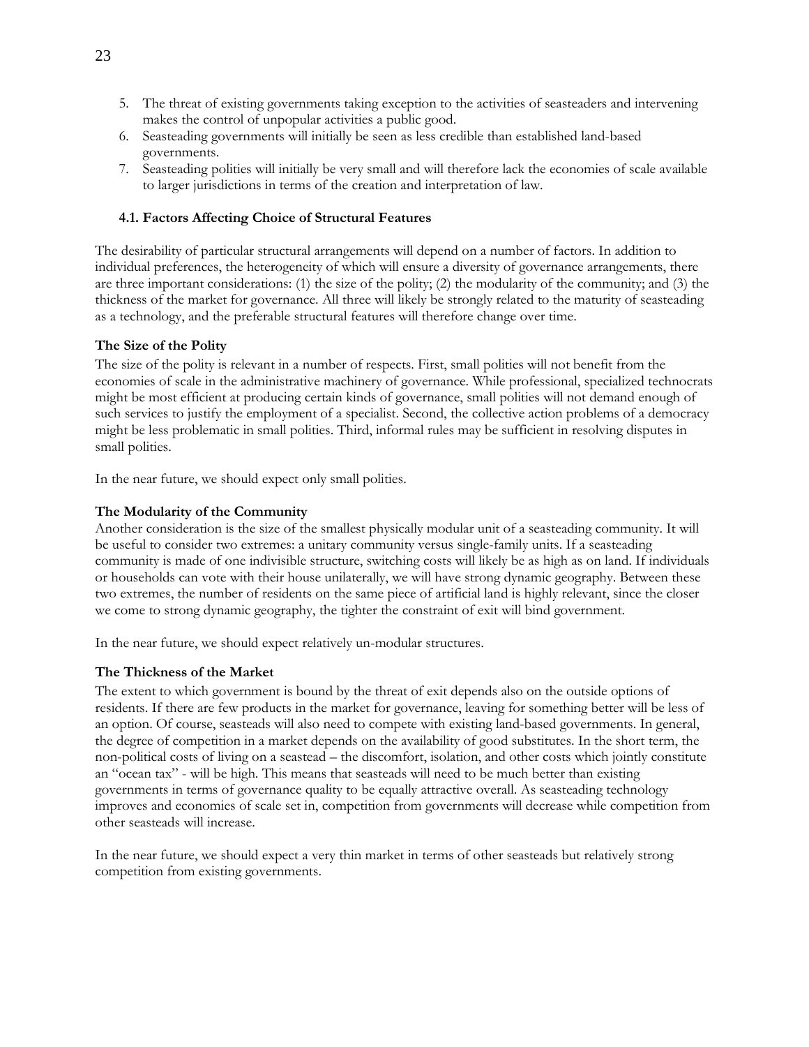5. The threat of existing governments taking exception to the activities of seasteaders and intervening makes the control of unpopular activities a public good.
6. Seasteading governments will initially be seen as less credible than established land-based governments.
7. Seasteading polities will initially be very small and will therefore lack the economies of scale available to larger jurisdictions in terms of the creation and interpretation of law.

### 4.1. Factors Affecting Choice of Structural Features

The desirability of particular structural arrangements will depend on a number of factors. In addition to individual preferences, the heterogeneity of which will ensure a diversity of governance arrangements, there are three important considerations: (1) the size of the polity; (2) the modularity of the community; and (3) the thickness of the market for governance. All three will likely be strongly related to the maturity of seasteading as a technology, and the preferable structural features will therefore change over time.

**The Size of the Polity**

The size of the polity is relevant in a number of respects. First, small polities will not benefit from the economies of scale in the administrative machinery of governance. While professional, specialized technocrats might be most efficient at producing certain kinds of governance, small polities will not demand enough of such services to justify the employment of a specialist. Second, the collective action problems of a democracy might be less problematic in small polities. Third, informal rules may be sufficient in resolving disputes in small polities.

In the near future, we should expect only small polities.

**The Modularity of the Community**

Another consideration is the size of the smallest physically modular unit of a seasteading community. It will be useful to consider two extremes: a unitary community versus single-family units. If a seasteading community is made of one indivisible structure, switching costs will likely be as high as on land. If individuals or households can vote with their house unilaterally, we will have strong dynamic geography. Between these two extremes, the number of residents on the same piece of artificial land is highly relevant, since the closer we come to strong dynamic geography, the tighter the constraint of exit will bind government.

In the near future, we should expect relatively un-modular structures.

**The Thickness of the Market**

The extent to which government is bound by the threat of exit depends also on the outside options of residents. If there are few products in the market for governance, leaving for something better will be less of an option. Of course, seasteads will also need to compete with existing land-based governments. In general, the degree of competition in a market depends on the availability of good substitutes. In the short term, the non-political costs of living on a seastead – the discomfort, isolation, and other costs which jointly constitute an "ocean tax" - will be high. This means that seasteads will need to be much better than existing governments in terms of governance quality to be equally attractive overall. As seasteading technology improves and economies of scale set in, competition from governments will decrease while competition from other seasteads will increase.

In the near future, we should expect a very thin market in terms of other seasteads but relatively strong competition from existing governments.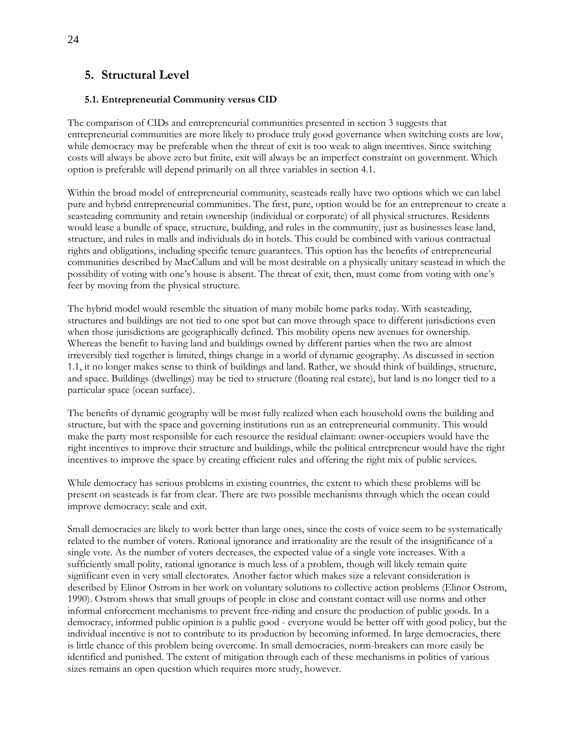## 5. Structural Level

### 5.1. Entrepreneurial Community versus CID

The comparison of CIDs and entrepreneurial communities presented in section 3 suggests that entrepreneurial communities are more likely to produce truly good governance when switching costs are low, while democracy may be preferable when the threat of exit is too weak to align incentives. Since switching costs will always be above zero but finite, exit will always be an imperfect constraint on government. Which option is preferable will depend primarily on all three variables in section 4.1.

Within the broad model of entrepreneurial community, seasteads really have two options which we can label pure and hybrid entrepreneurial communities. The first, pure, option would be for an entrepreneur to create a seasteading community and retain ownership (individual or corporate) of all physical structures. Residents would lease a bundle of space, structure, building, and rules in the community, just as businesses lease land, structure, and rules in malls and individuals do in hotels. This could be combined with various contractual rights and obligations, including specific tenure guarantees. This option has the benefits of entrepreneurial communities described by MacCallum and will be most desirable on a physically unitary seastead in which the possibility of voting with one's house is absent. The threat of exit, then, must come from voting with one's feet by moving from the physical structure.

The hybrid model would resemble the situation of many mobile home parks today. With seasteading, structures and buildings are not tied to one spot but can move through space to different jurisdictions even when those jurisdictions are geographically defined. This mobility opens new avenues for ownership. Whereas the benefit to having land and buildings owned by different parties when the two are almost irreversibly tied together is limited, things change in a world of dynamic geography. As discussed in section 1.1, it no longer makes sense to think of buildings and land. Rather, we should think of buildings, structure, and space. Buildings (dwellings) may be tied to structure (floating real estate), but land is no longer tied to a particular space (ocean surface).

The benefits of dynamic geography will be most fully realized when each household owns the building and structure, but with the space and governing institutions run as an entrepreneurial community. This would make the party most responsible for each resource the residual claimant: owner-occupiers would have the right incentives to improve their structure and buildings, while the political entrepreneur would have the right incentives to improve the space by creating efficient rules and offering the right mix of public services.

While democracy has serious problems in existing countries, the extent to which these problems will be present on seasteads is far from clear. There are two possible mechanisms through which the ocean could improve democracy: scale and exit.

Small democracies are likely to work better than large ones, since the costs of voice seem to be systematically related to the number of voters. Rational ignorance and irrationality are the result of the insignificance of a single vote. As the number of voters decreases, the expected value of a single vote increases. With a sufficiently small polity, rational ignorance is much less of a problem, though will likely remain quite significant even in very small electorates. Another factor which makes size a relevant consideration is described by Elinor Ostrom in her work on voluntary solutions to collective action problems (Elinor Ostrom, 1990). Ostrom shows that small groups of people in close and constant contact will use norms and other informal enforcement mechanisms to prevent free-riding and ensure the production of public goods. In a democracy, informed public opinion is a public good - everyone would be better off with good policy, but the individual incentive is not to contribute to its production by becoming informed. In large democracies, there is little chance of this problem being overcome. In small democracies, norm-breakers can more easily be identified and punished. The extent of mitigation through each of these mechanisms in polities of various sizes remains an open question which requires more study, however.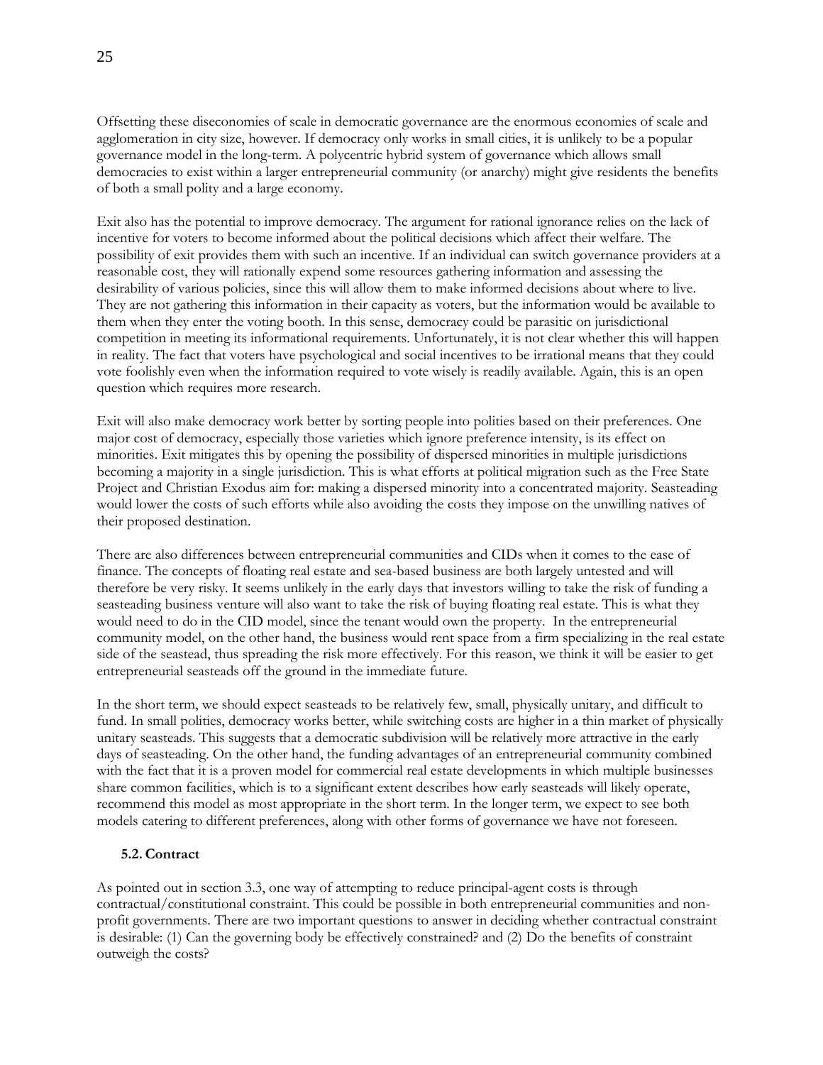Offsetting these diseconomies of scale in democratic governance are the enormous economies of scale and agglomeration in city size, however. If democracy only works in small cities, it is unlikely to be a popular governance model in the long-term. A polycentric hybrid system of governance which allows small democracies to exist within a larger entrepreneurial community (or anarchy) might give residents the benefits of both a small polity and a large economy.

Exit also has the potential to improve democracy. The argument for rational ignorance relies on the lack of incentive for voters to become informed about the political decisions which affect their welfare. The possibility of exit provides them with such an incentive. If an individual can switch governance providers at a reasonable cost, they will rationally expend some resources gathering information and assessing the desirability of various policies, since this will allow them to make informed decisions about where to live. They are not gathering this information in their capacity as voters, but the information would be available to them when they enter the voting booth. In this sense, democracy could be parasitic on jurisdictional competition in meeting its informational requirements. Unfortunately, it is not clear whether this will happen in reality. The fact that voters have psychological and social incentives to be irrational means that they could vote foolishly even when the information required to vote wisely is readily available. Again, this is an open question which requires more research.

Exit will also make democracy work better by sorting people into polities based on their preferences. One major cost of democracy, especially those varieties which ignore preference intensity, is its effect on minorities. Exit mitigates this by opening the possibility of dispersed minorities in multiple jurisdictions becoming a majority in a single jurisdiction. This is what efforts at political migration such as the Free State Project and Christian Exodus aim for: making a dispersed minority into a concentrated majority. Seasteading would lower the costs of such efforts while also avoiding the costs they impose on the unwilling natives of their proposed destination.

There are also differences between entrepreneurial communities and CIDs when it comes to the ease of finance. The concepts of floating real estate and sea-based business are both largely untested and will therefore be very risky. It seems unlikely in the early days that investors willing to take the risk of funding a seasteading business venture will also want to take the risk of buying floating real estate. This is what they would need to do in the CID model, since the tenant would own the property. In the entrepreneurial community model, on the other hand, the business would rent space from a firm specializing in the real estate side of the seastead, thus spreading the risk more effectively. For this reason, we think it will be easier to get entrepreneurial seasteads off the ground in the immediate future.

In the short term, we should expect seasteads to be relatively few, small, physically unitary, and difficult to fund. In small polities, democracy works better, while switching costs are higher in a thin market of physically unitary seasteads. This suggests that a democratic subdivision will be relatively more attractive in the early days of seasteading. On the other hand, the funding advantages of an entrepreneurial community combined with the fact that it is a proven model for commercial real estate developments in which multiple businesses share common facilities, which is to a significant extent describes how early seasteads will likely operate, recommend this model as most appropriate in the short term. In the longer term, we expect to see both models catering to different preferences, along with other forms of governance we have not foreseen.

### 5.2. Contract

As pointed out in section 3.3, one way of attempting to reduce principal-agent costs is through contractual/constitutional constraint. This could be possible in both entrepreneurial communities and non-profit governments. There are two important questions to answer in deciding whether contractual constraint is desirable: (1) Can the governing body be effectively constrained? and (2) Do the benefits of constraint outweigh the costs?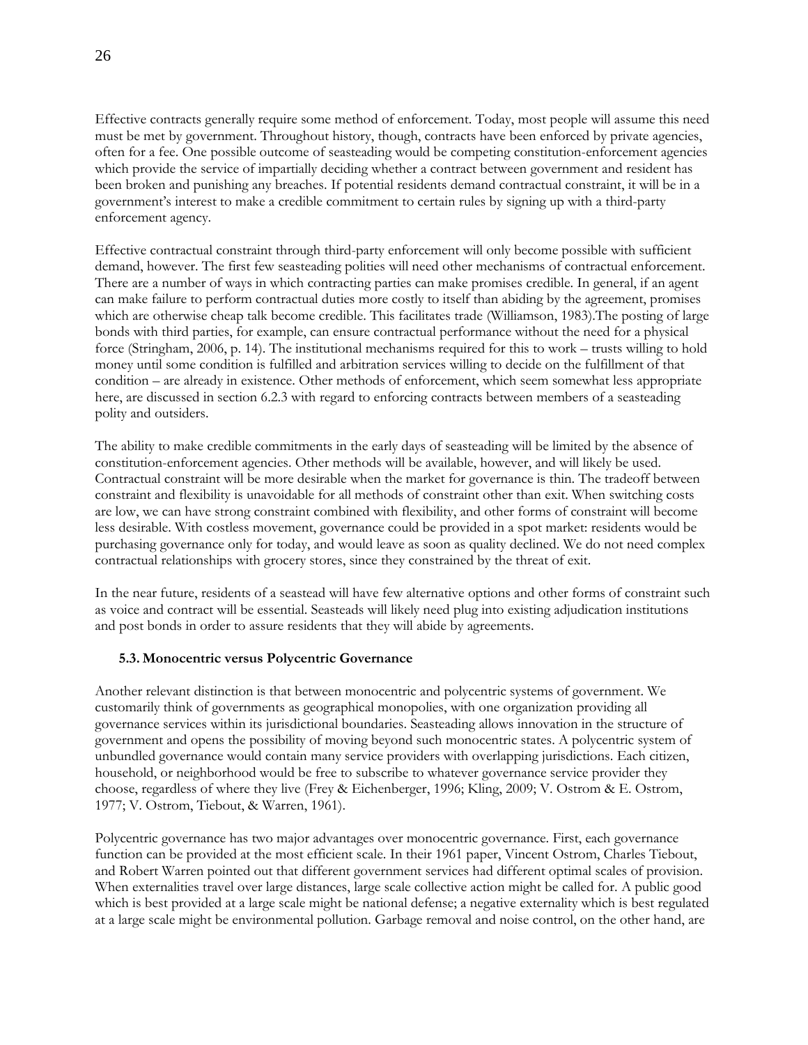Effective contracts generally require some method of enforcement. Today, most people will assume this need must be met by government. Throughout history, though, contracts have been enforced by private agencies, often for a fee. One possible outcome of seasteading would be competing constitution-enforcement agencies which provide the service of impartially deciding whether a contract between government and resident has been broken and punishing any breaches. If potential residents demand contractual constraint, it will be in a government's interest to make a credible commitment to certain rules by signing up with a third-party enforcement agency.

Effective contractual constraint through third-party enforcement will only become possible with sufficient demand, however. The first few seasteading polities will need other mechanisms of contractual enforcement. There are a number of ways in which contracting parties can make promises credible. In general, if an agent can make failure to perform contractual duties more costly to itself than abiding by the agreement, promises which are otherwise cheap talk become credible. This facilitates trade (Williamson, 1983).The posting of large bonds with third parties, for example, can ensure contractual performance without the need for a physical force (Stringham, 2006, p. 14). The institutional mechanisms required for this to work – trusts willing to hold money until some condition is fulfilled and arbitration services willing to decide on the fulfillment of that condition – are already in existence. Other methods of enforcement, which seem somewhat less appropriate here, are discussed in section 6.2.3 with regard to enforcing contracts between members of a seasteading polity and outsiders.

The ability to make credible commitments in the early days of seasteading will be limited by the absence of constitution-enforcement agencies. Other methods will be available, however, and will likely be used. Contractual constraint will be more desirable when the market for governance is thin. The tradeoff between constraint and flexibility is unavoidable for all methods of constraint other than exit. When switching costs are low, we can have strong constraint combined with flexibility, and other forms of constraint will become less desirable. With costless movement, governance could be provided in a spot market: residents would be purchasing governance only for today, and would leave as soon as quality declined. We do not need complex contractual relationships with grocery stores, since they constrained by the threat of exit.

In the near future, residents of a seastead will have few alternative options and other forms of constraint such as voice and contract will be essential. Seasteads will likely need plug into existing adjudication institutions and post bonds in order to assure residents that they will abide by agreements.

### 5.3. Monocentric versus Polycentric Governance

Another relevant distinction is that between monocentric and polycentric systems of government. We customarily think of governments as geographical monopolies, with one organization providing all governance services within its jurisdictional boundaries. Seasteading allows innovation in the structure of government and opens the possibility of moving beyond such monocentric states. A polycentric system of unbundled governance would contain many service providers with overlapping jurisdictions. Each citizen, household, or neighborhood would be free to subscribe to whatever governance service provider they choose, regardless of where they live (Frey & Eichenberger, 1996; Kling, 2009; V. Ostrom & E. Ostrom, 1977; V. Ostrom, Tiebout, & Warren, 1961).

Polycentric governance has two major advantages over monocentric governance. First, each governance function can be provided at the most efficient scale. In their 1961 paper, Vincent Ostrom, Charles Tiebout, and Robert Warren pointed out that different government services had different optimal scales of provision. When externalities travel over large distances, large scale collective action might be called for. A public good which is best provided at a large scale might be national defense; a negative externality which is best regulated at a large scale might be environmental pollution. Garbage removal and noise control, on the other hand, are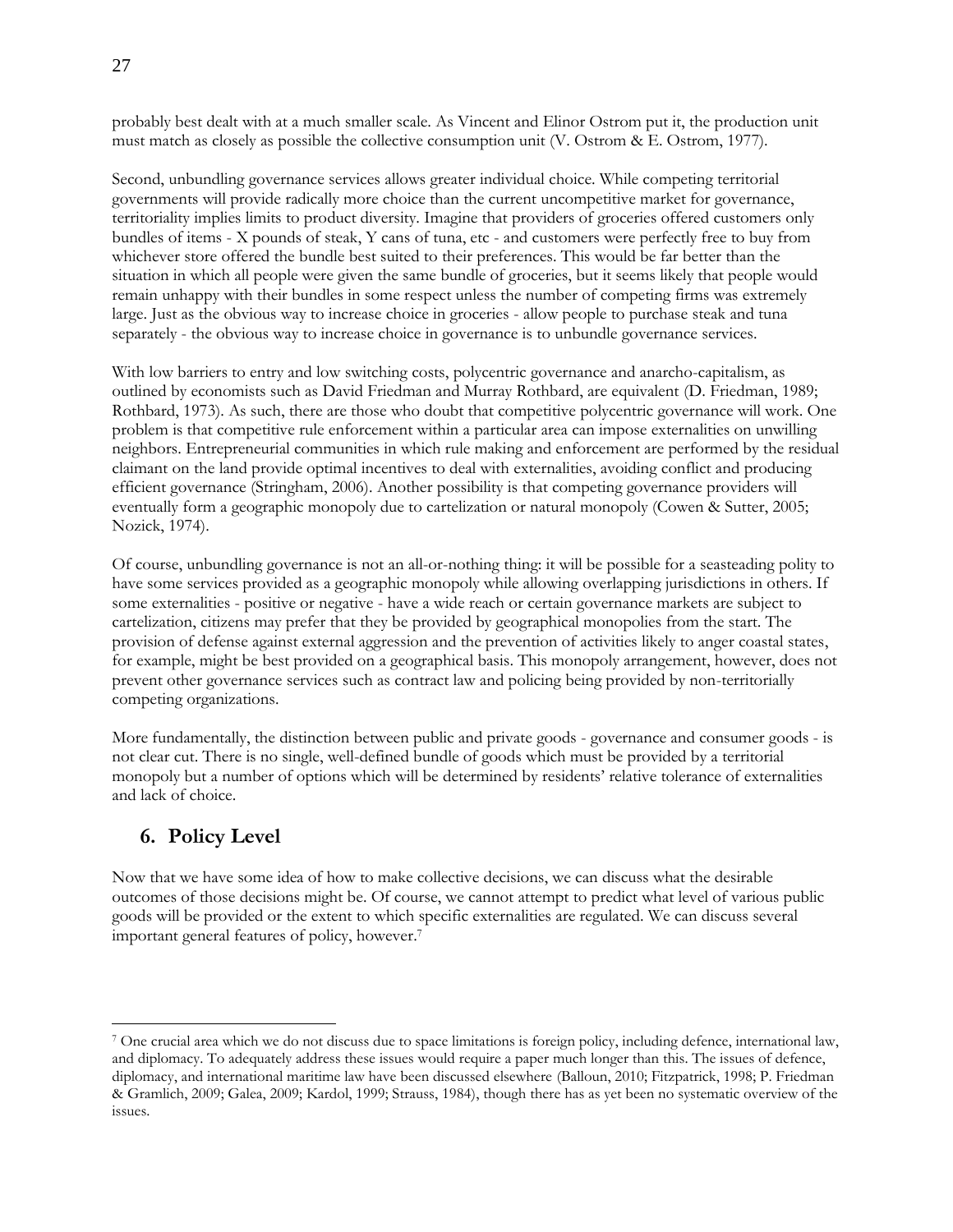probably best dealt with at a much smaller scale. As Vincent and Elinor Ostrom put it, the production unit must match as closely as possible the collective consumption unit (V. Ostrom & E. Ostrom, 1977).

Second, unbundling governance services allows greater individual choice. While competing territorial governments will provide radically more choice than the current uncompetitive market for governance, territoriality implies limits to product diversity. Imagine that providers of groceries offered customers only bundles of items - X pounds of steak, Y cans of tuna, etc - and customers were perfectly free to buy from whichever store offered the bundle best suited to their preferences. This would be far better than the situation in which all people were given the same bundle of groceries, but it seems likely that people would remain unhappy with their bundles in some respect unless the number of competing firms was extremely large. Just as the obvious way to increase choice in groceries - allow people to purchase steak and tuna separately - the obvious way to increase choice in governance is to unbundle governance services.

With low barriers to entry and low switching costs, polycentric governance and anarcho-capitalism, as outlined by economists such as David Friedman and Murray Rothbard, are equivalent (D. Friedman, 1989; Rothbard, 1973). As such, there are those who doubt that competitive polycentric governance will work. One problem is that competitive rule enforcement within a particular area can impose externalities on unwilling neighbors. Entrepreneurial communities in which rule making and enforcement are performed by the residual claimant on the land provide optimal incentives to deal with externalities, avoiding conflict and producing efficient governance (Stringham, 2006). Another possibility is that competing governance providers will eventually form a geographic monopoly due to cartelization or natural monopoly (Cowen & Sutter, 2005; Nozick, 1974).

Of course, unbundling governance is not an all-or-nothing thing: it will be possible for a seasteading polity to have some services provided as a geographic monopoly while allowing overlapping jurisdictions in others. If some externalities - positive or negative - have a wide reach or certain governance markets are subject to cartelization, citizens may prefer that they be provided by geographical monopolies from the start. The provision of defense against external aggression and the prevention of activities likely to anger coastal states, for example, might be best provided on a geographical basis. This monopoly arrangement, however, does not prevent other governance services such as contract law and policing being provided by non-territorially competing organizations.

More fundamentally, the distinction between public and private goods - governance and consumer goods - is not clear cut. There is no single, well-defined bundle of goods which must be provided by a territorial monopoly but a number of options which will be determined by residents' relative tolerance of externalities and lack of choice.

## 6. Policy Level

Now that we have some idea of how to make collective decisions, we can discuss what the desirable outcomes of those decisions might be. Of course, we cannot attempt to predict what level of various public goods will be provided or the extent to which specific externalities are regulated. We can discuss several important general features of policy, however.[7]

---

[7] One crucial area which we do not discuss due to space limitations is foreign policy, including defence, international law, and diplomacy. To adequately address these issues would require a paper much longer than this. The issues of defence, diplomacy, and international maritime law have been discussed elsewhere (Balloun, 2010; Fitzpatrick, 1998; P. Friedman & Gramlich, 2009; Galea, 2009; Kardol, 1999; Strauss, 1984), though there has as yet been no systematic overview of the issues.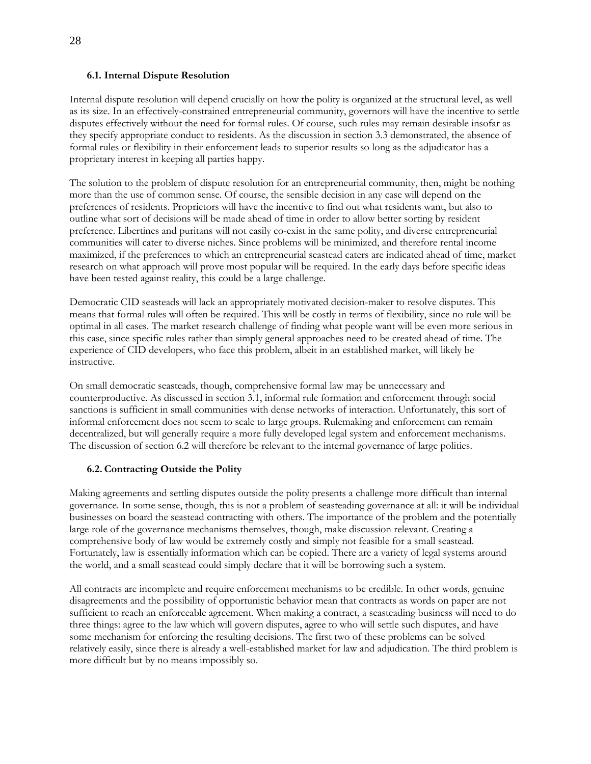### 6.1. Internal Dispute Resolution

Internal dispute resolution will depend crucially on how the polity is organized at the structural level, as well as its size. In an effectively-constrained entrepreneurial community, governors will have the incentive to settle disputes effectively without the need for formal rules. Of course, such rules may remain desirable insofar as they specify appropriate conduct to residents. As the discussion in section 3.3 demonstrated, the absence of formal rules or flexibility in their enforcement leads to superior results so long as the adjudicator has a proprietary interest in keeping all parties happy.

The solution to the problem of dispute resolution for an entrepreneurial community, then, might be nothing more than the use of common sense. Of course, the sensible decision in any case will depend on the preferences of residents. Proprietors will have the incentive to find out what residents want, but also to outline what sort of decisions will be made ahead of time in order to allow better sorting by resident preference. Libertines and puritans will not easily co-exist in the same polity, and diverse entrepreneurial communities will cater to diverse niches. Since problems will be minimized, and therefore rental income maximized, if the preferences to which an entrepreneurial seastead caters are indicated ahead of time, market research on what approach will prove most popular will be required. In the early days before specific ideas have been tested against reality, this could be a large challenge.

Democratic CID seasteads will lack an appropriately motivated decision-maker to resolve disputes. This means that formal rules will often be required. This will be costly in terms of flexibility, since no rule will be optimal in all cases. The market research challenge of finding what people want will be even more serious in this case, since specific rules rather than simply general approaches need to be created ahead of time. The experience of CID developers, who face this problem, albeit in an established market, will likely be instructive.

On small democratic seasteads, though, comprehensive formal law may be unnecessary and counterproductive. As discussed in section 3.1, informal rule formation and enforcement through social sanctions is sufficient in small communities with dense networks of interaction. Unfortunately, this sort of informal enforcement does not seem to scale to large groups. Rulemaking and enforcement can remain decentralized, but will generally require a more fully developed legal system and enforcement mechanisms. The discussion of section 6.2 will therefore be relevant to the internal governance of large polities.

### 6.2. Contracting Outside the Polity

Making agreements and settling disputes outside the polity presents a challenge more difficult than internal governance. In some sense, though, this is not a problem of seasteading governance at all: it will be individual businesses on board the seastead contracting with others. The importance of the problem and the potentially large role of the governance mechanisms themselves, though, make discussion relevant. Creating a comprehensive body of law would be extremely costly and simply not feasible for a small seastead. Fortunately, law is essentially information which can be copied. There are a variety of legal systems around the world, and a small seastead could simply declare that it will be borrowing such a system.

All contracts are incomplete and require enforcement mechanisms to be credible. In other words, genuine disagreements and the possibility of opportunistic behavior mean that contracts as words on paper are not sufficient to reach an enforceable agreement. When making a contract, a seasteading business will need to do three things: agree to the law which will govern disputes, agree to who will settle such disputes, and have some mechanism for enforcing the resulting decisions. The first two of these problems can be solved relatively easily, since there is already a well-established market for law and adjudication. The third problem is more difficult but by no means impossibly so.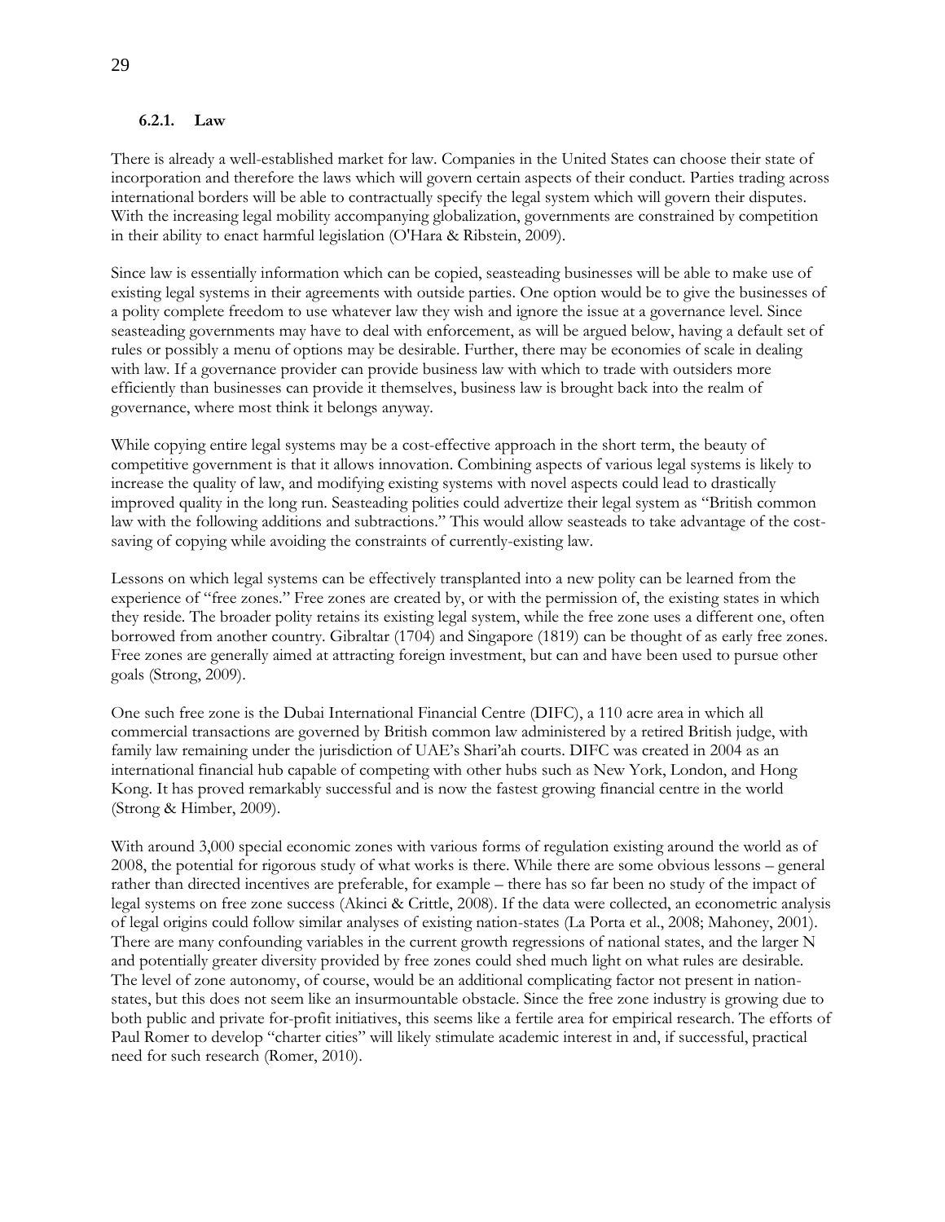#### 6.2.1. Law

There is already a well-established market for law. Companies in the United States can choose their state of incorporation and therefore the laws which will govern certain aspects of their conduct. Parties trading across international borders will be able to contractually specify the legal system which will govern their disputes. With the increasing legal mobility accompanying globalization, governments are constrained by competition in their ability to enact harmful legislation (O'Hara & Ribstein, 2009).

Since law is essentially information which can be copied, seasteading businesses will be able to make use of existing legal systems in their agreements with outside parties. One option would be to give the businesses of a polity complete freedom to use whatever law they wish and ignore the issue at a governance level. Since seasteading governments may have to deal with enforcement, as will be argued below, having a default set of rules or possibly a menu of options may be desirable. Further, there may be economies of scale in dealing with law. If a governance provider can provide business law with which to trade with outsiders more efficiently than businesses can provide it themselves, business law is brought back into the realm of governance, where most think it belongs anyway.

While copying entire legal systems may be a cost-effective approach in the short term, the beauty of competitive government is that it allows innovation. Combining aspects of various legal systems is likely to increase the quality of law, and modifying existing systems with novel aspects could lead to drastically improved quality in the long run. Seasteading polities could advertize their legal system as "British common law with the following additions and subtractions." This would allow seasteads to take advantage of the cost-saving of copying while avoiding the constraints of currently-existing law.

Lessons on which legal systems can be effectively transplanted into a new polity can be learned from the experience of "free zones." Free zones are created by, or with the permission of, the existing states in which they reside. The broader polity retains its existing legal system, while the free zone uses a different one, often borrowed from another country. Gibraltar (1704) and Singapore (1819) can be thought of as early free zones. Free zones are generally aimed at attracting foreign investment, but can and have been used to pursue other goals (Strong, 2009).

One such free zone is the Dubai International Financial Centre (DIFC), a 110 acre area in which all commercial transactions are governed by British common law administered by a retired British judge, with family law remaining under the jurisdiction of UAE's Shari'ah courts. DIFC was created in 2004 as an international financial hub capable of competing with other hubs such as New York, London, and Hong Kong. It has proved remarkably successful and is now the fastest growing financial centre in the world (Strong & Himber, 2009).

With around 3,000 special economic zones with various forms of regulation existing around the world as of 2008, the potential for rigorous study of what works is there. While there are some obvious lessons – general rather than directed incentives are preferable, for example – there has so far been no study of the impact of legal systems on free zone success (Akinci & Crittle, 2008). If the data were collected, an econometric analysis of legal origins could follow similar analyses of existing nation-states (La Porta et al., 2008; Mahoney, 2001). There are many confounding variables in the current growth regressions of national states, and the larger N and potentially greater diversity provided by free zones could shed much light on what rules are desirable. The level of zone autonomy, of course, would be an additional complicating factor not present in nation-states, but this does not seem like an insurmountable obstacle. Since the free zone industry is growing due to both public and private for-profit initiatives, this seems like a fertile area for empirical research. The efforts of Paul Romer to develop "charter cities" will likely stimulate academic interest in and, if successful, practical need for such research (Romer, 2010).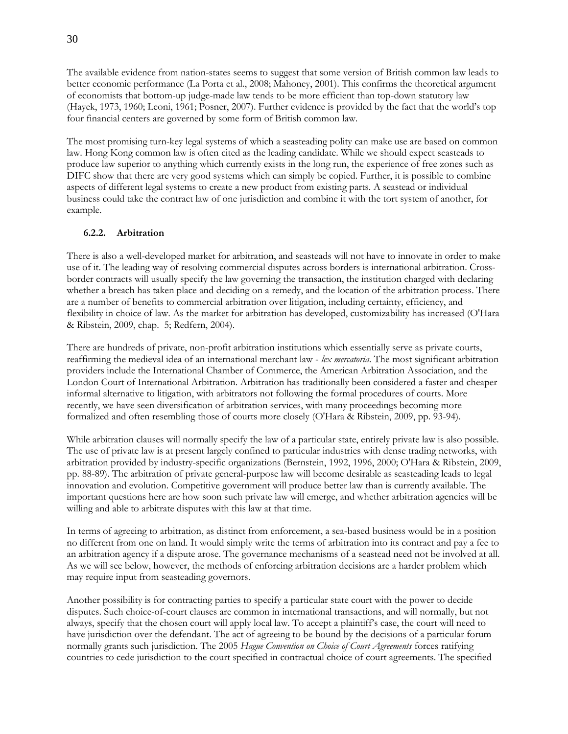The available evidence from nation-states seems to suggest that some version of British common law leads to better economic performance (La Porta et al., 2008; Mahoney, 2001). This confirms the theoretical argument of economists that bottom-up judge-made law tends to be more efficient than top-down statutory law (Hayek, 1973, 1960; Leoni, 1961; Posner, 2007). Further evidence is provided by the fact that the world's top four financial centers are governed by some form of British common law.

The most promising turn-key legal systems of which a seasteading polity can make use are based on common law. Hong Kong common law is often cited as the leading candidate. While we should expect seasteads to produce law superior to anything which currently exists in the long run, the experience of free zones such as DIFC show that there are very good systems which can simply be copied. Further, it is possible to combine aspects of different legal systems to create a new product from existing parts. A seastead or individual business could take the contract law of one jurisdiction and combine it with the tort system of another, for example.

### 6.2.2. Arbitration

There is also a well-developed market for arbitration, and seasteads will not have to innovate in order to make use of it. The leading way of resolving commercial disputes across borders is international arbitration. Cross-border contracts will usually specify the law governing the transaction, the institution charged with declaring whether a breach has taken place and deciding on a remedy, and the location of the arbitration process. There are a number of benefits to commercial arbitration over litigation, including certainty, efficiency, and flexibility in choice of law. As the market for arbitration has developed, customizability has increased (O'Hara & Ribstein, 2009, chap. 5; Redfern, 2004).

There are hundreds of private, non-profit arbitration institutions which essentially serve as private courts, reaffirming the medieval idea of an international merchant law - *lex mercatoria*. The most significant arbitration providers include the International Chamber of Commerce, the American Arbitration Association, and the London Court of International Arbitration. Arbitration has traditionally been considered a faster and cheaper informal alternative to litigation, with arbitrators not following the formal procedures of courts. More recently, we have seen diversification of arbitration services, with many proceedings becoming more formalized and often resembling those of courts more closely (O'Hara & Ribstein, 2009, pp. 93-94).

While arbitration clauses will normally specify the law of a particular state, entirely private law is also possible. The use of private law is at present largely confined to particular industries with dense trading networks, with arbitration provided by industry-specific organizations (Bernstein, 1992, 1996, 2000; O'Hara & Ribstein, 2009, pp. 88-89). The arbitration of private general-purpose law will become desirable as seasteading leads to legal innovation and evolution. Competitive government will produce better law than is currently available. The important questions here are how soon such private law will emerge, and whether arbitration agencies will be willing and able to arbitrate disputes with this law at that time.

In terms of agreeing to arbitration, as distinct from enforcement, a sea-based business would be in a position no different from one on land. It would simply write the terms of arbitration into its contract and pay a fee to an arbitration agency if a dispute arose. The governance mechanisms of a seastead need not be involved at all. As we will see below, however, the methods of enforcing arbitration decisions are a harder problem which may require input from seasteading governors.

Another possibility is for contracting parties to specify a particular state court with the power to decide disputes. Such choice-of-court clauses are common in international transactions, and will normally, but not always, specify that the chosen court will apply local law. To accept a plaintiff's case, the court will need to have jurisdiction over the defendant. The act of agreeing to be bound by the decisions of a particular forum normally grants such jurisdiction. The 2005 *Hague Convention on Choice of Court Agreements* forces ratifying countries to cede jurisdiction to the court specified in contractual choice of court agreements. The specified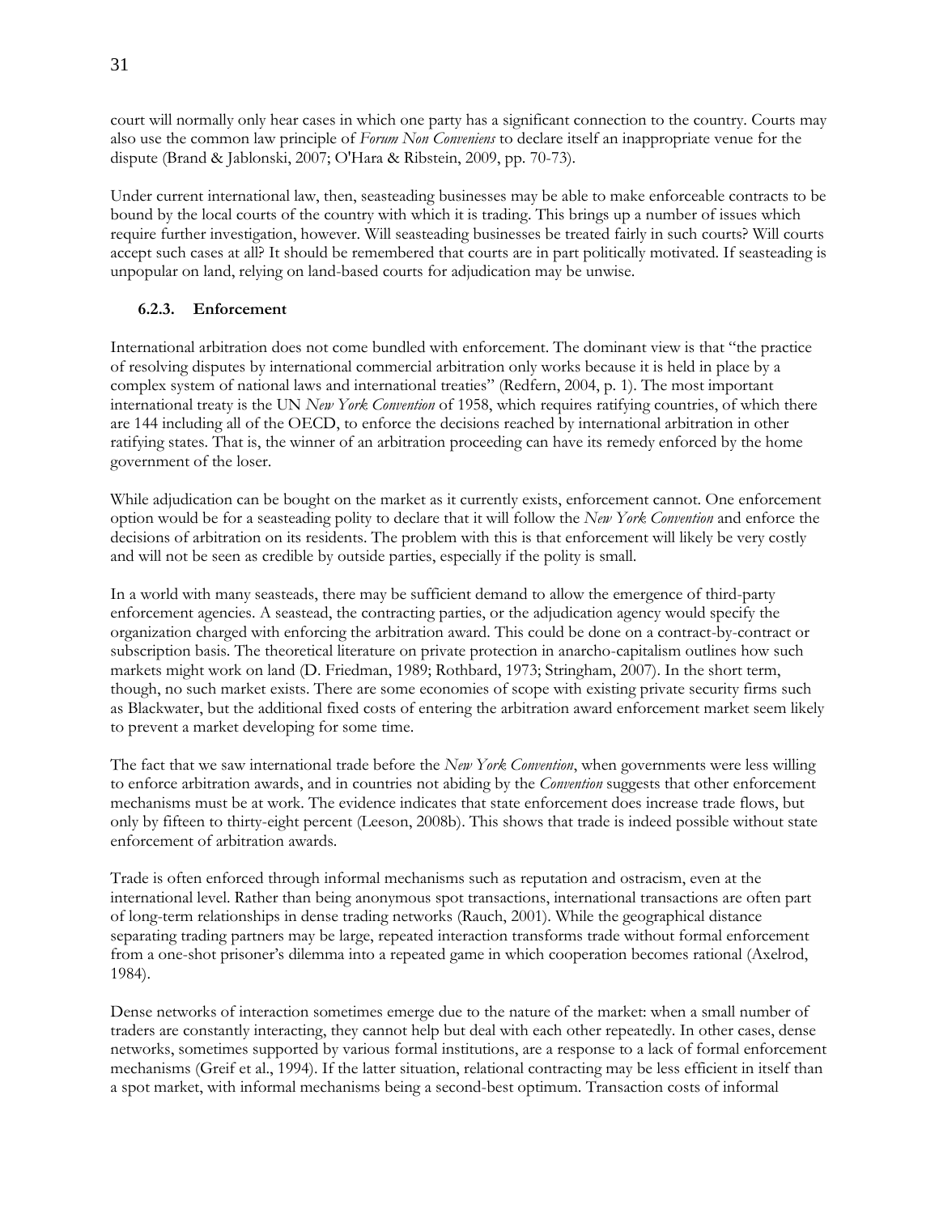court will normally only hear cases in which one party has a significant connection to the country. Courts may also use the common law principle of *Forum Non Conveniens* to declare itself an inappropriate venue for the dispute (Brand & Jablonski, 2007; O'Hara & Ribstein, 2009, pp. 70-73).

Under current international law, then, seasteading businesses may be able to make enforceable contracts to be bound by the local courts of the country with which it is trading. This brings up a number of issues which require further investigation, however. Will seasteading businesses be treated fairly in such courts? Will courts accept such cases at all? It should be remembered that courts are in part politically motivated. If seasteading is unpopular on land, relying on land-based courts for adjudication may be unwise.

### 6.2.3. Enforcement

International arbitration does not come bundled with enforcement. The dominant view is that "the practice of resolving disputes by international commercial arbitration only works because it is held in place by a complex system of national laws and international treaties" (Redfern, 2004, p. 1). The most important international treaty is the UN *New York Convention* of 1958, which requires ratifying countries, of which there are 144 including all of the OECD, to enforce the decisions reached by international arbitration in other ratifying states. That is, the winner of an arbitration proceeding can have its remedy enforced by the home government of the loser.

While adjudication can be bought on the market as it currently exists, enforcement cannot. One enforcement option would be for a seasteading polity to declare that it will follow the *New York Convention* and enforce the decisions of arbitration on its residents. The problem with this is that enforcement will likely be very costly and will not be seen as credible by outside parties, especially if the polity is small.

In a world with many seasteads, there may be sufficient demand to allow the emergence of third-party enforcement agencies. A seastead, the contracting parties, or the adjudication agency would specify the organization charged with enforcing the arbitration award. This could be done on a contract-by-contract or subscription basis. The theoretical literature on private protection in anarcho-capitalism outlines how such markets might work on land (D. Friedman, 1989; Rothbard, 1973; Stringham, 2007). In the short term, though, no such market exists. There are some economies of scope with existing private security firms such as Blackwater, but the additional fixed costs of entering the arbitration award enforcement market seem likely to prevent a market developing for some time.

The fact that we saw international trade before the *New York Convention*, when governments were less willing to enforce arbitration awards, and in countries not abiding by the *Convention* suggests that other enforcement mechanisms must be at work. The evidence indicates that state enforcement does increase trade flows, but only by fifteen to thirty-eight percent (Leeson, 2008b). This shows that trade is indeed possible without state enforcement of arbitration awards.

Trade is often enforced through informal mechanisms such as reputation and ostracism, even at the international level. Rather than being anonymous spot transactions, international transactions are often part of long-term relationships in dense trading networks (Rauch, 2001). While the geographical distance separating trading partners may be large, repeated interaction transforms trade without formal enforcement from a one-shot prisoner's dilemma into a repeated game in which cooperation becomes rational (Axelrod, 1984).

Dense networks of interaction sometimes emerge due to the nature of the market: when a small number of traders are constantly interacting, they cannot help but deal with each other repeatedly. In other cases, dense networks, sometimes supported by various formal institutions, are a response to a lack of formal enforcement mechanisms (Greif et al., 1994). If the latter situation, relational contracting may be less efficient in itself than a spot market, with informal mechanisms being a second-best optimum. Transaction costs of informal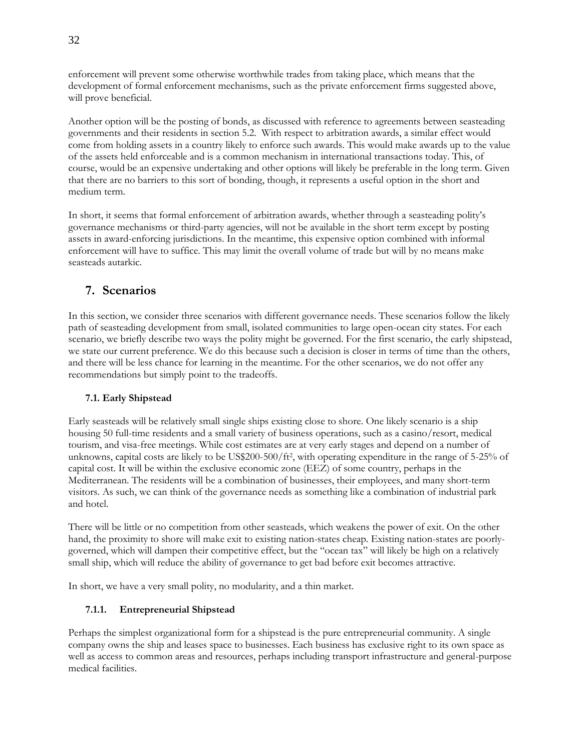enforcement will prevent some otherwise worthwhile trades from taking place, which means that the development of formal enforcement mechanisms, such as the private enforcement firms suggested above, will prove beneficial.

Another option will be the posting of bonds, as discussed with reference to agreements between seasteading governments and their residents in section 5.2. With respect to arbitration awards, a similar effect would come from holding assets in a country likely to enforce such awards. This would make awards up to the value of the assets held enforceable and is a common mechanism in international transactions today. This, of course, would be an expensive undertaking and other options will likely be preferable in the long term. Given that there are no barriers to this sort of bonding, though, it represents a useful option in the short and medium term.

In short, it seems that formal enforcement of arbitration awards, whether through a seasteading polity's governance mechanisms or third-party agencies, will not be available in the short term except by posting assets in award-enforcing jurisdictions. In the meantime, this expensive option combined with informal enforcement will have to suffice. This may limit the overall volume of trade but will by no means make seasteads autarkic.

## 7. Scenarios

In this section, we consider three scenarios with different governance needs. These scenarios follow the likely path of seasteading development from small, isolated communities to large open-ocean city states. For each scenario, we briefly describe two ways the polity might be governed. For the first scenario, the early shipstead, we state our current preference. We do this because such a decision is closer in terms of time than the others, and there will be less chance for learning in the meantime. For the other scenarios, we do not offer any recommendations but simply point to the tradeoffs.

### 7.1. Early Shipstead

Early seasteads will be relatively small single ships existing close to shore. One likely scenario is a ship housing 50 full-time residents and a small variety of business operations, such as a casino/resort, medical tourism, and visa-free meetings. While cost estimates are at very early stages and depend on a number of unknowns, capital costs are likely to be US$200-500/ft$^2$, with operating expenditure in the range of 5-25% of capital cost. It will be within the exclusive economic zone (EEZ) of some country, perhaps in the Mediterranean. The residents will be a combination of businesses, their employees, and many short-term visitors. As such, we can think of the governance needs as something like a combination of industrial park and hotel.

There will be little or no competition from other seasteads, which weakens the power of exit. On the other hand, the proximity to shore will make exit to existing nation-states cheap. Existing nation-states are poorly-governed, which will dampen their competitive effect, but the "ocean tax" will likely be high on a relatively small ship, which will reduce the ability of governance to get bad before exit becomes attractive.

In short, we have a very small polity, no modularity, and a thin market.

#### 7.1.1. Entrepreneurial Shipstead

Perhaps the simplest organizational form for a shipstead is the pure entrepreneurial community. A single company owns the ship and leases space to businesses. Each business has exclusive right to its own space as well as access to common areas and resources, perhaps including transport infrastructure and general-purpose medical facilities.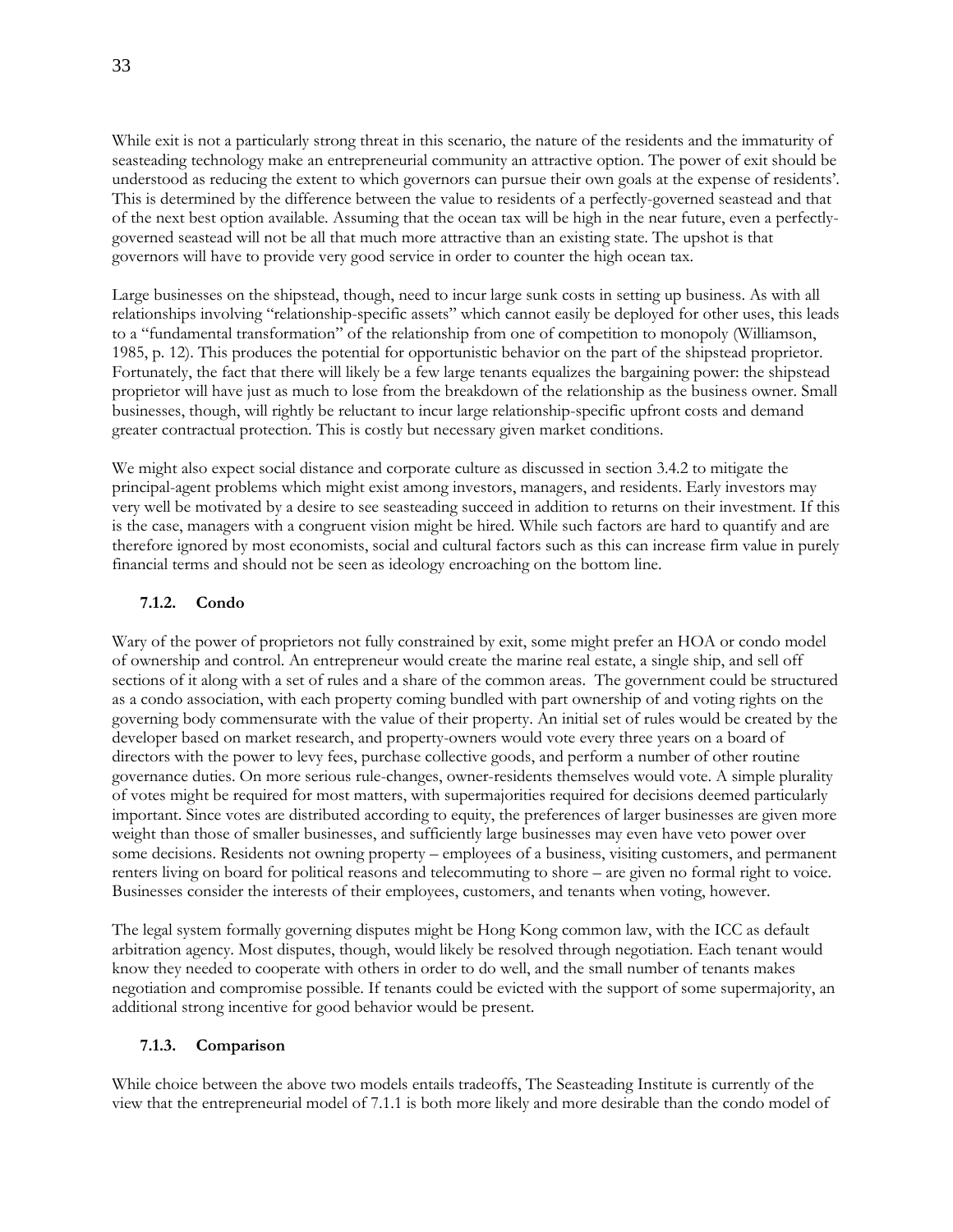While exit is not a particularly strong threat in this scenario, the nature of the residents and the immaturity of seasteading technology make an entrepreneurial community an attractive option. The power of exit should be understood as reducing the extent to which governors can pursue their own goals at the expense of residents'. This is determined by the difference between the value to residents of a perfectly-governed seastead and that of the next best option available. Assuming that the ocean tax will be high in the near future, even a perfectly-governed seastead will not be all that much more attractive than an existing state. The upshot is that governors will have to provide very good service in order to counter the high ocean tax.

Large businesses on the shipstead, though, need to incur large sunk costs in setting up business. As with all relationships involving "relationship-specific assets" which cannot easily be deployed for other uses, this leads to a "fundamental transformation" of the relationship from one of competition to monopoly (Williamson, 1985, p. 12). This produces the potential for opportunistic behavior on the part of the shipstead proprietor. Fortunately, the fact that there will likely be a few large tenants equalizes the bargaining power: the shipstead proprietor will have just as much to lose from the breakdown of the relationship as the business owner. Small businesses, though, will rightly be reluctant to incur large relationship-specific upfront costs and demand greater contractual protection. This is costly but necessary given market conditions.

We might also expect social distance and corporate culture as discussed in section 3.4.2 to mitigate the principal-agent problems which might exist among investors, managers, and residents. Early investors may very well be motivated by a desire to see seasteading succeed in addition to returns on their investment. If this is the case, managers with a congruent vision might be hired. While such factors are hard to quantify and are therefore ignored by most economists, social and cultural factors such as this can increase firm value in purely financial terms and should not be seen as ideology encroaching on the bottom line.

### 7.1.2. Condo

Wary of the power of proprietors not fully constrained by exit, some might prefer an HOA or condo model of ownership and control. An entrepreneur would create the marine real estate, a single ship, and sell off sections of it along with a set of rules and a share of the common areas. The government could be structured as a condo association, with each property coming bundled with part ownership of and voting rights on the governing body commensurate with the value of their property. An initial set of rules would be created by the developer based on market research, and property-owners would vote every three years on a board of directors with the power to levy fees, purchase collective goods, and perform a number of other routine governance duties. On more serious rule-changes, owner-residents themselves would vote. A simple plurality of votes might be required for most matters, with supermajorities required for decisions deemed particularly important. Since votes are distributed according to equity, the preferences of larger businesses are given more weight than those of smaller businesses, and sufficiently large businesses may even have veto power over some decisions. Residents not owning property – employees of a business, visiting customers, and permanent renters living on board for political reasons and telecommuting to shore – are given no formal right to voice. Businesses consider the interests of their employees, customers, and tenants when voting, however.

The legal system formally governing disputes might be Hong Kong common law, with the ICC as default arbitration agency. Most disputes, though, would likely be resolved through negotiation. Each tenant would know they needed to cooperate with others in order to do well, and the small number of tenants makes negotiation and compromise possible. If tenants could be evicted with the support of some supermajority, an additional strong incentive for good behavior would be present.

### 7.1.3. Comparison

While choice between the above two models entails tradeoffs, The Seasteading Institute is currently of the view that the entrepreneurial model of 7.1.1 is both more likely and more desirable than the condo model of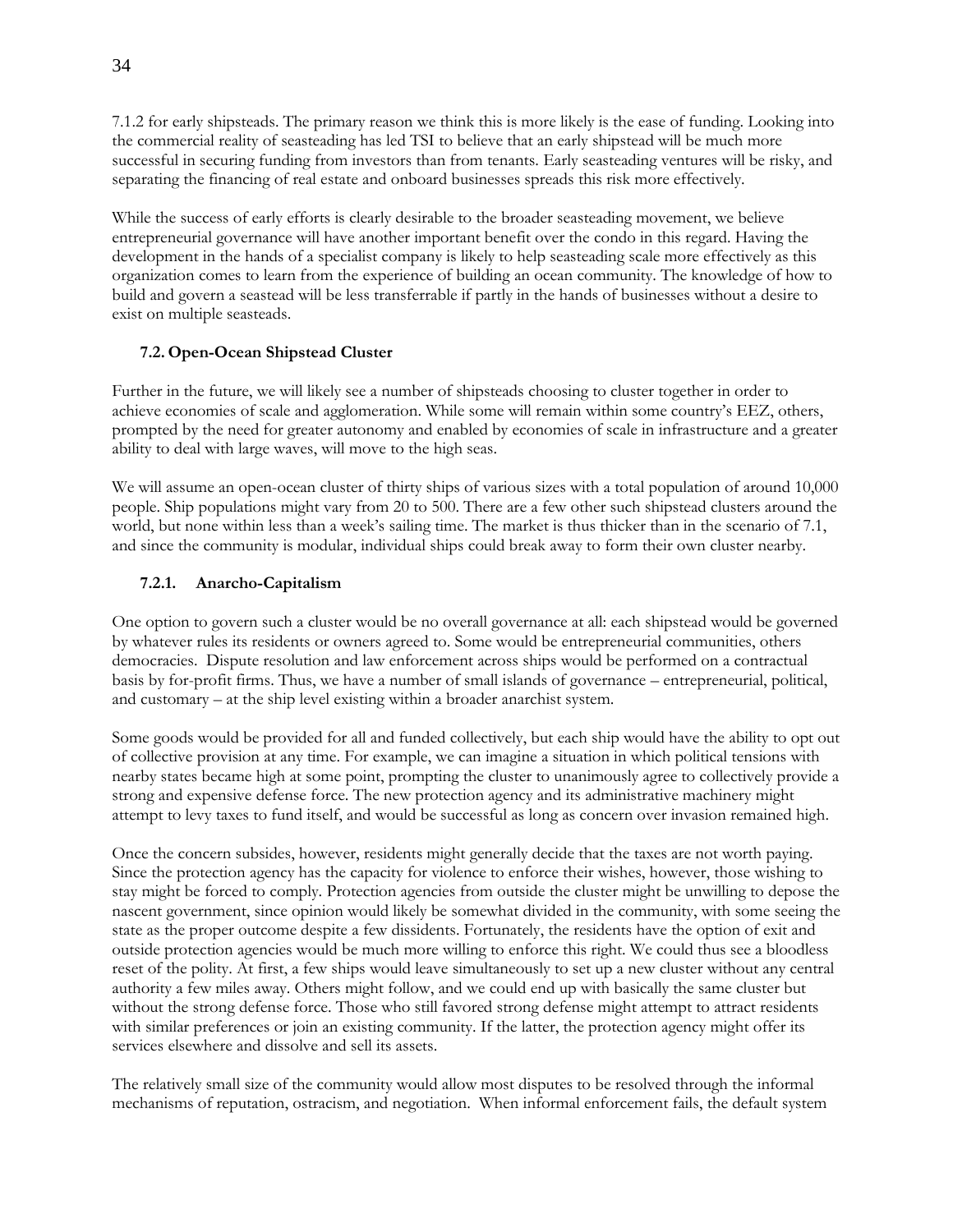7.1.2 for early shipsteads. The primary reason we think this is more likely is the ease of funding. Looking into the commercial reality of seasteading has led TSI to believe that an early shipstead will be much more successful in securing funding from investors than from tenants. Early seasteading ventures will be risky, and separating the financing of real estate and onboard businesses spreads this risk more effectively.

While the success of early efforts is clearly desirable to the broader seasteading movement, we believe entrepreneurial governance will have another important benefit over the condo in this regard. Having the development in the hands of a specialist company is likely to help seasteading scale more effectively as this organization comes to learn from the experience of building an ocean community. The knowledge of how to build and govern a seastead will be less transferrable if partly in the hands of businesses without a desire to exist on multiple seasteads.

## 7.2. Open-Ocean Shipstead Cluster

Further in the future, we will likely see a number of shipsteads choosing to cluster together in order to achieve economies of scale and agglomeration. While some will remain within some country's EEZ, others, prompted by the need for greater autonomy and enabled by economies of scale in infrastructure and a greater ability to deal with large waves, will move to the high seas.

We will assume an open-ocean cluster of thirty ships of various sizes with a total population of around 10,000 people. Ship populations might vary from 20 to 500. There are a few other such shipstead clusters around the world, but none within less than a week's sailing time. The market is thus thicker than in the scenario of 7.1, and since the community is modular, individual ships could break away to form their own cluster nearby.

### 7.2.1. Anarcho-Capitalism

One option to govern such a cluster would be no overall governance at all: each shipstead would be governed by whatever rules its residents or owners agreed to. Some would be entrepreneurial communities, others democracies. Dispute resolution and law enforcement across ships would be performed on a contractual basis by for-profit firms. Thus, we have a number of small islands of governance – entrepreneurial, political, and customary – at the ship level existing within a broader anarchist system.

Some goods would be provided for all and funded collectively, but each ship would have the ability to opt out of collective provision at any time. For example, we can imagine a situation in which political tensions with nearby states became high at some point, prompting the cluster to unanimously agree to collectively provide a strong and expensive defense force. The new protection agency and its administrative machinery might attempt to levy taxes to fund itself, and would be successful as long as concern over invasion remained high.

Once the concern subsides, however, residents might generally decide that the taxes are not worth paying. Since the protection agency has the capacity for violence to enforce their wishes, however, those wishing to stay might be forced to comply. Protection agencies from outside the cluster might be unwilling to depose the nascent government, since opinion would likely be somewhat divided in the community, with some seeing the state as the proper outcome despite a few dissidents. Fortunately, the residents have the option of exit and outside protection agencies would be much more willing to enforce this right. We could thus see a bloodless reset of the polity. At first, a few ships would leave simultaneously to set up a new cluster without any central authority a few miles away. Others might follow, and we could end up with basically the same cluster but without the strong defense force. Those who still favored strong defense might attempt to attract residents with similar preferences or join an existing community. If the latter, the protection agency might offer its services elsewhere and dissolve and sell its assets.

The relatively small size of the community would allow most disputes to be resolved through the informal mechanisms of reputation, ostracism, and negotiation. When informal enforcement fails, the default system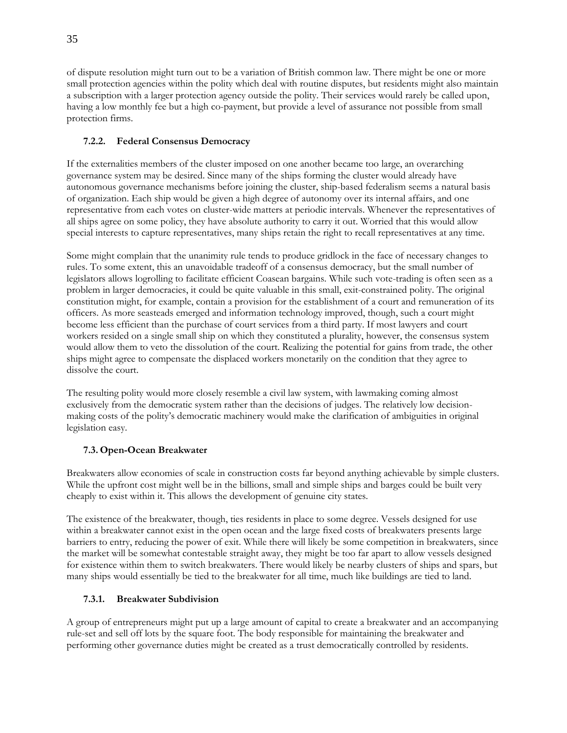of dispute resolution might turn out to be a variation of British common law. There might be one or more small protection agencies within the polity which deal with routine disputes, but residents might also maintain a subscription with a larger protection agency outside the polity. Their services would rarely be called upon, having a low monthly fee but a high co-payment, but provide a level of assurance not possible from small protection firms.

### 7.2.2. Federal Consensus Democracy

If the externalities members of the cluster imposed on one another became too large, an overarching governance system may be desired. Since many of the ships forming the cluster would already have autonomous governance mechanisms before joining the cluster, ship-based federalism seems a natural basis of organization. Each ship would be given a high degree of autonomy over its internal affairs, and one representative from each votes on cluster-wide matters at periodic intervals. Whenever the representatives of all ships agree on some policy, they have absolute authority to carry it out. Worried that this would allow special interests to capture representatives, many ships retain the right to recall representatives at any time.

Some might complain that the unanimity rule tends to produce gridlock in the face of necessary changes to rules. To some extent, this an unavoidable tradeoff of a consensus democracy, but the small number of legislators allows logrolling to facilitate efficient Coasean bargains. While such vote-trading is often seen as a problem in larger democracies, it could be quite valuable in this small, exit-constrained polity. The original constitution might, for example, contain a provision for the establishment of a court and remuneration of its officers. As more seasteads emerged and information technology improved, though, such a court might become less efficient than the purchase of court services from a third party. If most lawyers and court workers resided on a single small ship on which they constituted a plurality, however, the consensus system would allow them to veto the dissolution of the court. Realizing the potential for gains from trade, the other ships might agree to compensate the displaced workers monetarily on the condition that they agree to dissolve the court.

The resulting polity would more closely resemble a civil law system, with lawmaking coming almost exclusively from the democratic system rather than the decisions of judges. The relatively low decision-making costs of the polity's democratic machinery would make the clarification of ambiguities in original legislation easy.

## 7.3. Open-Ocean Breakwater

Breakwaters allow economies of scale in construction costs far beyond anything achievable by simple clusters. While the upfront cost might well be in the billions, small and simple ships and barges could be built very cheaply to exist within it. This allows the development of genuine city states.

The existence of the breakwater, though, ties residents in place to some degree. Vessels designed for use within a breakwater cannot exist in the open ocean and the large fixed costs of breakwaters presents large barriers to entry, reducing the power of exit. While there will likely be some competition in breakwaters, since the market will be somewhat contestable straight away, they might be too far apart to allow vessels designed for existence within them to switch breakwaters. There would likely be nearby clusters of ships and spars, but many ships would essentially be tied to the breakwater for all time, much like buildings are tied to land.

### 7.3.1. Breakwater Subdivision

A group of entrepreneurs might put up a large amount of capital to create a breakwater and an accompanying rule-set and sell off lots by the square foot. The body responsible for maintaining the breakwater and performing other governance duties might be created as a trust democratically controlled by residents.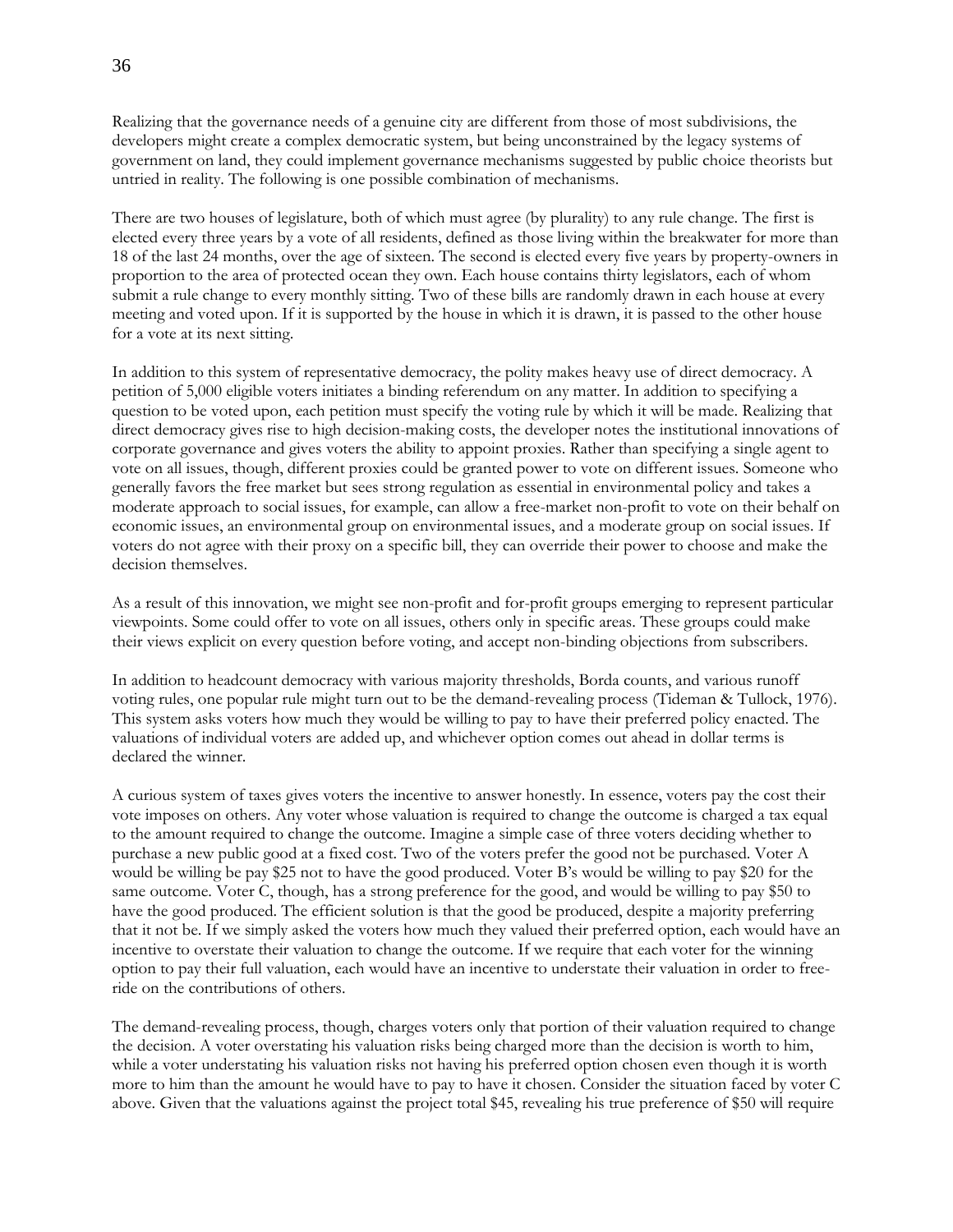Realizing that the governance needs of a genuine city are different from those of most subdivisions, the developers might create a complex democratic system, but being unconstrained by the legacy systems of government on land, they could implement governance mechanisms suggested by public choice theorists but untried in reality. The following is one possible combination of mechanisms.

There are two houses of legislature, both of which must agree (by plurality) to any rule change. The first is elected every three years by a vote of all residents, defined as those living within the breakwater for more than 18 of the last 24 months, over the age of sixteen. The second is elected every five years by property-owners in proportion to the area of protected ocean they own. Each house contains thirty legislators, each of whom submit a rule change to every monthly sitting. Two of these bills are randomly drawn in each house at every meeting and voted upon. If it is supported by the house in which it is drawn, it is passed to the other house for a vote at its next sitting.

In addition to this system of representative democracy, the polity makes heavy use of direct democracy. A petition of 5,000 eligible voters initiates a binding referendum on any matter. In addition to specifying a question to be voted upon, each petition must specify the voting rule by which it will be made. Realizing that direct democracy gives rise to high decision-making costs, the developer notes the institutional innovations of corporate governance and gives voters the ability to appoint proxies. Rather than specifying a single agent to vote on all issues, though, different proxies could be granted power to vote on different issues. Someone who generally favors the free market but sees strong regulation as essential in environmental policy and takes a moderate approach to social issues, for example, can allow a free-market non-profit to vote on their behalf on economic issues, an environmental group on environmental issues, and a moderate group on social issues. If voters do not agree with their proxy on a specific bill, they can override their power to choose and make the decision themselves.

As a result of this innovation, we might see non-profit and for-profit groups emerging to represent particular viewpoints. Some could offer to vote on all issues, others only in specific areas. These groups could make their views explicit on every question before voting, and accept non-binding objections from subscribers.

In addition to headcount democracy with various majority thresholds, Borda counts, and various runoff voting rules, one popular rule might turn out to be the demand-revealing process (Tideman & Tullock, 1976). This system asks voters how much they would be willing to pay to have their preferred policy enacted. The valuations of individual voters are added up, and whichever option comes out ahead in dollar terms is declared the winner.

A curious system of taxes gives voters the incentive to answer honestly. In essence, voters pay the cost their vote imposes on others. Any voter whose valuation is required to change the outcome is charged a tax equal to the amount required to change the outcome. Imagine a simple case of three voters deciding whether to purchase a new public good at a fixed cost. Two of the voters prefer the good not be purchased. Voter A would be willing be pay $25 not to have the good produced. Voter B's would be willing to pay $20 for the same outcome. Voter C, though, has a strong preference for the good, and would be willing to pay $50 to have the good produced. The efficient solution is that the good be produced, despite a majority preferring that it not be. If we simply asked the voters how much they valued their preferred option, each would have an incentive to overstate their valuation to change the outcome. If we require that each voter for the winning option to pay their full valuation, each would have an incentive to understate their valuation in order to free-ride on the contributions of others.

The demand-revealing process, though, charges voters only that portion of their valuation required to change the decision. A voter overstating his valuation risks being charged more than the decision is worth to him, while a voter understating his valuation risks not having his preferred option chosen even though it is worth more to him than the amount he would have to pay to have it chosen. Consider the situation faced by voter C above. Given that the valuations against the project total $45, revealing his true preference of $50 will require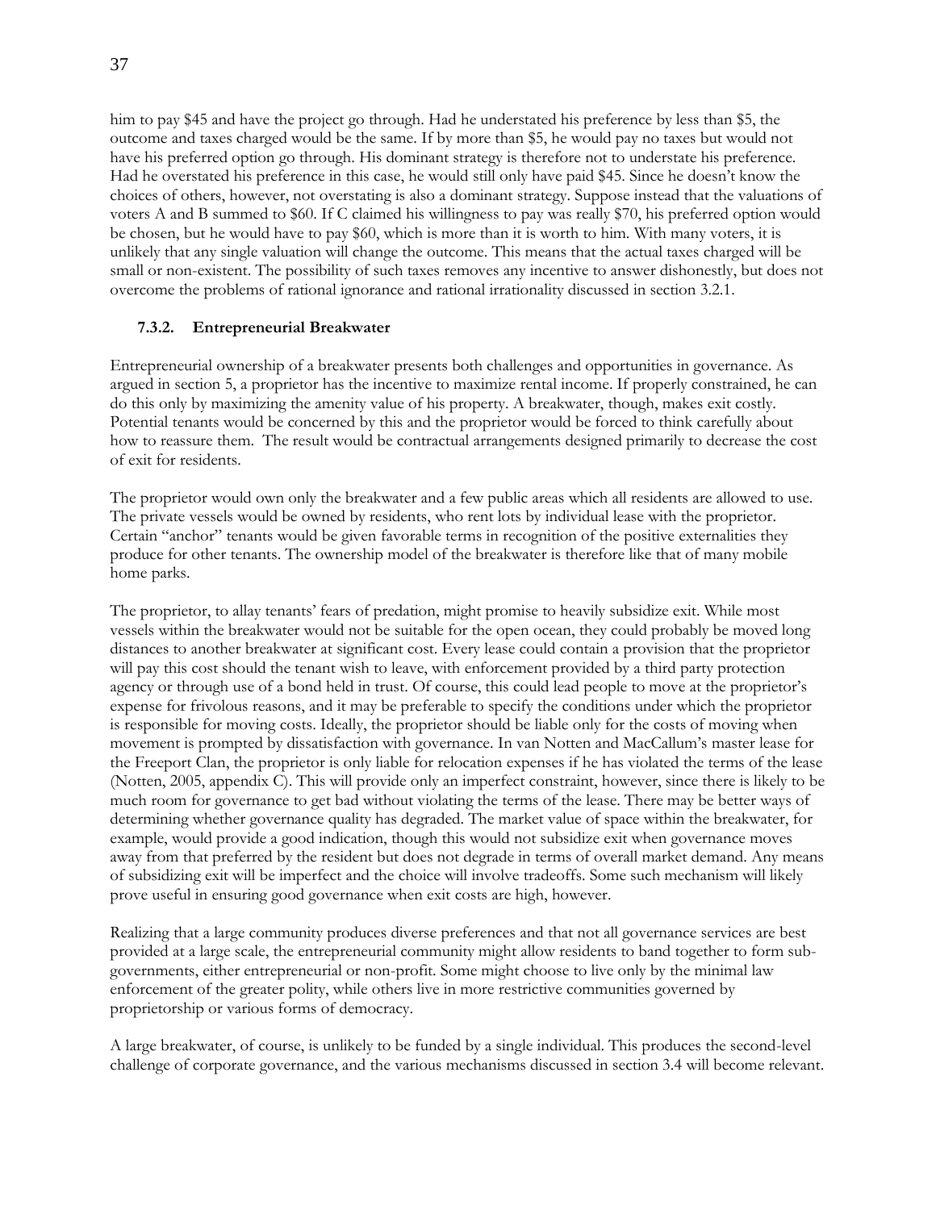him to pay $45 and have the project go through. Had he understated his preference by less than $5, the outcome and taxes charged would be the same. If by more than $5, he would pay no taxes but would not have his preferred option go through. His dominant strategy is therefore not to understate his preference. Had he overstated his preference in this case, he would still only have paid $45. Since he doesn't know the choices of others, however, not overstating is also a dominant strategy. Suppose instead that the valuations of voters A and B summed to $60. If C claimed his willingness to pay was really $70, his preferred option would be chosen, but he would have to pay $60, which is more than it is worth to him. With many voters, it is unlikely that any single valuation will change the outcome. This means that the actual taxes charged will be small or non-existent. The possibility of such taxes removes any incentive to answer dishonestly, but does not overcome the problems of rational ignorance and rational irrationality discussed in section 3.2.1.

### 7.3.2. Entrepreneurial Breakwater

Entrepreneurial ownership of a breakwater presents both challenges and opportunities in governance. As argued in section 5, a proprietor has the incentive to maximize rental income. If properly constrained, he can do this only by maximizing the amenity value of his property. A breakwater, though, makes exit costly. Potential tenants would be concerned by this and the proprietor would be forced to think carefully about how to reassure them. The result would be contractual arrangements designed primarily to decrease the cost of exit for residents.

The proprietor would own only the breakwater and a few public areas which all residents are allowed to use. The private vessels would be owned by residents, who rent lots by individual lease with the proprietor. Certain "anchor" tenants would be given favorable terms in recognition of the positive externalities they produce for other tenants. The ownership model of the breakwater is therefore like that of many mobile home parks.

The proprietor, to allay tenants' fears of predation, might promise to heavily subsidize exit. While most vessels within the breakwater would not be suitable for the open ocean, they could probably be moved long distances to another breakwater at significant cost. Every lease could contain a provision that the proprietor will pay this cost should the tenant wish to leave, with enforcement provided by a third party protection agency or through use of a bond held in trust. Of course, this could lead people to move at the proprietor's expense for frivolous reasons, and it may be preferable to specify the conditions under which the proprietor is responsible for moving costs. Ideally, the proprietor should be liable only for the costs of moving when movement is prompted by dissatisfaction with governance. In van Notten and MacCallum's master lease for the Freeport Clan, the proprietor is only liable for relocation expenses if he has violated the terms of the lease (Notten, 2005, appendix C). This will provide only an imperfect constraint, however, since there is likely to be much room for governance to get bad without violating the terms of the lease. There may be better ways of determining whether governance quality has degraded. The market value of space within the breakwater, for example, would provide a good indication, though this would not subsidize exit when governance moves away from that preferred by the resident but does not degrade in terms of overall market demand. Any means of subsidizing exit will be imperfect and the choice will involve tradeoffs. Some such mechanism will likely prove useful in ensuring good governance when exit costs are high, however.

Realizing that a large community produces diverse preferences and that not all governance services are best provided at a large scale, the entrepreneurial community might allow residents to band together to form sub-governments, either entrepreneurial or non-profit. Some might choose to live only by the minimal law enforcement of the greater polity, while others live in more restrictive communities governed by proprietorship or various forms of democracy.

A large breakwater, of course, is unlikely to be funded by a single individual. This produces the second-level challenge of corporate governance, and the various mechanisms discussed in section 3.4 will become relevant.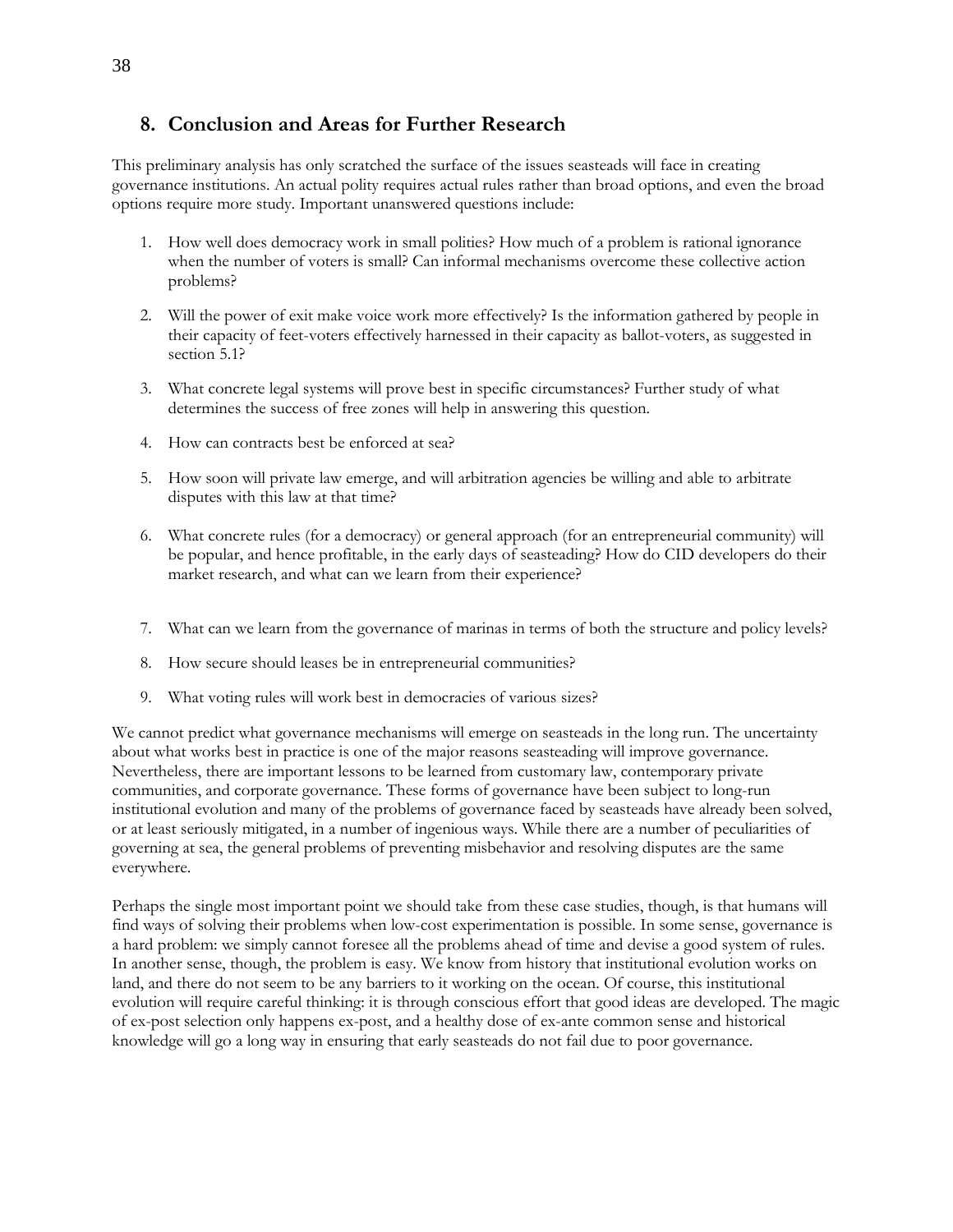## 8. Conclusion and Areas for Further Research

This preliminary analysis has only scratched the surface of the issues seasteads will face in creating governance institutions. An actual polity requires actual rules rather than broad options, and even the broad options require more study. Important unanswered questions include:

1. How well does democracy work in small polities? How much of a problem is rational ignorance when the number of voters is small? Can informal mechanisms overcome these collective action problems?

2. Will the power of exit make voice work more effectively? Is the information gathered by people in their capacity of feet-voters effectively harnessed in their capacity as ballot-voters, as suggested in section 5.1?

3. What concrete legal systems will prove best in specific circumstances? Further study of what determines the success of free zones will help in answering this question.

4. How can contracts best be enforced at sea?

5. How soon will private law emerge, and will arbitration agencies be willing and able to arbitrate disputes with this law at that time?

6. What concrete rules (for a democracy) or general approach (for an entrepreneurial community) will be popular, and hence profitable, in the early days of seasteading? How do CID developers do their market research, and what can we learn from their experience?

7. What can we learn from the governance of marinas in terms of both the structure and policy levels?

8. How secure should leases be in entrepreneurial communities?

9. What voting rules will work best in democracies of various sizes?

We cannot predict what governance mechanisms will emerge on seasteads in the long run. The uncertainty about what works best in practice is one of the major reasons seasteading will improve governance. Nevertheless, there are important lessons to be learned from customary law, contemporary private communities, and corporate governance. These forms of governance have been subject to long-run institutional evolution and many of the problems of governance faced by seasteads have already been solved, or at least seriously mitigated, in a number of ingenious ways. While there are a number of peculiarities of governing at sea, the general problems of preventing misbehavior and resolving disputes are the same everywhere.

Perhaps the single most important point we should take from these case studies, though, is that humans will find ways of solving their problems when low-cost experimentation is possible. In some sense, governance is a hard problem: we simply cannot foresee all the problems ahead of time and devise a good system of rules. In another sense, though, the problem is easy. We know from history that institutional evolution works on land, and there do not seem to be any barriers to it working on the ocean. Of course, this institutional evolution will require careful thinking: it is through conscious effort that good ideas are developed. The magic of ex-post selection only happens ex-post, and a healthy dose of ex-ante common sense and historical knowledge will go a long way in ensuring that early seasteads do not fail due to poor governance.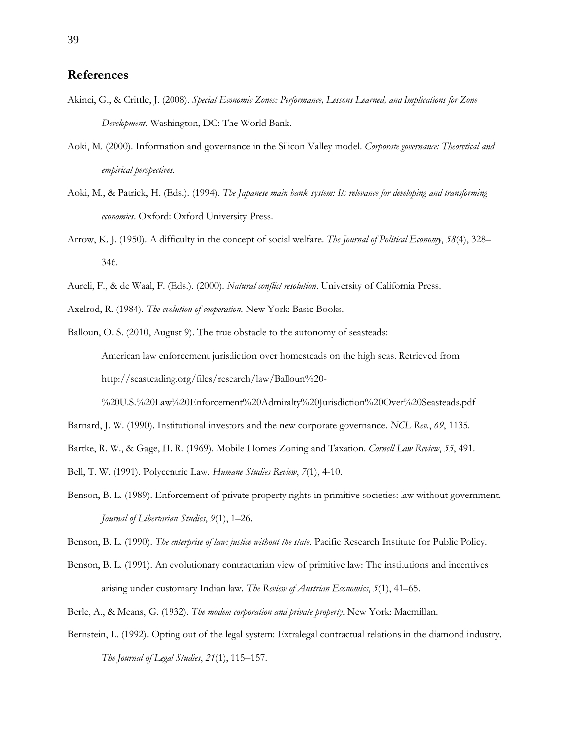## References

Akinci, G., & Crittle, J. (2008). *Special Economic Zones: Performance, Lessons Learned, and Implications for Zone Development*. Washington, DC: The World Bank.

Aoki, M. (2000). Information and governance in the Silicon Valley model. *Corporate governance: Theoretical and empirical perspectives*.

Aoki, M., & Patrick, H. (Eds.). (1994). *The Japanese main bank system: Its relevance for developing and transforming economies*. Oxford: Oxford University Press.

Arrow, K. J. (1950). A difficulty in the concept of social welfare. *The Journal of Political Economy*, *58*(4), 328–346.

Aureli, F., & de Waal, F. (Eds.). (2000). *Natural conflict resolution*. University of California Press.

Axelrod, R. (1984). *The evolution of cooperation*. New York: Basic Books.

Balloun, O. S. (2010, August 9). The true obstacle to the autonomy of seasteads: American law enforcement jurisdiction over homesteads on the high seas. Retrieved from http://seasteading.org/files/research/law/Balloun%20-%20U.S.%20Law%20Enforcement%20Admiralty%20Jurisdiction%20Over%20Seasteads.pdf

Barnard, J. W. (1990). Institutional investors and the new corporate governance. *NCL Rev.*, *69*, 1135.

Bartke, R. W., & Gage, H. R. (1969). Mobile Homes Zoning and Taxation. *Cornell Law Review*, *55*, 491.

Bell, T. W. (1991). Polycentric Law. *Humane Studies Review*, *7*(1), 4-10.

Benson, B. L. (1989). Enforcement of private property rights in primitive societies: law without government. *Journal of Libertarian Studies*, *9*(1), 1–26.

Benson, B. L. (1990). *The enterprise of law: justice without the state*. Pacific Research Institute for Public Policy.

Benson, B. L. (1991). An evolutionary contractarian view of primitive law: The institutions and incentives arising under customary Indian law. *The Review of Austrian Economics*, *5*(1), 41–65.

Berle, A., & Means, G. (1932). *The modem corporation and private property*. New York: Macmillan.

Bernstein, L. (1992). Opting out of the legal system: Extralegal contractual relations in the diamond industry. *The Journal of Legal Studies*, *21*(1), 115–157.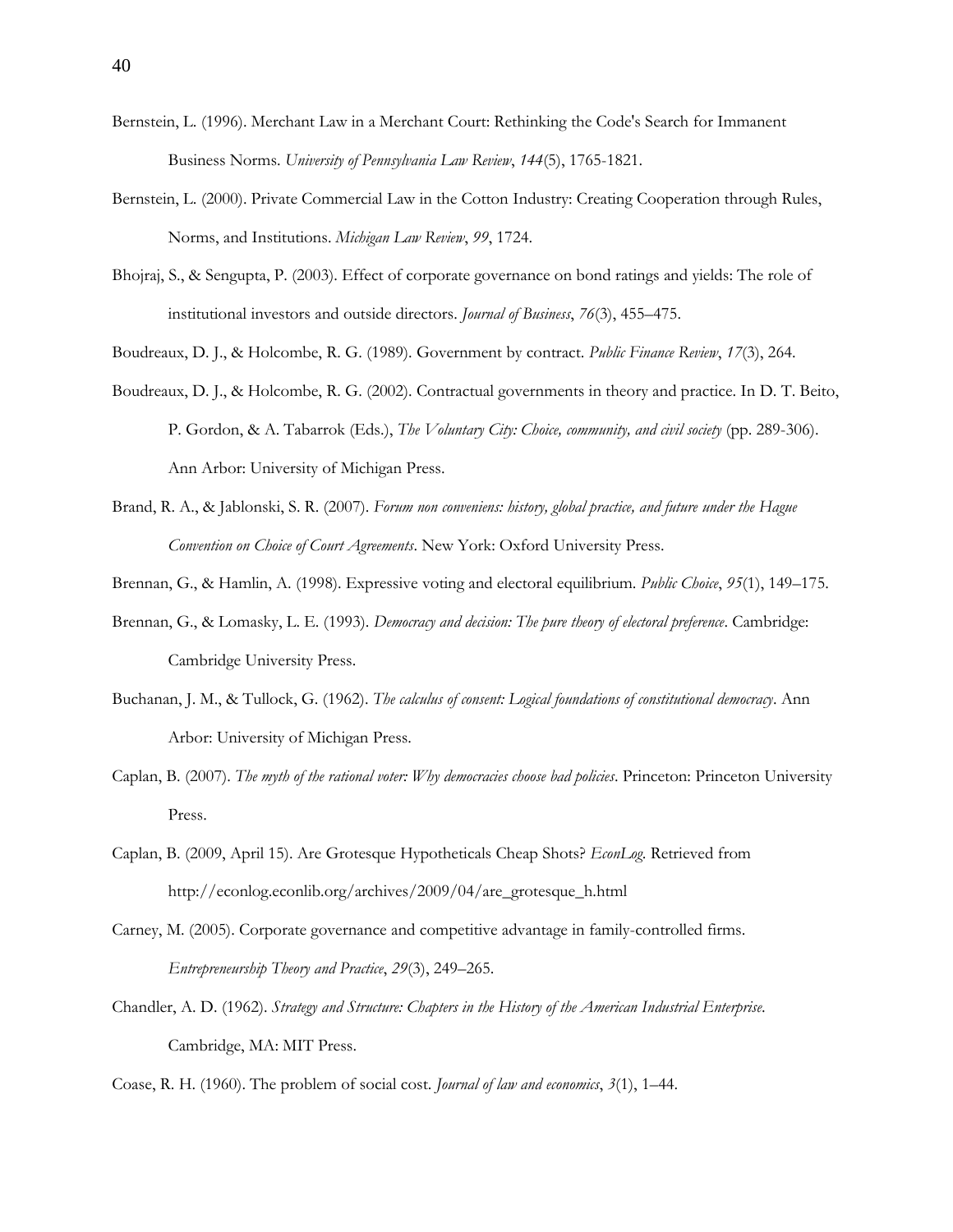Bernstein, L. (1996). Merchant Law in a Merchant Court: Rethinking the Code's Search for Immanent Business Norms. *University of Pennsylvania Law Review*, *144*(5), 1765-1821.

Bernstein, L. (2000). Private Commercial Law in the Cotton Industry: Creating Cooperation through Rules, Norms, and Institutions. *Michigan Law Review*, *99*, 1724.

Bhojraj, S., & Sengupta, P. (2003). Effect of corporate governance on bond ratings and yields: The role of institutional investors and outside directors. *Journal of Business*, *76*(3), 455–475.

Boudreaux, D. J., & Holcombe, R. G. (1989). Government by contract. *Public Finance Review*, *17*(3), 264.

Boudreaux, D. J., & Holcombe, R. G. (2002). Contractual governments in theory and practice. In D. T. Beito, P. Gordon, & A. Tabarrok (Eds.), *The Voluntary City: Choice, community, and civil society* (pp. 289-306). Ann Arbor: University of Michigan Press.

Brand, R. A., & Jablonski, S. R. (2007). *Forum non conveniens: history, global practice, and future under the Hague Convention on Choice of Court Agreements*. New York: Oxford University Press.

Brennan, G., & Hamlin, A. (1998). Expressive voting and electoral equilibrium. *Public Choice*, *95*(1), 149–175.

Brennan, G., & Lomasky, L. E. (1993). *Democracy and decision: The pure theory of electoral preference*. Cambridge: Cambridge University Press.

Buchanan, J. M., & Tullock, G. (1962). *The calculus of consent: Logical foundations of constitutional democracy*. Ann Arbor: University of Michigan Press.

Caplan, B. (2007). *The myth of the rational voter: Why democracies choose bad policies*. Princeton: Princeton University Press.

Caplan, B. (2009, April 15). Are Grotesque Hypotheticals Cheap Shots? *EconLog*. Retrieved from http://econlog.econlib.org/archives/2009/04/are_grotesque_h.html

Carney, M. (2005). Corporate governance and competitive advantage in family-controlled firms. *Entrepreneurship Theory and Practice*, *29*(3), 249–265.

Chandler, A. D. (1962). *Strategy and Structure: Chapters in the History of the American Industrial Enterprise*. Cambridge, MA: MIT Press.

Coase, R. H. (1960). The problem of social cost. *Journal of law and economics*, *3*(1), 1–44.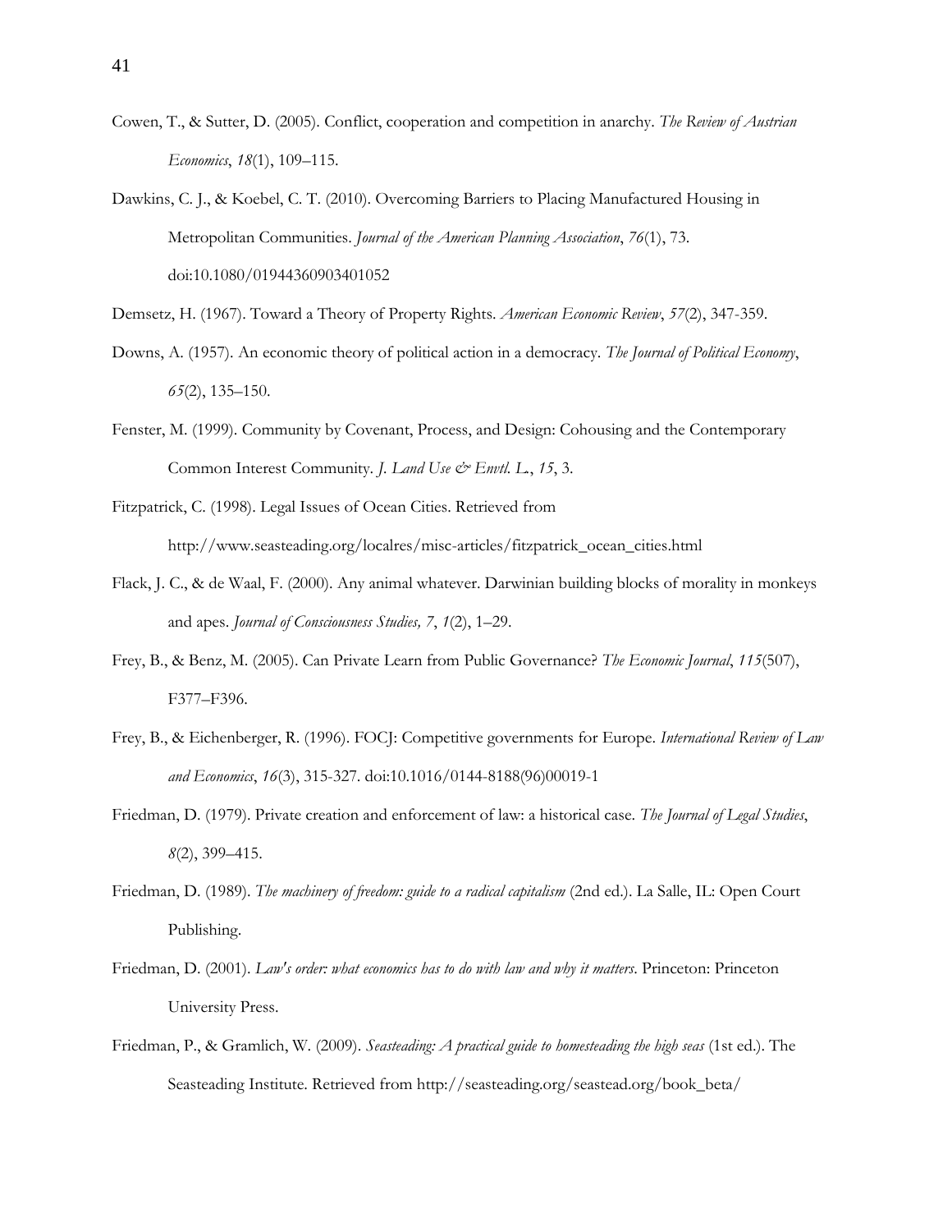Cowen, T., & Sutter, D. (2005). Conflict, cooperation and competition in anarchy. *The Review of Austrian Economics*, *18*(1), 109–115.

Dawkins, C. J., & Koebel, C. T. (2010). Overcoming Barriers to Placing Manufactured Housing in Metropolitan Communities. *Journal of the American Planning Association*, *76*(1), 73. doi:10.1080/01944360903401052

Demsetz, H. (1967). Toward a Theory of Property Rights. *American Economic Review*, *57*(2), 347-359.

Downs, A. (1957). An economic theory of political action in a democracy. *The Journal of Political Economy*, *65*(2), 135–150.

Fenster, M. (1999). Community by Covenant, Process, and Design: Cohousing and the Contemporary Common Interest Community. *J. Land Use & Envtl. L.*, *15*, 3.

Fitzpatrick, C. (1998). Legal Issues of Ocean Cities. Retrieved from http://www.seasteading.org/localres/misc-articles/fitzpatrick_ocean_cities.html

Flack, J. C., & de Waal, F. (2000). Any animal whatever. Darwinian building blocks of morality in monkeys and apes. *Journal of Consciousness Studies, 7*, *1*(2), 1–29.

Frey, B., & Benz, M. (2005). Can Private Learn from Public Governance? *The Economic Journal*, *115*(507), F377–F396.

Frey, B., & Eichenberger, R. (1996). FOCJ: Competitive governments for Europe. *International Review of Law and Economics*, *16*(3), 315-327. doi:10.1016/0144-8188(96)00019-1

Friedman, D. (1979). Private creation and enforcement of law: a historical case. *The Journal of Legal Studies*, *8*(2), 399–415.

Friedman, D. (1989). *The machinery of freedom: guide to a radical capitalism* (2nd ed.). La Salle, IL: Open Court Publishing.

Friedman, D. (2001). *Law's order: what economics has to do with law and why it matters*. Princeton: Princeton University Press.

Friedman, P., & Gramlich, W. (2009). *Seasteading: A practical guide to homesteading the high seas* (1st ed.). The Seasteading Institute. Retrieved from http://seasteading.org/seastead.org/book_beta/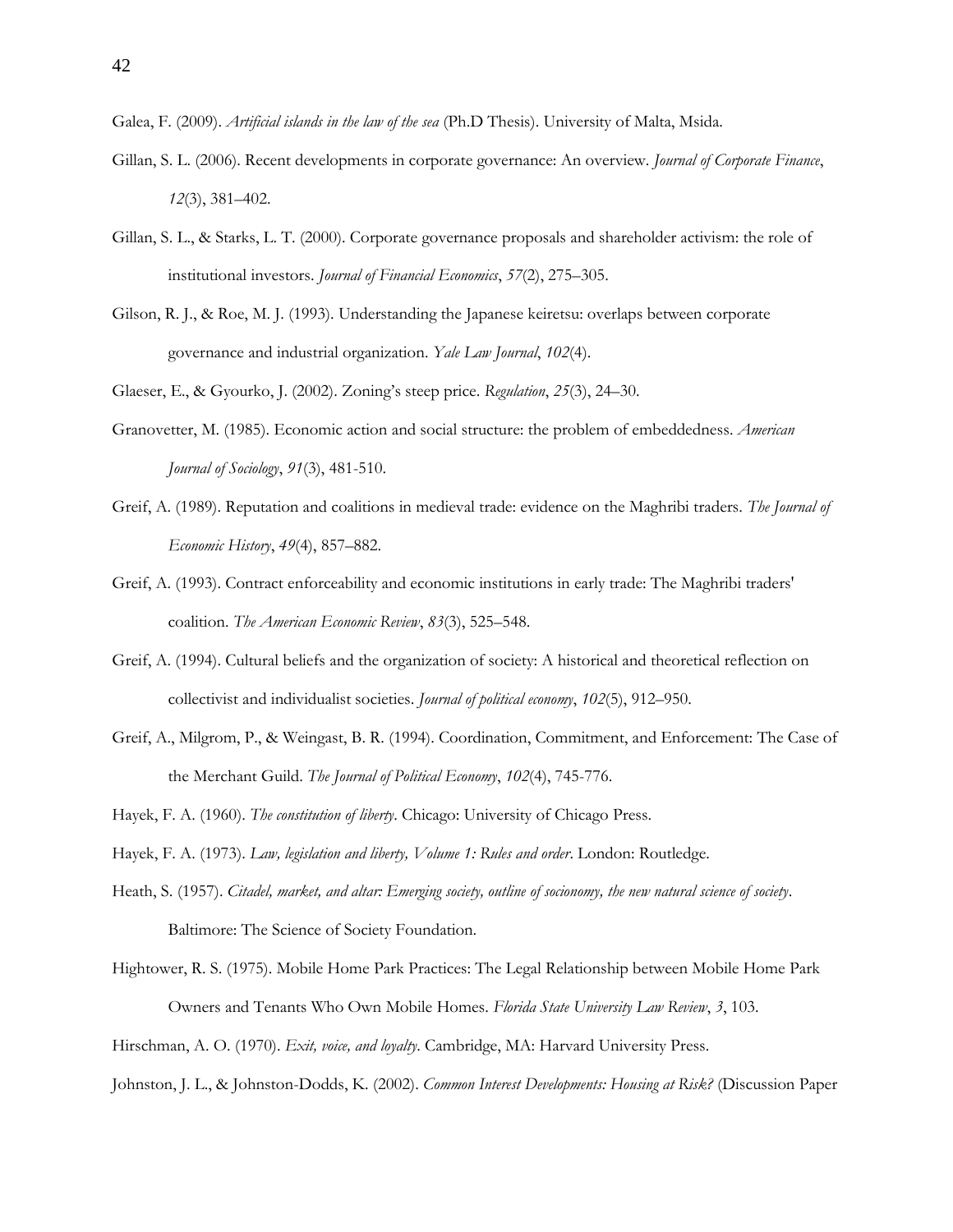Galea, F. (2009). *Artificial islands in the law of the sea* (Ph.D Thesis). University of Malta, Msida.

Gillan, S. L. (2006). Recent developments in corporate governance: An overview. *Journal of Corporate Finance*, *12*(3), 381–402.

Gillan, S. L., & Starks, L. T. (2000). Corporate governance proposals and shareholder activism: the role of institutional investors. *Journal of Financial Economics*, *57*(2), 275–305.

Gilson, R. J., & Roe, M. J. (1993). Understanding the Japanese keiretsu: overlaps between corporate governance and industrial organization. *Yale Law Journal*, *102*(4).

Glaeser, E., & Gyourko, J. (2002). Zoning's steep price. *Regulation*, *25*(3), 24–30.

Granovetter, M. (1985). Economic action and social structure: the problem of embeddedness. *American Journal of Sociology*, *91*(3), 481-510.

Greif, A. (1989). Reputation and coalitions in medieval trade: evidence on the Maghribi traders. *The Journal of Economic History*, *49*(4), 857–882.

Greif, A. (1993). Contract enforceability and economic institutions in early trade: The Maghribi traders' coalition. *The American Economic Review*, *83*(3), 525–548.

Greif, A. (1994). Cultural beliefs and the organization of society: A historical and theoretical reflection on collectivist and individualist societies. *Journal of political economy*, *102*(5), 912–950.

Greif, A., Milgrom, P., & Weingast, B. R. (1994). Coordination, Commitment, and Enforcement: The Case of the Merchant Guild. *The Journal of Political Economy*, *102*(4), 745-776.

Hayek, F. A. (1960). *The constitution of liberty*. Chicago: University of Chicago Press.

Hayek, F. A. (1973). *Law, legislation and liberty, Volume 1: Rules and order*. London: Routledge.

Heath, S. (1957). *Citadel, market, and altar: Emerging society, outline of socionomy, the new natural science of society*. Baltimore: The Science of Society Foundation.

Hightower, R. S. (1975). Mobile Home Park Practices: The Legal Relationship between Mobile Home Park Owners and Tenants Who Own Mobile Homes. *Florida State University Law Review*, *3*, 103.

Hirschman, A. O. (1970). *Exit, voice, and loyalty*. Cambridge, MA: Harvard University Press.

Johnston, J. L., & Johnston-Dodds, K. (2002). *Common Interest Developments: Housing at Risk?* (Discussion Paper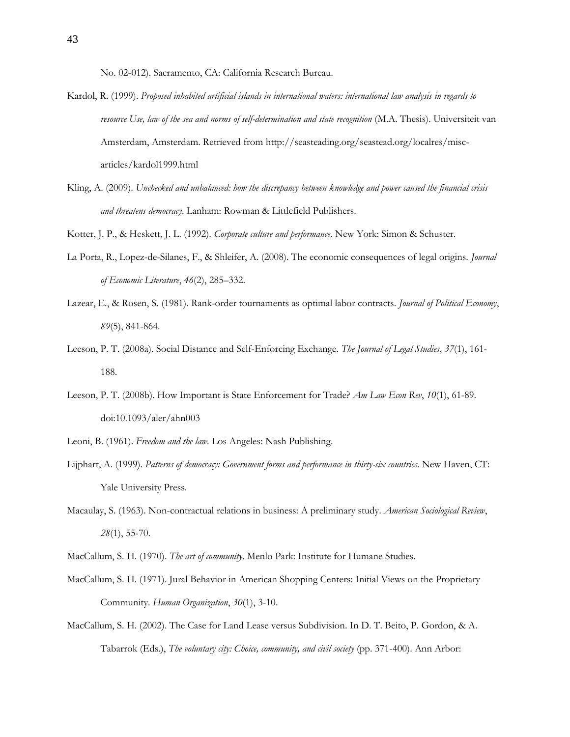No. 02-012). Sacramento, CA: California Research Bureau.

Kardol, R. (1999). *Proposed inhabited artificial islands in international waters: international law analysis in regards to resource Use, law of the sea and norms of self-determination and state recognition* (M.A. Thesis). Universiteit van Amsterdam, Amsterdam. Retrieved from http://seasteading.org/seastead.org/localres/misc-articles/kardol1999.html

Kling, A. (2009). *Unchecked and unbalanced: how the discrepancy between knowledge and power caused the financial crisis and threatens democracy*. Lanham: Rowman & Littlefield Publishers.

Kotter, J. P., & Heskett, J. L. (1992). *Corporate culture and performance*. New York: Simon & Schuster.

La Porta, R., Lopez-de-Silanes, F., & Shleifer, A. (2008). The economic consequences of legal origins. *Journal of Economic Literature*, *46*(2), 285–332.

Lazear, E., & Rosen, S. (1981). Rank-order tournaments as optimal labor contracts. *Journal of Political Economy*, *89*(5), 841-864.

Leeson, P. T. (2008a). Social Distance and Self-Enforcing Exchange. *The Journal of Legal Studies*, *37*(1), 161-188.

Leeson, P. T. (2008b). How Important is State Enforcement for Trade? *Am Law Econ Rev*, *10*(1), 61-89. doi:10.1093/aler/ahn003

Leoni, B. (1961). *Freedom and the law*. Los Angeles: Nash Publishing.

Lijphart, A. (1999). *Patterns of democracy: Government forms and performance in thirty-six countries*. New Haven, CT: Yale University Press.

Macaulay, S. (1963). Non-contractual relations in business: A preliminary study. *American Sociological Review*, *28*(1), 55-70.

MacCallum, S. H. (1970). *The art of community*. Menlo Park: Institute for Humane Studies.

MacCallum, S. H. (1971). Jural Behavior in American Shopping Centers: Initial Views on the Proprietary Community. *Human Organization*, *30*(1), 3-10.

MacCallum, S. H. (2002). The Case for Land Lease versus Subdivision. In D. T. Beito, P. Gordon, & A. Tabarrok (Eds.), *The voluntary city: Choice, community, and civil society* (pp. 371-400). Ann Arbor: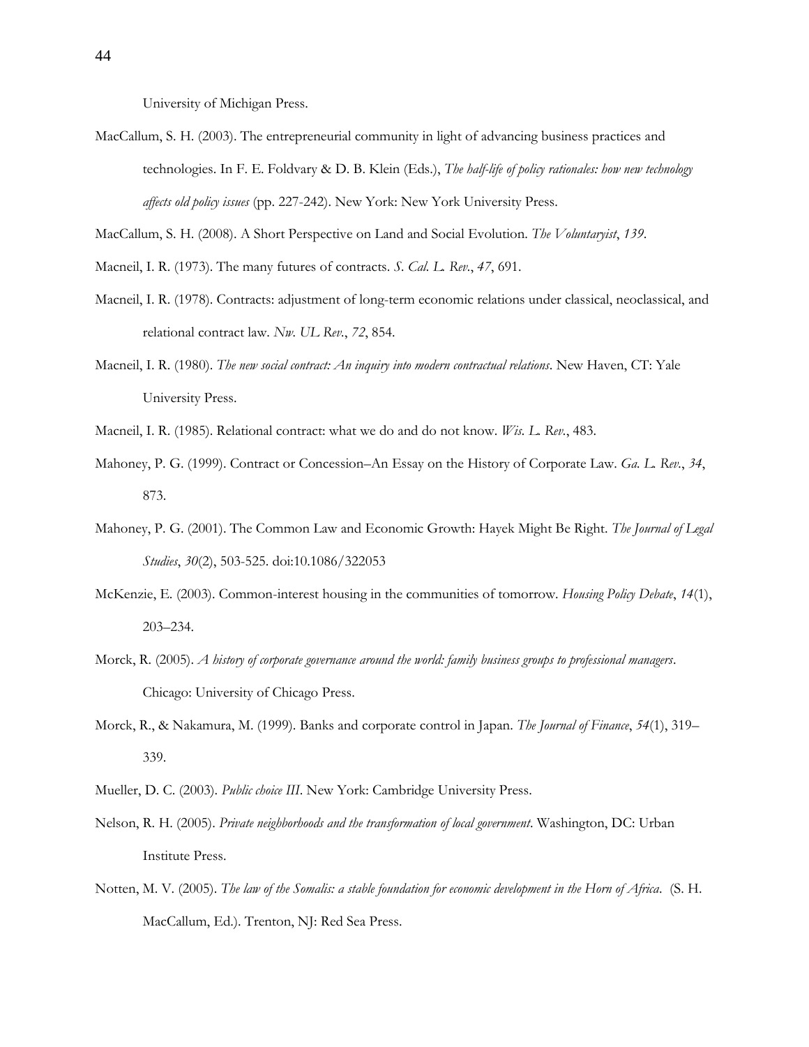University of Michigan Press.

MacCallum, S. H. (2003). The entrepreneurial community in light of advancing business practices and technologies. In F. E. Foldvary & D. B. Klein (Eds.), *The half-life of policy rationales: how new technology affects old policy issues* (pp. 227-242). New York: New York University Press.

MacCallum, S. H. (2008). A Short Perspective on Land and Social Evolution. *The Voluntaryist*, *139*.

Macneil, I. R. (1973). The many futures of contracts. *S. Cal. L. Rev.*, *47*, 691.

Macneil, I. R. (1978). Contracts: adjustment of long-term economic relations under classical, neoclassical, and relational contract law. *Nw. UL Rev.*, *72*, 854.

Macneil, I. R. (1980). *The new social contract: An inquiry into modern contractual relations*. New Haven, CT: Yale University Press.

Macneil, I. R. (1985). Relational contract: what we do and do not know. *Wis. L. Rev.*, 483.

Mahoney, P. G. (1999). Contract or Concession–An Essay on the History of Corporate Law. *Ga. L. Rev.*, *34*, 873.

Mahoney, P. G. (2001). The Common Law and Economic Growth: Hayek Might Be Right. *The Journal of Legal Studies*, *30*(2), 503-525. doi:10.1086/322053

McKenzie, E. (2003). Common-interest housing in the communities of tomorrow. *Housing Policy Debate*, *14*(1), 203–234.

Morck, R. (2005). *A history of corporate governance around the world: family business groups to professional managers*. Chicago: University of Chicago Press.

Morck, R., & Nakamura, M. (1999). Banks and corporate control in Japan. *The Journal of Finance*, *54*(1), 319–339.

Mueller, D. C. (2003). *Public choice III*. New York: Cambridge University Press.

Nelson, R. H. (2005). *Private neighborhoods and the transformation of local government*. Washington, DC: Urban Institute Press.

Notten, M. V. (2005). *The law of the Somalis: a stable foundation for economic development in the Horn of Africa*. (S. H. MacCallum, Ed.). Trenton, NJ: Red Sea Press.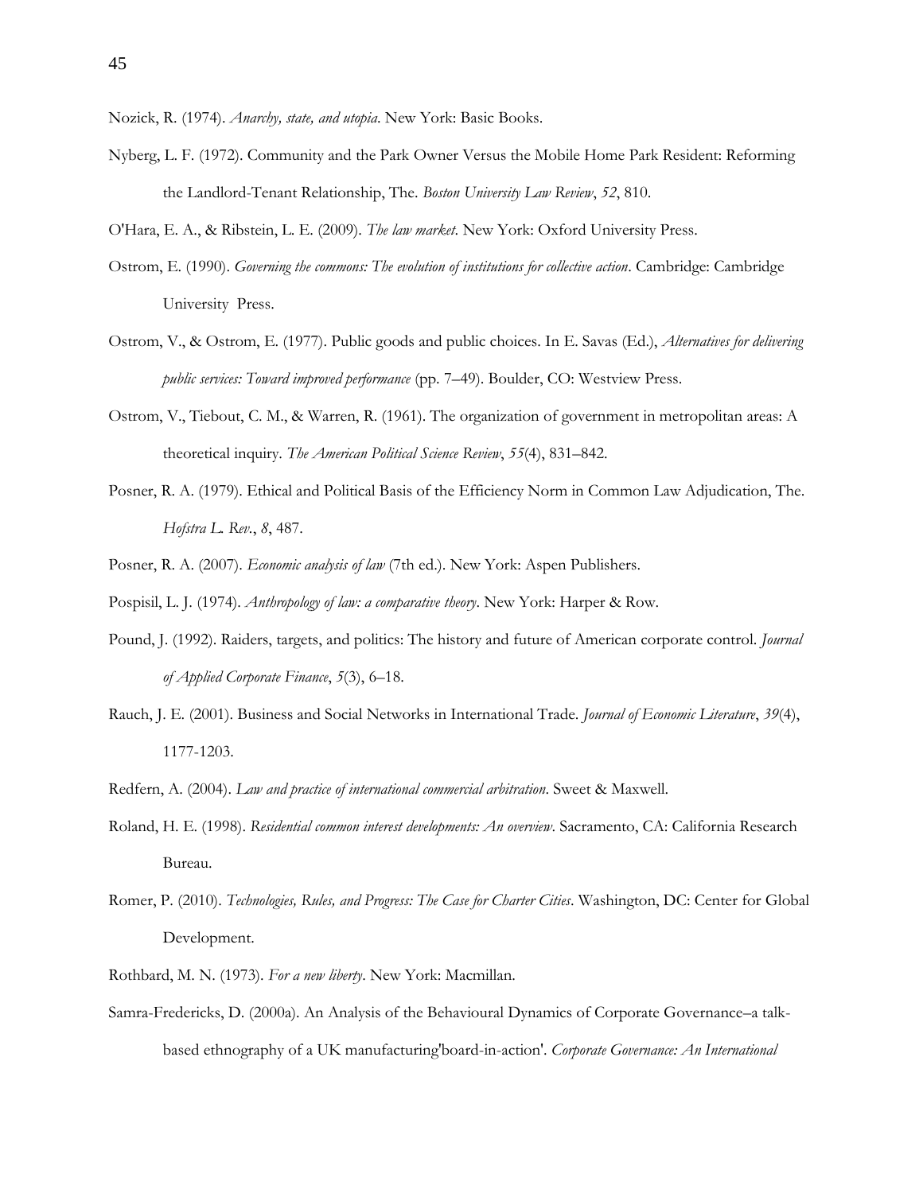Nozick, R. (1974). *Anarchy, state, and utopia*. New York: Basic Books.

Nyberg, L. F. (1972). Community and the Park Owner Versus the Mobile Home Park Resident: Reforming the Landlord-Tenant Relationship, The. *Boston University Law Review*, *52*, 810.

O'Hara, E. A., & Ribstein, L. E. (2009). *The law market*. New York: Oxford University Press.

Ostrom, E. (1990). *Governing the commons: The evolution of institutions for collective action*. Cambridge: Cambridge University Press.

Ostrom, V., & Ostrom, E. (1977). Public goods and public choices. In E. Savas (Ed.), *Alternatives for delivering public services: Toward improved performance* (pp. 7–49). Boulder, CO: Westview Press.

Ostrom, V., Tiebout, C. M., & Warren, R. (1961). The organization of government in metropolitan areas: A theoretical inquiry. *The American Political Science Review*, *55*(4), 831–842.

Posner, R. A. (1979). Ethical and Political Basis of the Efficiency Norm in Common Law Adjudication, The. *Hofstra L. Rev.*, *8*, 487.

Posner, R. A. (2007). *Economic analysis of law* (7th ed.). New York: Aspen Publishers.

Pospisil, L. J. (1974). *Anthropology of law: a comparative theory*. New York: Harper & Row.

Pound, J. (1992). Raiders, targets, and politics: The history and future of American corporate control. *Journal of Applied Corporate Finance*, *5*(3), 6–18.

Rauch, J. E. (2001). Business and Social Networks in International Trade. *Journal of Economic Literature*, *39*(4), 1177-1203.

Redfern, A. (2004). *Law and practice of international commercial arbitration*. Sweet & Maxwell.

Roland, H. E. (1998). *Residential common interest developments: An overview*. Sacramento, CA: California Research Bureau.

Romer, P. (2010). *Technologies, Rules, and Progress: The Case for Charter Cities*. Washington, DC: Center for Global Development.

Rothbard, M. N. (1973). *For a new liberty*. New York: Macmillan.

Samra-Fredericks, D. (2000a). An Analysis of the Behavioural Dynamics of Corporate Governance–a talk-based ethnography of a UK manufacturing'board-in-action'. *Corporate Governance: An International*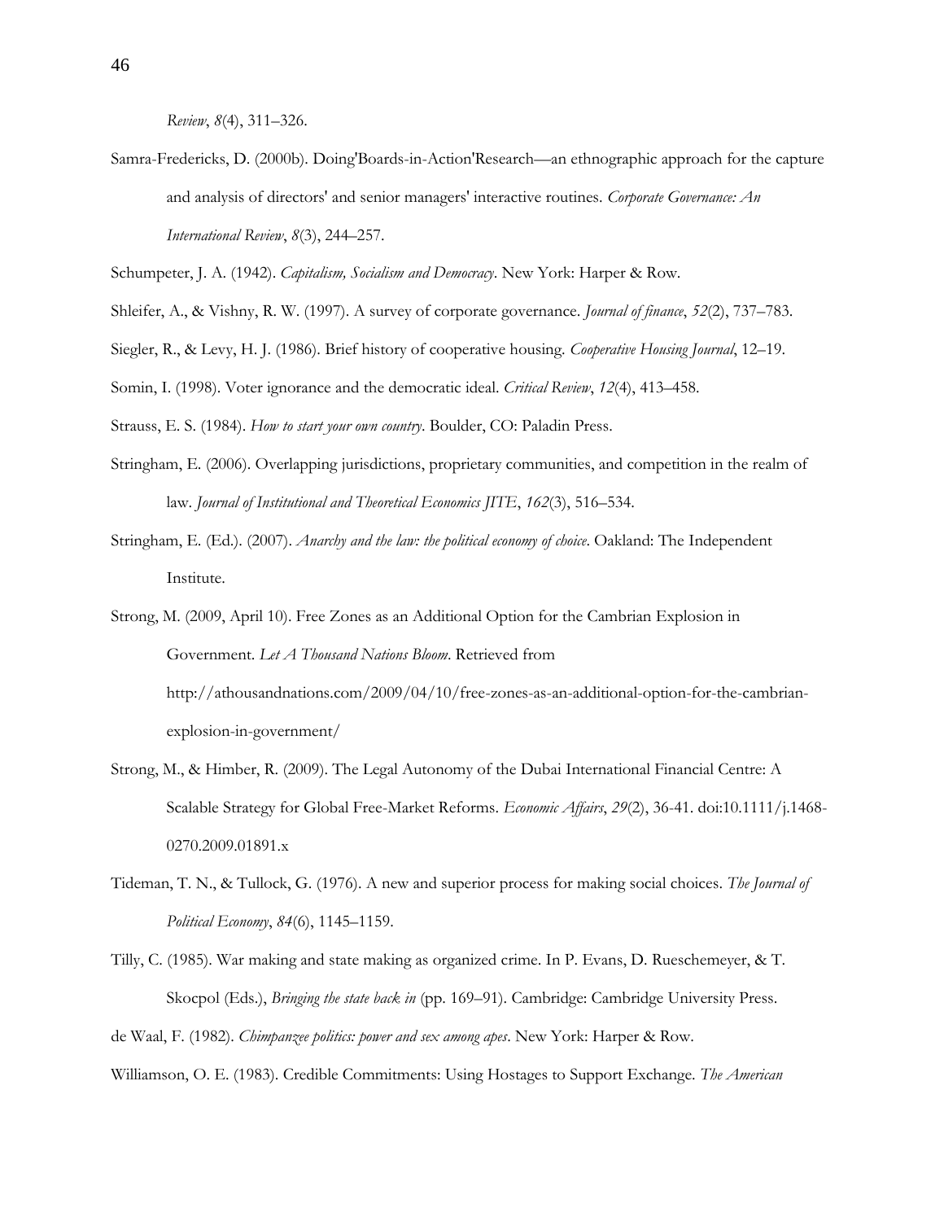*Review*, *8*(4), 311–326.

Samra-Fredericks, D. (2000b). Doing'Boards-in-Action'Research—an ethnographic approach for the capture and analysis of directors' and senior managers' interactive routines. *Corporate Governance: An International Review*, *8*(3), 244–257.

Schumpeter, J. A. (1942). *Capitalism, Socialism and Democracy*. New York: Harper & Row.

Shleifer, A., & Vishny, R. W. (1997). A survey of corporate governance. *Journal of finance*, *52*(2), 737–783.

Siegler, R., & Levy, H. J. (1986). Brief history of cooperative housing. *Cooperative Housing Journal*, 12–19.

Somin, I. (1998). Voter ignorance and the democratic ideal. *Critical Review*, *12*(4), 413–458.

Strauss, E. S. (1984). *How to start your own country*. Boulder, CO: Paladin Press.

Stringham, E. (2006). Overlapping jurisdictions, proprietary communities, and competition in the realm of law. *Journal of Institutional and Theoretical Economics JITE*, *162*(3), 516–534.

Stringham, E. (Ed.). (2007). *Anarchy and the law: the political economy of choice*. Oakland: The Independent Institute.

Strong, M. (2009, April 10). Free Zones as an Additional Option for the Cambrian Explosion in Government. *Let A Thousand Nations Bloom*. Retrieved from http://athousandnations.com/2009/04/10/free-zones-as-an-additional-option-for-the-cambrian-explosion-in-government/

Strong, M., & Himber, R. (2009). The Legal Autonomy of the Dubai International Financial Centre: A Scalable Strategy for Global Free-Market Reforms. *Economic Affairs*, *29*(2), 36-41. doi:10.1111/j.1468-0270.2009.01891.x

Tideman, T. N., & Tullock, G. (1976). A new and superior process for making social choices. *The Journal of Political Economy*, *84*(6), 1145–1159.

Tilly, C. (1985). War making and state making as organized crime. In P. Evans, D. Rueschemeyer, & T. Skocpol (Eds.), *Bringing the state back in* (pp. 169–91). Cambridge: Cambridge University Press.

de Waal, F. (1982). *Chimpanzee politics: power and sex among apes*. New York: Harper & Row.

Williamson, O. E. (1983). Credible Commitments: Using Hostages to Support Exchange. *The American*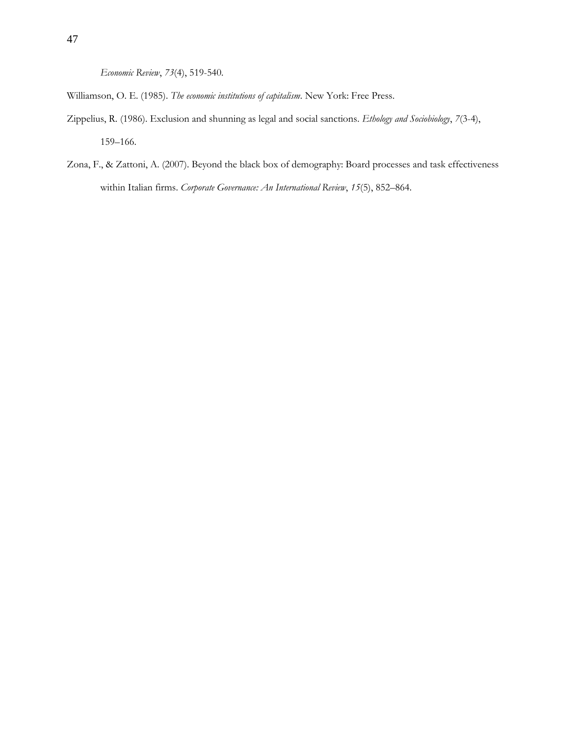*Economic Review*, *73*(4), 519-540.

Williamson, O. E. (1985). *The economic institutions of capitalism*. New York: Free Press.

Zippelius, R. (1986). Exclusion and shunning as legal and social sanctions. *Ethology and Sociobiology*, *7*(3-4), 159–166.

Zona, F., & Zattoni, A. (2007). Beyond the black box of demography: Board processes and task effectiveness within Italian firms. *Corporate Governance: An International Review*, *15*(5), 852–864.